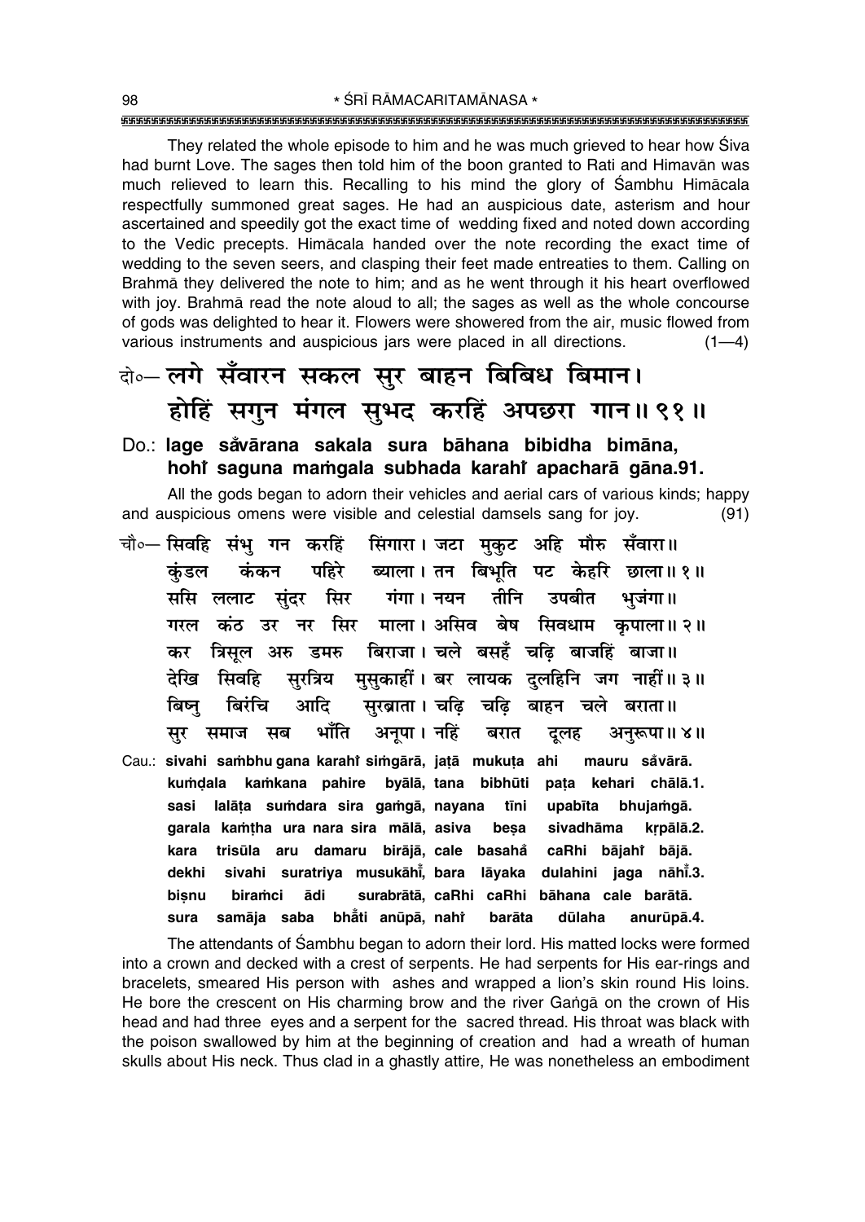They related the whole episode to him and he was much grieved to hear how Śiva had burnt Love. The sages then told him of the boon granted to Rati and Himavān was much relieved to learn this. Recalling to his mind the glory of Śambhu Himācala respectfully summoned great sages. He had an auspicious date, asterism and hour ascertained and speedily got the exact time of wedding fixed and noted down according to the Vedic precepts. Himācala handed over the note recording the exact time of wedding to the seven seers, and clasping their feet made entreaties to them. Calling on Brahmā they delivered the note to him; and as he went through it his heart overflowed with joy. Brahmā read the note aloud to all; the sages as well as the whole concourse of gods was delighted to hear it. Flowers were showered from the air, music flowed from various instruments and auspicious jars were placed in all directions. (1—4)

दो०— लगे सँवारन सकल सुर बाहन बिबिध बिमान।
होहिं सगुन मंगल सुभद करहिं अपछरा गान॥ ९१॥

**Do.: lage sa̐vārana sakala sura bāhana bibidha bimāna,
hohi̐ saguna maṁgala subhada karahi̐ apacharā gāna.91.**

All the gods began to adorn their vehicles and aerial cars of various kinds; happy and auspicious omens were visible and celestial damsels sang for joy. (91)

चौ०— सिवहि संभु गन करहिं सिंगारा। जटा मुकुट अहि मौरु सँवारा॥
कुंडल कंकन पहिरे ब्याला। तन बिभूति पट केहरि छाला॥ १॥
ससि ललाट सुंदर सिर गंगा। नयन तीनि उपबीत भुजंगा॥
गरल कंठ उर नर सिर माला। असिव बेष सिवधाम कृपाला॥ २॥
कर त्रिसूल अरु डमरु बिराजा। चले बसहँ चढ़ि बाजहिं बाजा॥
देखि सिवहि सुरत्रिय मुसुकाहीं। बर लायक दुलहिनि जग नाहीं॥ ३॥
बिष्नु बिरंचि आदि सुरब्राता। चढ़ि चढ़ि बाहन चले बराता॥
सुर समाज सब भाँति अनूपा। नहिं बरात दूलह अनुरूपा॥ ४॥

**Cau.: sivahi saṁbhu gana karahi̐ siṁgārā, jaṭā mukuṭa ahi mauru sa̐vārā.
kuṁḍala kaṁkana pahire byālā, tana bibhūti paṭa kehari chālā.1.
sasi lalāṭa suṁdara sira gaṁgā, nayana tīni upabīta bhujaṁgā.
garala kaṁṭha ura nara sira mālā, asiva beṣa sivadhāma kṛpālā.2.
kara trisūla aru ḍamaru birājā, cale basaha̐ caRhi bājahi̐ bājā.
dekhi sivahi suratriya musukāhī̐, bara lāyaka dulahini jaga nāhī̐.3.
biṣnu biraṁci ādi surabrātā, caRhi caRhi bāhana cale barātā.
sura samāja saba bhā̐ti anūpā, nahi̐ barāta dūlaha anurūpā.4.**

The attendants of Śambhu began to adorn their lord. His matted locks were formed into a crown and decked with a crest of serpents. He had serpents for His ear-rings and bracelets, smeared His person with ashes and wrapped a lion's skin round His loins. He bore the crescent on His charming brow and the river Gaṅgā on the crown of His head and had three eyes and a serpent for the sacred thread. His throat was black with the poison swallowed by him at the beginning of creation and had a wreath of human skulls about His neck. Thus clad in a ghastly attire, He was nonetheless an embodiment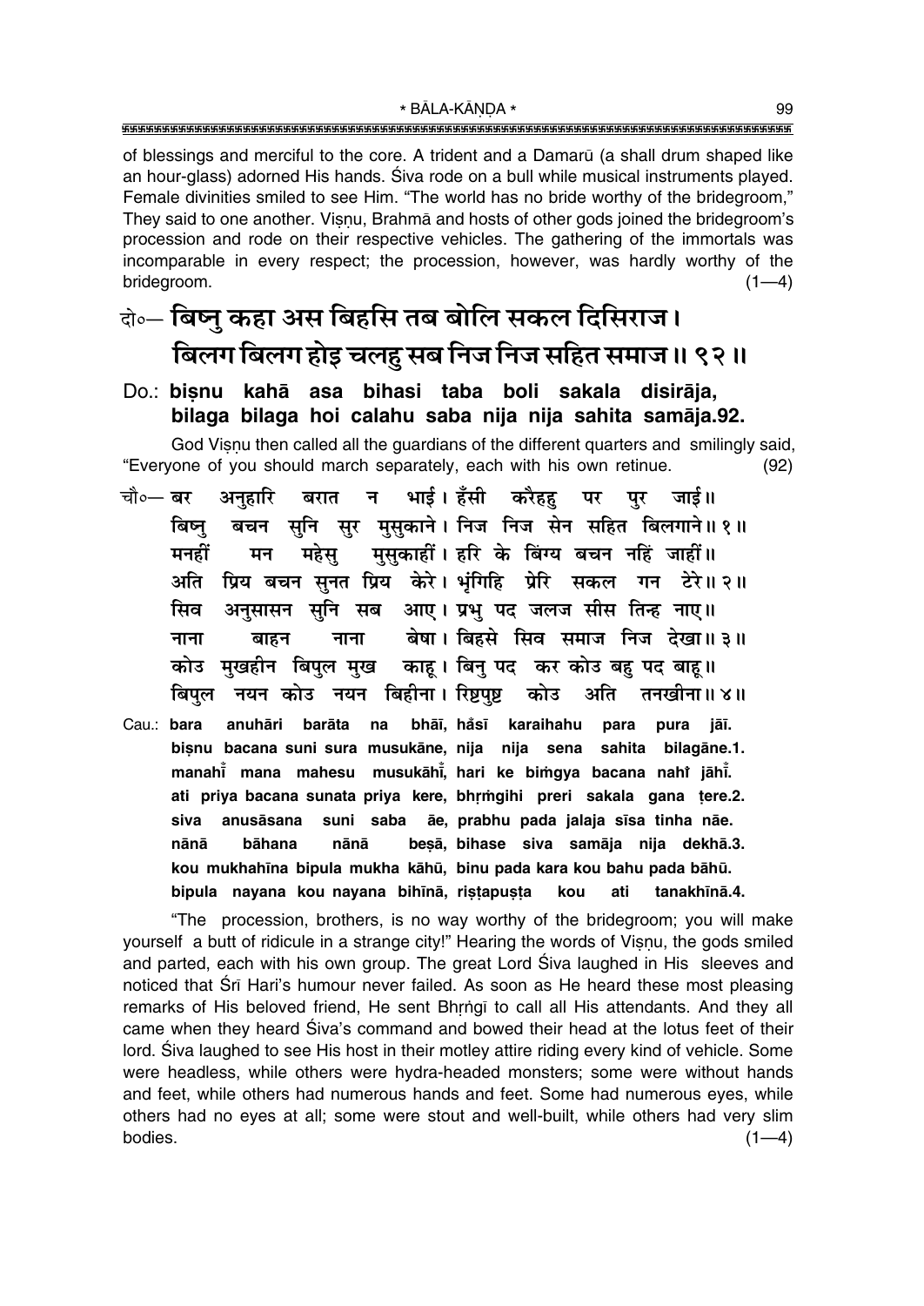of blessings and merciful to the core. A trident and a Damarū (a shall drum shaped like an hour-glass) adorned His hands. Śiva rode on a bull while musical instruments played. Female divinities smiled to see Him. "The world has no bride worthy of the bridegroom," They said to one another. Viṣṇu, Brahmā and hosts of other gods joined the bridegroom's procession and rode on their respective vehicles. The gathering of the immortals was incomparable in every respect; the procession, however, was hardly worthy of the bridegroom. (1—4)

दो०— **बिष्नु कहा अस बिहसि तब बोलि सकल दिसिराज।**
**बिलग बिलग होइ चलहु सब निज निज सहित समाज॥ ९२॥**

Do.: **biṣnu kahā asa bihasi taba boli sakala disirāja,**
**bilaga bilaga hoi calahu saba nija nija sahita samāja.92.**

God Viṣṇu then called all the guardians of the different quarters and smilingly said, "Everyone of you should march separately, each with his own retinue. (92)

चौ०— बर अनुहारि बरात न भाई। हँसी करैहहु पर पुर जाई॥
बिष्नु बचन सुनि सुर मुसुकाने। निज निज सेन सहित बिलगाने॥ १॥
मनहीं मन महेसु मुसुकाहीं। हरि के बिंग्य बचन नहिं जाहीं॥
अति प्रिय बचन सुनत प्रिय केरे। भृंगिहि प्रेरि सकल गन टेरे॥ २॥
सिव अनुसासन सुनि सब आए। प्रभु पद जलज सीस तिन्ह नाए॥
नाना बाहन नाना बेषा। बिहसे सिव समाज निज देखा॥ ३॥
कोउ मुखहीन बिपुल मुख काहू। बिनु पद कर कोउ बहु पद बाहू॥
बिपुल नयन कोउ नयन बिहीना। रिष्टपुष्ट कोउ अति तनखीना॥ ४॥

Cau.: **bara anuhāri barāta na bhāī, hasī karaihahu para pura jāī.**
**biṣnu bacana suni sura musukāne, nija nija sena sahita bilagāne.1.**
**manahi̐ mana mahesu musukāhi̐, hari ke biṁgya bacana nahi̐ jāhi̐.**
**ati priya bacana sunata priya kere, bhṛṁgihi preri sakala gana ṭere.2.**
**siva anusāsana suni saba āe, prabhu pada jalaja sīsa tinha nāe.**
**nānā bāhana nānā beṣā, bihase siva samāja nija dekhā.3.**
**kou mukhahīna bipula mukha kāhū, binu pada kara kou bahu pada bāhū.**
**bipula nayana kou nayana bihīnā, riṣṭapuṣṭa kou ati tanakhīnā.4.**

"The procession, brothers, is no way worthy of the bridegroom; you will make yourself a butt of ridicule in a strange city!" Hearing the words of Viṣṇu, the gods smiled and parted, each with his own group. The great Lord Śiva laughed in His sleeves and noticed that Śrī Hari's humour never failed. As soon as He heard these most pleasing remarks of His beloved friend, He sent Bhṛṅgī to call all His attendants. And they all came when they heard Śiva's command and bowed their head at the lotus feet of their lord. Śiva laughed to see His host in their motley attire riding every kind of vehicle. Some were headless, while others were hydra-headed monsters; some were without hands and feet, while others had numerous hands and feet. Some had numerous eyes, while others had no eyes at all; some were stout and well-built, while others had very slim bodies. (1—4)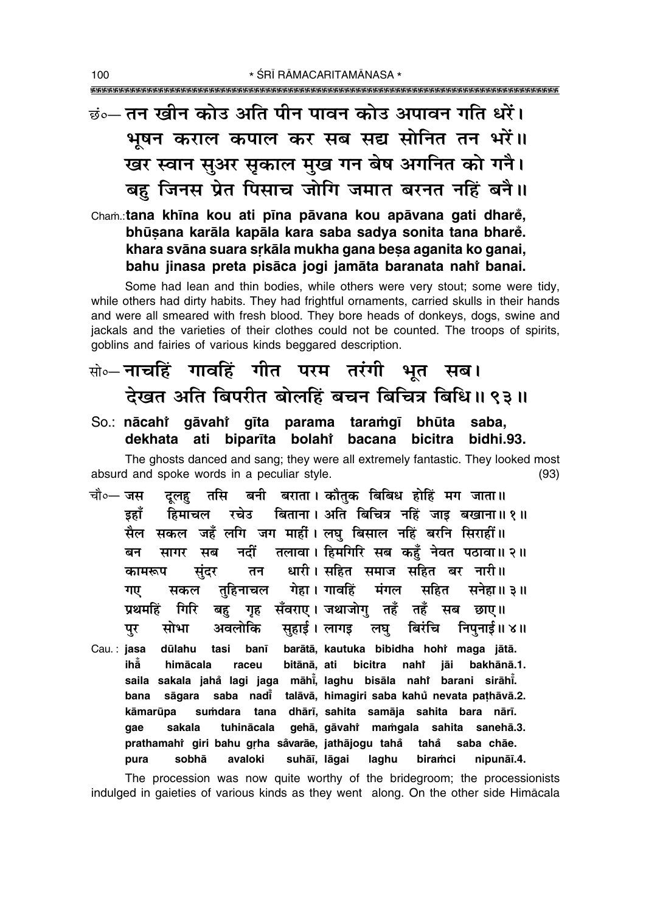छं॰— तन खीन कोउ अति पीन पावन कोउ अपावन गति धरें।
भूषन कराल कपाल कर सब सद्य सोनित तन भरें॥
खर स्वान सुअर सृकाल मुख गन बेष अगनित को गनै।
बहु जिनस प्रेत पिसाच जोगि जमात बरनत नहिं बनै॥

Chaṁ.: **tana khīna kou ati pīna pāvana kou apāvana gati dhare̐,**
**bhūṣana karāla kapāla kara saba sadya sonita tana bhare̐.**
**khara svāna suara sṛkāla mukha gana beṣa aganita ko ganai,**
**bahu jinasa preta pisāca jogi jamāta baranata nahi̐ banai.**

Some had lean and thin bodies, while others were very stout; some were tidy, while others had dirty habits. They had frightful ornaments, carried skulls in their hands and were all smeared with fresh blood. They bore heads of donkeys, dogs, swine and jackals and the varieties of their clothes could not be counted. The troops of spirits, goblins and fairies of various kinds beggared description.

सो॰— नाचहिं गावहिं गीत परम तरंगी भूत सब।
देखत अति बिपरीत बोलहिं बचन बिचित्र बिधि॥ ९३॥

So.: **nācahi̐ gāvahi̐ gīta parama taraṁgī bhūta saba,**
**dekhata ati biparīta bolahi̐ bacana bicitra bidhi.93.**

The ghosts danced and sang; they were all extremely fantastic. They looked most absurd and spoke words in a peculiar style. (93)

चौ॰— जस दूलहु तसि बनी बराता। कौतुक बिबिध होहिं मग जाता॥
इहाँ हिमाचल रचेउ बिताना। अति बिचित्र नहिं जाइ बखाना॥ १॥
सैल सकल जहँ लगि जग माहीं। लघु बिसाल नहिं बरनि सिराहीं॥
बन सागर सब नदीं तलावा। हिमगिरि सब कहुँ नेवत पठावा॥ २॥
कामरूप सुंदर तन धारी। सहित समाज सहित बर नारी॥
गए सकल तुहिनाचल गेहा। गावहिं मंगल सहित सनेहा॥ ३॥
प्रथमहिं गिरि बहु गृह सँवराए। जथाजोगु तहँ तहँ सब छाए॥
पुर सोभा अवलोकि सुहाई। लागइ लघु बिरंचि निपुनाई॥ ४॥

Cau.: **jasa dūlahu tasi banī barātā, kautuka bibidha hohi̐ maga jātā.**
**ihā̐ himācala raceu bitānā, ati bicitra nahi̐ jāi bakhānā.1.**
**saila sakala jahā̐ lagi jaga māhī̐, laghu bisāla nahi̐ barani sirāhī̐.**
**bana sāgara saba nadī̐ talāvā, himagiri saba kahu̐ nevata paṭhāvā.2.**
**kāmarūpa suṁdara tana dhārī, sahita samāja sahita bara nārī.**
**gae sakala tuhinācala gehā, gāvahi̐ maṁgala sahita sanehā.3.**
**prathamahi̐ giri bahu gṛha sa̐varāe, jathājogu tahā̐ tahā̐ saba chāe.**
**pura sobhā avaloki suhāī, lāgai laghu biraṁci nipunāī.4.**

The procession was now quite worthy of the bridegroom; the processionists indulged in gaieties of various kinds as they went along. On the other side Himācala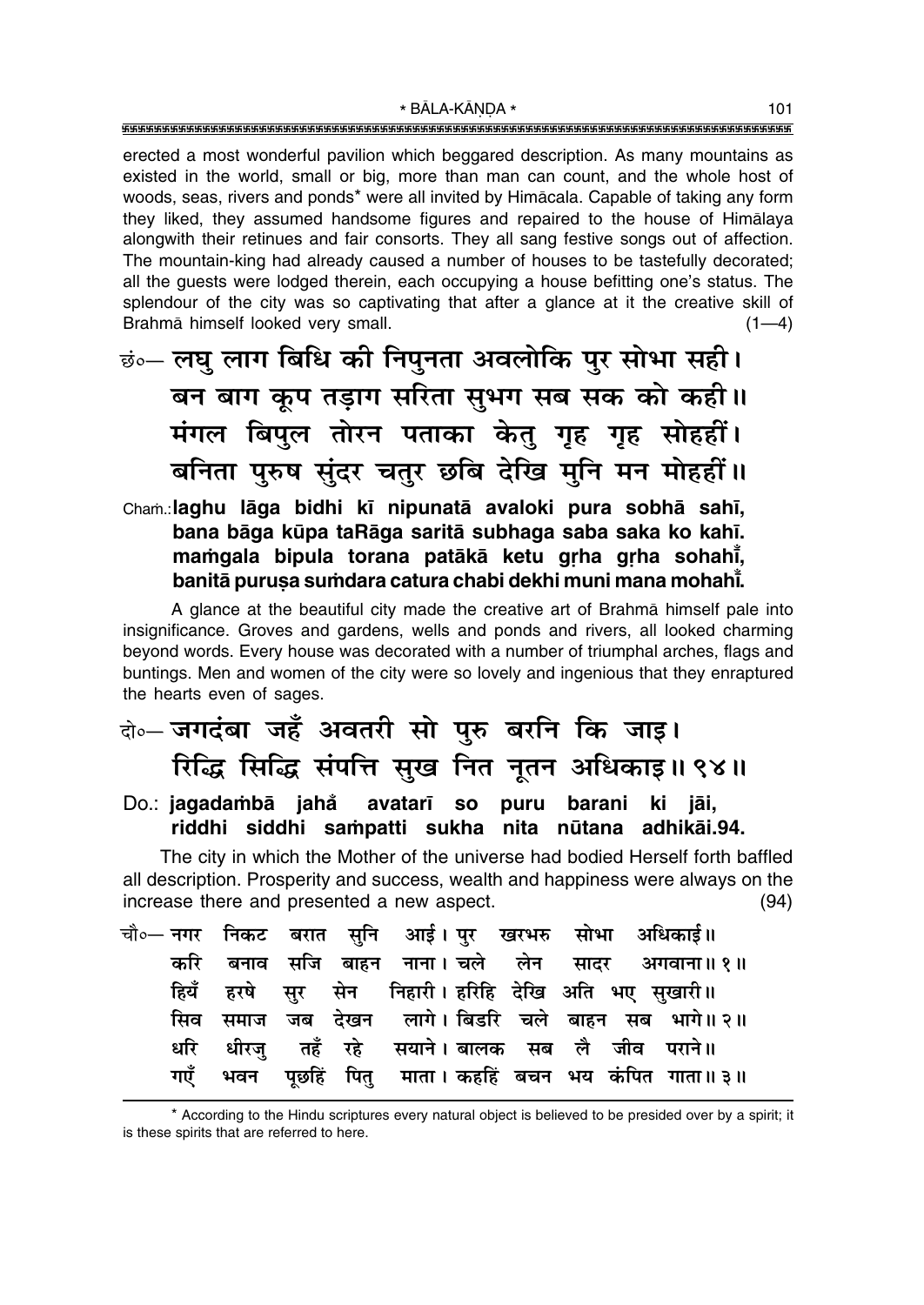erected a most wonderful pavilion which beggared description. As many mountains as existed in the world, small or big, more than man can count, and the whole host of woods, seas, rivers and ponds* were all invited by Himācala. Capable of taking any form they liked, they assumed handsome figures and repaired to the house of Himālaya alongwith their retinues and fair consorts. They all sang festive songs out of affection. The mountain-king had already caused a number of houses to be tastefully decorated; all the guests were lodged therein, each occupying a house befitting one's status. The splendour of the city was so captivating that after a glance at it the creative skill of Brahmā himself looked very small. (1—4)

छं०— लघु लाग बिधि की निपुनता अवलोकि पुर सोभा सही।
बन बाग कूप तड़ाग सरिता सुभग सब सक को कही॥
मंगल बिपुल तोरन पताका केतु गृह गृह सोहहीं।
बनिता पुरुष सुंदर चतुर छबि देखि मुनि मन मोहहीं॥

**Chaṁ.: laghu lāga bidhi kī nipunatā avaloki pura sobhā sahī,
bana bāga kūpa taRāga saritā subhaga saba saka ko kahī.
maṁgala bipula torana patākā ketu gṛha gṛha sohahīँ,
banitā puruṣa suṁdara catura chabi dekhi muni mana mohahīँ.**

A glance at the beautiful city made the creative art of Brahmā himself pale into insignificance. Groves and gardens, wells and ponds and rivers, all looked charming beyond words. Every house was decorated with a number of triumphal arches, flags and buntings. Men and women of the city were so lovely and ingenious that they enraptured the hearts even of sages.

दो०— जगदंबा जहँ अवतरी सो पुरु बरनि कि जाइ।
रिद्धि सिद्धि संपत्ति सुख नित नूतन अधिकाइ॥ ९४॥

**Do.: jagadaṁbā jahaँ avatarī so puru barani ki jāi,
riddhi siddhi saṁpatti sukha nita nūtana adhikāi.94.**

The city in which the Mother of the universe had bodied Herself forth baffled all description. Prosperity and success, wealth and happiness were always on the increase there and presented a new aspect. (94)

चौ०— नगर निकट बरात सुनि आई। पुर खरभरु सोभा अधिकाई॥
करि बनाव सजि बाहन नाना। चले लेन सादर अगवाना॥ १॥
हियँ हरषे सुर सेन निहारी। हरिहि देखि अति भए सुखारी॥
सिव समाज जब देखन लागे। बिडरि चले बाहन सब भागे॥ २॥
धरि धीरजु तहँ रहे सयाने। बालक सब लै जीव पराने॥
गएँ भवन पूछहिं पितु माता। कहहिं बचन भय कंपित गाता॥ ३॥

* According to the Hindu scriptures every natural object is believed to be presided over by a spirit; it is these spirits that are referred to here.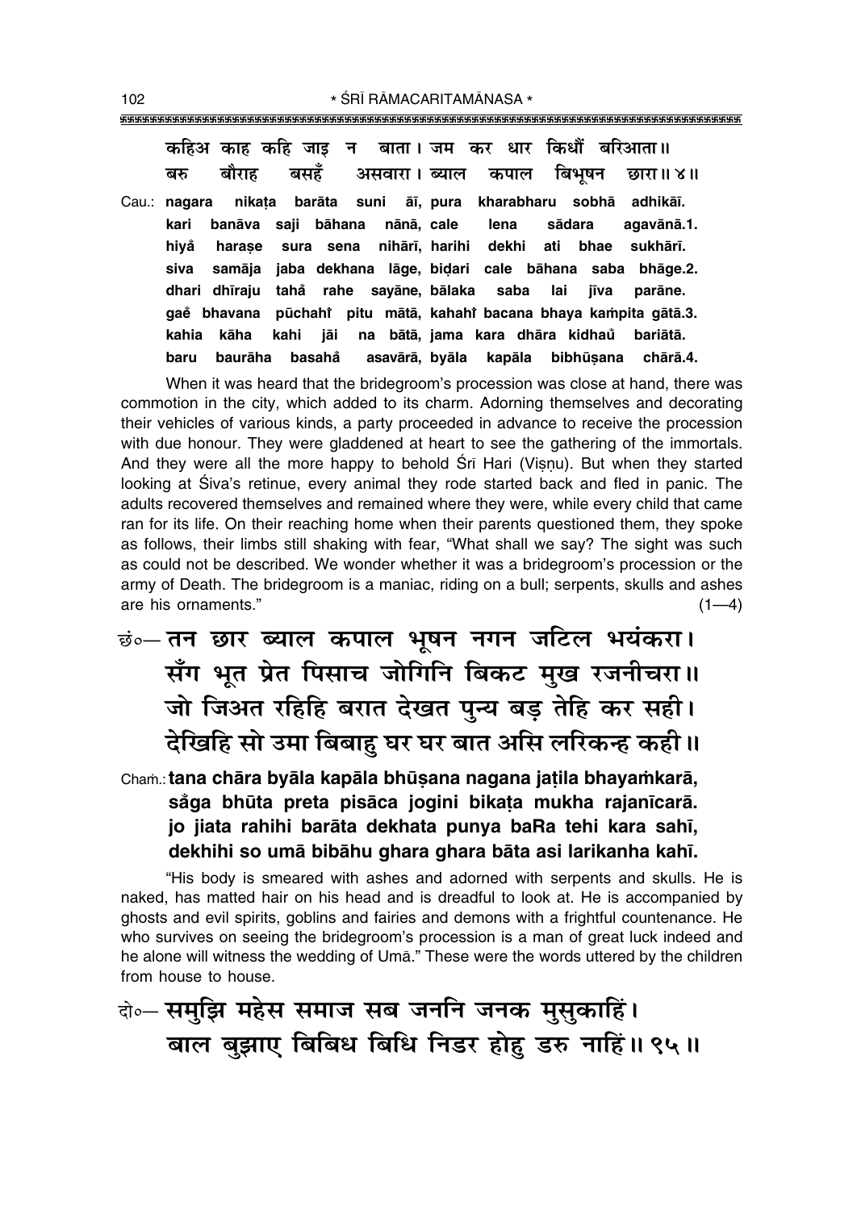कहिअ काह कहि जाइ न बाता। जम कर धार किधौं बरिआता॥
बरु बौराह बसहँ असवारा। ब्याल कपाल बिभूषन छारा॥ ४॥

Cau.: **nagara nikaṭa barāta suni āī, pura kharabharu sobhā adhikāī.**
**kari banāva saji bāhana nānā, cale lena sādara agavānā.1.**
**hiyå harașe sura sena nihārī, harihi dekhi ati bhae sukhārī.**
**siva samāja jaba dekhana lāge, biḍari cale bāhana saba bhāge.2.**
**dhari dhīraju tahå rahe sayāne, bālaka saba lai jīva parāne.**
**gaě bhavana pūchahi pitu mātā, kahahi bacana bhaya kaṁpita gātā.3.**
**kahia kāha kahi jāi na bātā, jama kara dhāra kidhau bariātā.**
**baru baurāha basahå asavārā, byāla kapāla bibhūṣana chārā.4.**

When it was heard that the bridegroom's procession was close at hand, there was commotion in the city, which added to its charm. Adorning themselves and decorating their vehicles of various kinds, a party proceeded in advance to receive the procession with due honour. They were gladdened at heart to see the gathering of the immortals. And they were all the more happy to behold Śrī Hari (Viṣṇu). But when they started looking at Śiva's retinue, every animal they rode started back and fled in panic. The adults recovered themselves and remained where they were, while every child that came ran for its life. On their reaching home when their parents questioned them, they spoke as follows, their limbs still shaking with fear, "What shall we say? The sight was such as could not be described. We wonder whether it was a bridegroom's procession or the army of Death. The bridegroom is a maniac, riding on a bull; serpents, skulls and ashes are his ornaments." (1—4)

छं०— तन छार ब्याल कपाल भूषन नगन जटिल भयंकरा।
सँग भूत प्रेत पिसाच जोगिनि बिकट मुख रजनीचरा॥
जो जिअत रहिहि बरात देखत पुन्य बड़ तेहि कर सही।
देखिहि सो उमा बिबाहु घर घर बात असि लरिकन्ह कही॥

Chaṁ.: **tana chāra byāla kapāla bhūṣana nagana jaṭila bhayaṁkarā,**
**såga bhūta preta pisāca jogini bikaṭa mukha rajanīcarā.**
**jo jiata rahihi barāta dekhata punya baRa tehi kara sahī,**
**dekhihi so umā bibāhu ghara ghara bāta asi larikanha kahī.**

"His body is smeared with ashes and adorned with serpents and skulls. He is naked, has matted hair on his head and is dreadful to look at. He is accompanied by ghosts and evil spirits, goblins and fairies and demons with a frightful countenance. He who survives on seeing the bridegroom's procession is a man of great luck indeed and he alone will witness the wedding of Umā." These were the words uttered by the children from house to house.

दो०— समुझि महेस समाज सब जननि जनक मुसुकाहिं।
बाल बुझाए बिबिध बिधि निडर होहु डरु नाहिं॥ ९५॥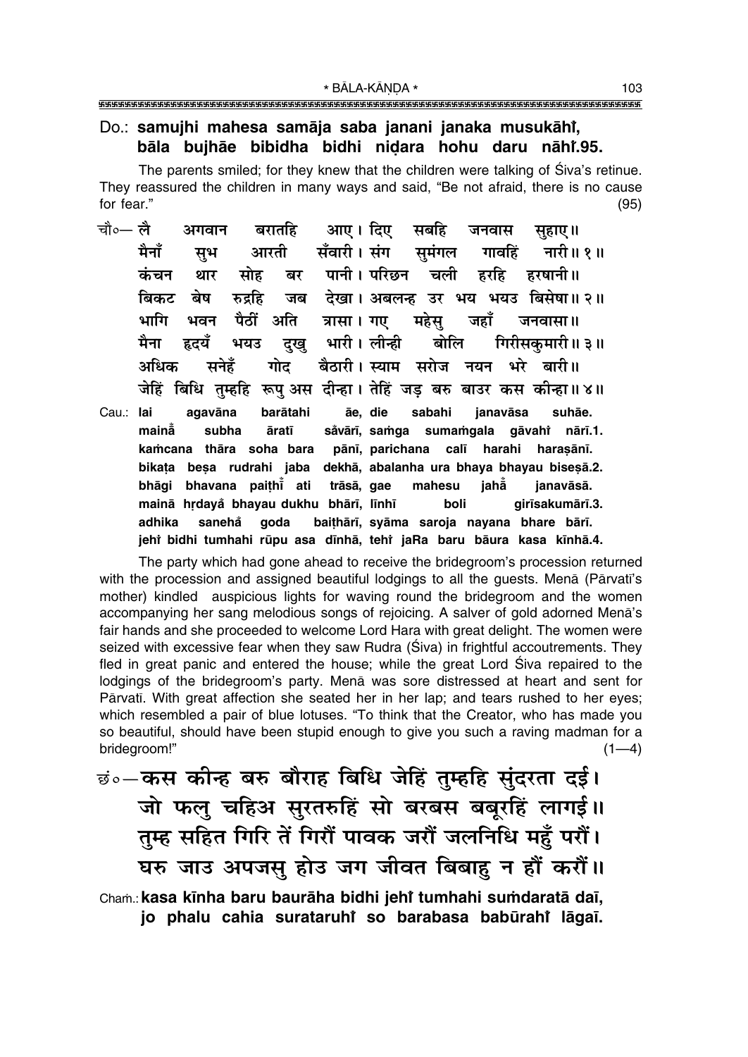Do.: **samujhi mahesa samāja saba janani janaka musukāhi̐,**
**bāla bujhāe bibidha bidhi niḍara hohu daru nāhi̐.95.**

The parents smiled; for they knew that the children were talking of Śiva's retinue. They reassured the children in many ways and said, "Be not afraid, there is no cause for fear." (95)

चौ०— लै अगवान बरातहि आए। दिए सबहि जनवास सुहाए॥
मैनाँ सुभ आरती सँवारी। संग सुमंगल गावहिं नारी॥ १॥
कंचन थार सोह बर पानी। परिछन चली हरहि हरषानी॥
बिकट बेष रुद्रहि जब देखा। अबलन्ह उर भय भयउ बिसेषा॥ २॥
भागि भवन पैठीं अति त्रासा। गए महेसु जहाँ जनवासा॥
मैना हृदयँ भयउ दुखु भारी। लीन्ही बोलि गिरीसकुमारी॥ ३॥
अधिक सनेहँ गोद बैठारी। स्याम सरोज नयन भरे बारी॥
जेहिं बिधि तुम्हहि रूपु अस दीन्हा। तेहिं जड़ बरु बाउर कस कीन्हा॥ ४॥

Cau.: **lai agavāna barātahi āe, die sabahi janavāsa suhāe.**
**maina̐ subha āratī sa̐vārī, saṁga sumaṁgala gāvahi̐ nārī.1.**
**kaṁcana thāra soha bara pānī, parichana calī harahi haraṣānī.**
**bikaṭa beṣa rudrahi jaba dekhā, abalanha ura bhaya bhayau biseṣā.2.**
**bhāgi bhavana paiṭhi̐ ati trāsā, gae mahesu jaha̐ janavāsā.**
**mainā hṛdaya̐ bhayau dukhu bhārī, līnhī boli girīsakumārī.3.**
**adhika saneha̐ goda baiṭhārī, syāma saroja nayana bhare bārī.**
**jehi̐ bidhi tumhahi rūpu asa dīnhā, tehi̐ jaRa baru bāura kasa kīnhā.4.**

The party which had gone ahead to receive the bridegroom's procession returned with the procession and assigned beautiful lodgings to all the guests. Menā (Pārvatī's mother) kindled auspicious lights for waving round the bridegroom and the women accompanying her sang melodious songs of rejoicing. A salver of gold adorned Menā's fair hands and she proceeded to welcome Lord Hara with great delight. The women were seized with excessive fear when they saw Rudra (Śiva) in frightful accoutrements. They fled in great panic and entered the house; while the great Lord Śiva repaired to the lodgings of the bridegroom's party. Menā was sore distressed at heart and sent for Pārvatī. With great affection she seated her in her lap; and tears rushed to her eyes; which resembled a pair of blue lotuses. "To think that the Creator, who has made you so beautiful, should have been stupid enough to give you such a raving madman for a bridegroom!" (1—4)

छं०—कस कीन्ह बरु बौराह बिधि जेहिं तुम्हहि सुंदरता दई।
जो फलु चहिअ सुरतरुहिं सो बरबस बबूरहिं लागई॥
तुम्ह सहित गिरि तें गिरौं पावक जरौं जलनिधि महुँ परौं।
घरु जाउ अपजसु होउ जग जीवत बिबाहु न हौं करौं॥

Chaṁ.: **kasa kīnha baru baurāha bidhi jehi̐ tumhahi suṁdaratā daī,**
**jo phalu cahia surataruhi̐ so barabasa babūrahi̐ lāgaī.**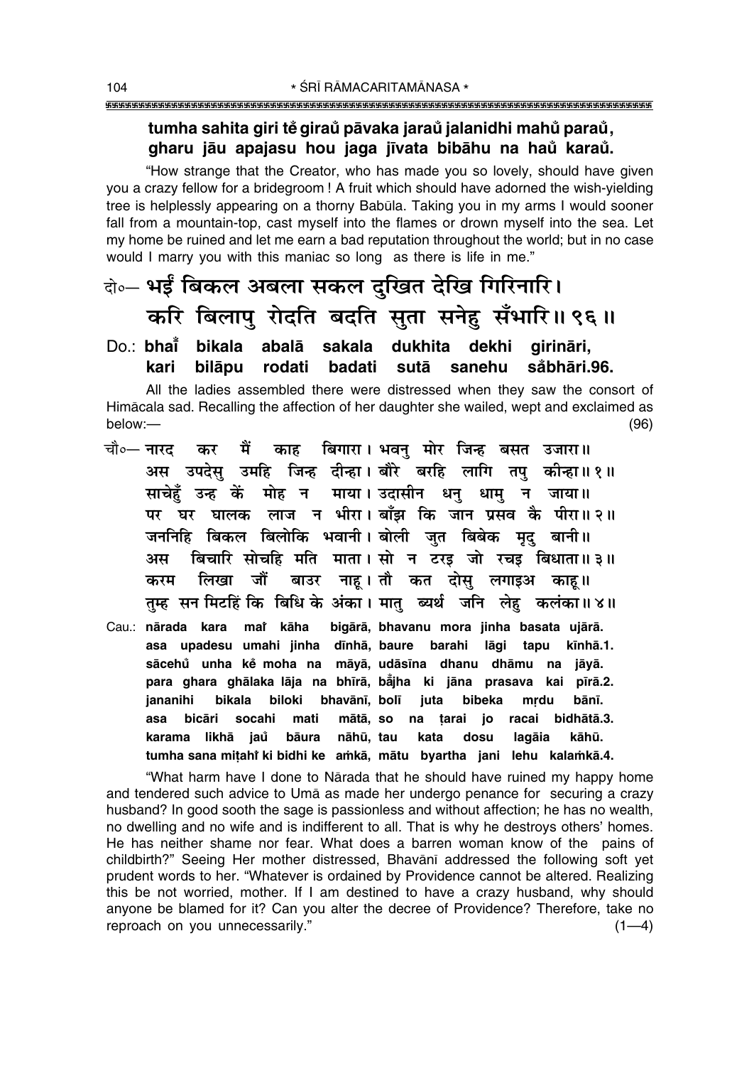**tumha sahita giri tě giraů pāvaka jaraů jalanidhi mahů paraů, gharu jāu apajasu hou jaga jīvata bibāhu na haů karaů.**

"How strange that the Creator, who has made you so lovely, should have given you a crazy fellow for a bridegroom ! A fruit which should have adorned the wish-yielding tree is helplessly appearing on a thorny Babūla. Taking you in my arms I would sooner fall from a mountain-top, cast myself into the flames or drown myself into the sea. Let my home be ruined and let me earn a bad reputation throughout the world; but in no case would I marry you with this maniac so long as there is life in me."

दो०— **भईं बिकल अबला सकल दुखित देखि गिरिनारि।**
**करि बिलापु रोदति बदति सुता सनेहु सँभारि॥ ९६॥**

Do.: **bhaı̐ bikala abalā sakala dukhita dekhi girināri,**
**kari bilāpu rodati badati sutā sanehu sa̐bhāri.96.**

All the ladies assembled there were distressed when they saw the consort of Himācala sad. Recalling the affection of her daughter she wailed, wept and exclaimed as below:— (96)

चौ०— नारद कर मैं काह बिगारा। भवनु मोर जिन्ह बसत उजारा॥
अस उपदेसु उमहि जिन्ह दीन्हा। बौरे बरहि लागि तपु कीन्हा॥ १॥
साचेहुँ उन्ह कें मोह न माया। उदासीन धनु धामु न जाया॥
पर घर घालक लाज न भीरा। बाँझ कि जान प्रसव कै पीरा॥ २॥
जननिहि बिकल बिलोकि भवानी। बोली जुत बिबेक मृदु बानी॥
अस बिचारि सोचहि मति माता। सो न टरइ जो रचइ बिधाता॥ ३॥
करम लिखा जौं बाउर नाहू। तौ कत दोसु लगाइअ काहू॥
तुम्ह सन मिटहिं कि बिधि के अंका। मातु ब्यर्थ जनि लेहु कलंका॥ ४॥

Cau.: **nārada kara maı̐ kāha bigārā, bhavanu mora jinha basata ujārā.**
**asa upadesu umahi jinha dīnhā, baure barahi lāgi tapu kīnhā.1.**
**sācehů unha kě moha na māyā, udāsīna dhanu dhāmu na jāyā.**
**para ghara ghālaka lāja na bhīrā, bā̐jha ki jāna prasava kai pīrā.2.**
**jananihi bikala biloki bhavānī, bolī juta bibeka mṛdu bānī.**
**asa bicāri socahi mati mātā, so na ṭarai jo racai bidhātā.3.**
**karama likhā jaů bāura nāhū, tau kata dosu lagāia kāhū.**
**tumha sana miṭahı̐ ki bidhi ke aṁkā, mātu byartha jani lehu kalaṁkā.4.**

"What harm have I done to Nārada that he should have ruined my happy home and tendered such advice to Umā as made her undergo penance for securing a crazy husband? In good sooth the sage is passionless and without affection; he has no wealth, no dwelling and no wife and is indifferent to all. That is why he destroys others' homes. He has neither shame nor fear. What does a barren woman know of the pains of childbirth?" Seeing Her mother distressed, Bhavānī addressed the following soft yet prudent words to her. "Whatever is ordained by Providence cannot be altered. Realizing this be not worried, mother. If I am destined to have a crazy husband, why should anyone be blamed for it? Can you alter the decree of Providence? Therefore, take no reproach on you unnecessarily." (1—4)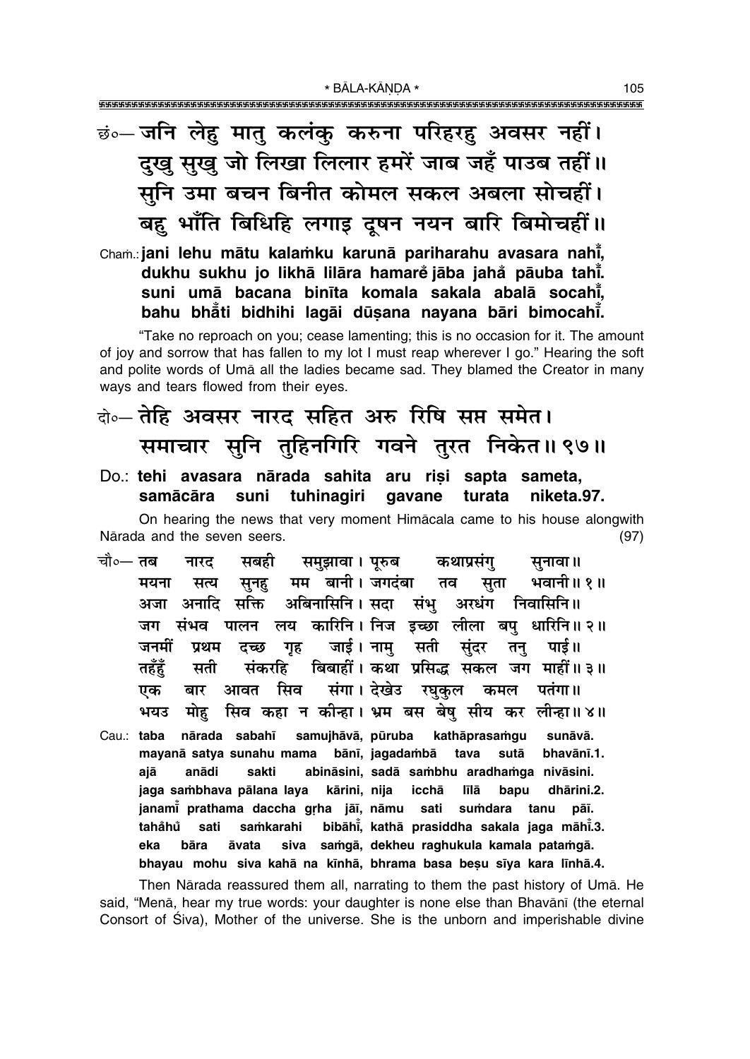छं०— जनि लेहु मातु कलंकु करुना परिहरहु अवसर नहीं।
दुखु सुखु जो लिखा लिलार हमरें जाब जहँ पाउब तहीं॥
सुनि उमा बचन बिनीत कोमल सकल अबला सोचहीं।
बहु भाँति बिधिहि लगाइ दूषन नयन बारि बिमोचहीं॥

Chaṁ.: **jani lehu mātu kalaṁku karunā pariharahu avasara nahī̐,**
**dukhu sukhu jo likhā lilāra hamarẽ jāba jahā̐ pāuba tahī̐.**
**suni umā bacana binīta komala sakala abalā socahī̐,**
**bahu bhā̐ti bidhihi lagāi dūṣana nayana bāri bimocahī̐.**

"Take no reproach on you; cease lamenting; this is no occasion for it. The amount of joy and sorrow that has fallen to my lot I must reap wherever I go." Hearing the soft and polite words of Umā all the ladies became sad. They blamed the Creator in many ways and tears flowed from their eyes.

दो०— तेहि अवसर नारद सहित अरु रिषि सप्त समेत।
समाचार सुनि तुहिनगिरि गवने तुरत निकेत॥९७॥

Do.: **tehi avasara nārada sahita aru riṣi sapta sameta,**
**samācāra suni tuhinagiri gavane turata niketa.97.**

On hearing the news that very moment Himācala came to his house alongwith Nārada and the seven seers. (97)

चौ०— तब नारद सबही समुझावा। पूरुब कथाप्रसंगु सुनावा॥
मयना सत्य सुनहु मम बानी। जगदंबा तव सुता भवानी॥१॥
अजा अनादि सक्ति अबिनासिनि। सदा संभु अरधंग निवासिनि॥
जग संभव पालन लय कारिनि। निज इच्छा लीला बपु धारिनि॥२॥
जनमीं प्रथम दच्छ गृह जाई। नामु सती सुंदर तनु पाई॥
तहँहुँ सती संकरहि बिबाहीं। कथा प्रसिद्ध सकल जग माहीं॥३॥
एक बार आवत सिव संगा। देखेउ रघुकुल कमल पतंगा॥
भयउ मोहु सिव कहा न कीन्हा। भ्रम बस बेषु सीय कर लीन्हा॥४॥

Cau.: **taba nārada sabahī samujhāvā, pūruba kathāprasaṁgu sunāvā.**
**mayanā satya sunahu mama bānī, jagadaṁbā tava sutā bhavānī.1.**
**ajā anādi sakti abināsini, sadā saṁbhu aradhaṁga nivāsini.**
**jaga saṁbhava pālana laya kārini, nija icchā līlā bapu dhārini.2.**
**janamī̐ prathama daccha gṛha jāī, nāmu satī suṁdara tanu pāī.**
**tahā̐hũ satī saṁkarahi bibāhī̐, kathā prasiddha sakala jaga māhī̐.3.**
**eka bāra āvata siva saṁgā, dekheu raghukula kamala pataṁgā.**
**bhayau mohu siva kahā na kīnhā, bhrama basa beṣu sīya kara līnhā.4.**

Then Nārada reassured them all, narrating to them the past history of Umā. He said, "Menā, hear my true words: your daughter is none else than Bhavānī (the eternal Consort of Śiva), Mother of the universe. She is the unborn and imperishable divine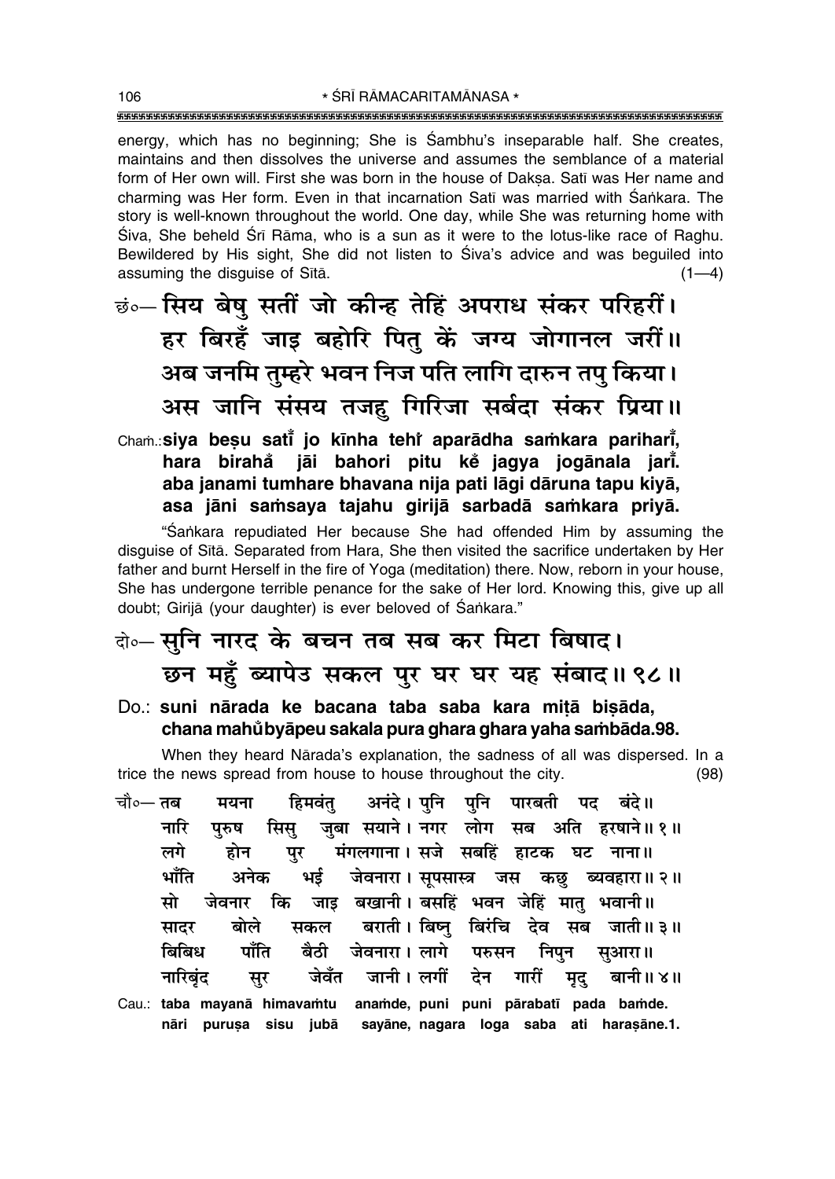energy, which has no beginning; She is Śambhu's inseparable half. She creates, maintains and then dissolves the universe and assumes the semblance of a material form of Her own will. First she was born in the house of Dakṣa. Satī was Her name and charming was Her form. Even in that incarnation Satī was married with Śaṅkara. The story is well-known throughout the world. One day, while She was returning home with Śiva, She beheld Śrī Rāma, who is a sun as it were to the lotus-like race of Raghu. Bewildered by His sight, She did not listen to Śiva's advice and was beguiled into assuming the disguise of Sītā. (1—4)

छं०— सिय बेषु सतीं जो कीन्ह तेहिं अपराध संकर परिहरीं।
हर बिरहँ जाइ बहोरि पितु कें जग्य जोगानल जरीं॥
अब जनमि तुम्हरे भवन निज पति लागि दारुन तपु किया।
अस जानि संसय तजहु गिरिजा सर्बदा संकर प्रिया॥

Chaṁ.: **siya beṣu satĩ jo kīnha tehĩ aparādha saṁkara parihar̃ī, hara birahå̃ jāi bahori pitu kẽ jagya jogānala jar̃ī. aba janami tumhare bhavana nija pati lāgi dāruna tapu kiyā, asa jāni saṁsaya tajahu girijā sarbadā saṁkara priyā.**

"Śaṅkara repudiated Her because She had offended Him by assuming the disguise of Sītā. Separated from Hara, She then visited the sacrifice undertaken by Her father and burnt Herself in the fire of Yoga (meditation) there. Now, reborn in your house, She has undergone terrible penance for the sake of Her lord. Knowing this, give up all doubt; Girijā (your daughter) is ever beloved of Śaṅkara."

दो०— सुनि नारद के बचन तब सब कर मिटा बिषाद।
छन महुँ ब्यापेउ सकल पुर घर घर यह संबाद॥ ९८॥

Do.: **suni nārada ke bacana taba saba kara miṭā biṣāda, chana mahů̃byāpeu sakala pura ghara ghara yaha saṁbāda.98.**

When they heard Nārada's explanation, the sadness of all was dispersed. In a trice the news spread from house to house throughout the city. (98)

चौ०— तब मयना हिमवंतु अनंदे। पुनि पुनि पारबती पद बंदे॥
नारि पुरुष सिसु जुबा सयाने। नगर लोग सब अति हरषाने॥ १॥
लगे होन पुर मंगलगाना। सजे सबहिं हाटक घट नाना॥
भाँति अनेक भई जेवनारा। सूपसास्त्र जस कछु ब्यवहारा॥ २॥
सो जेवनार कि जाइ बखानी। बसहिं भवन जेहिं मातु भवानी॥
सादर बोले सकल बराती। बिष्नु बिरंचि देव सब जाती॥ ३॥
बिबिध पाँति बैठी जेवनारा। लागे परुसन निपुन सुआरा॥
नारिबृंद सुर जेवँत जानी। लगीं देन गारीं मृदु बानी॥ ४॥

Cau.: **taba mayanā himavaṁtu anaṁde, puni puni pārabatī pada baṁde. nāri puruṣa sisu jubā sayāne, nagara loga saba ati haraṣāne.1.**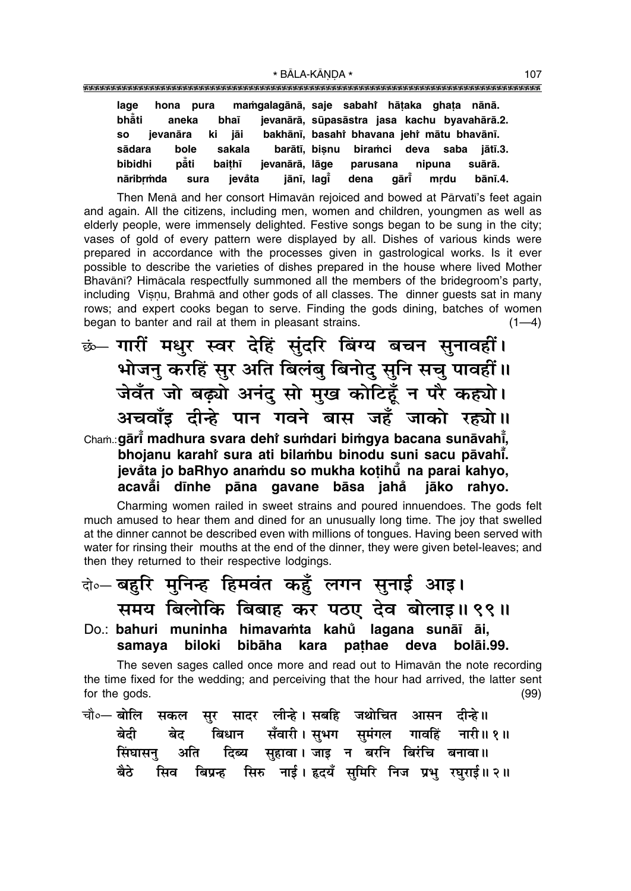lage hona pura maṁgalagānā, saje sabahi̐ hāṭaka ghaṭa nānā.
bhā̐ti aneka bhaī jevanārā, sūpasāstra jasa kachu byavahārā.2.
so jevanāra ki jāi bakhānī, basahi̐ bhavana jehi̐ mātu bhavānī.
sādara bole sakala barātī, biṣnu biraṁci deva saba jātī.3.
bibidhi pā̐ti baiṭhī jevanārā, lāge parusana nipuna suārā.
nāribr̥ṁda sura jevå̐ta jānī, lagi̐ dena gāri̐ mr̥du bānī.4.

Then Menā and her consort Himavān rejoiced and bowed at Pārvatī's feet again and again. All the citizens, including men, women and children, youngmen as well as elderly people, were immensely delighted. Festive songs began to be sung in the city; vases of gold of every pattern were displayed by all. Dishes of various kinds were prepared in accordance with the processes given in gastrological works. Is it ever possible to describe the varieties of dishes prepared in the house where lived Mother Bhavānī? Himācala respectfully summoned all the members of the bridegroom's party, including Viṣṇu, Brahmā and other gods of all classes. The dinner guests sat in many rows; and expert cooks began to serve. Finding the gods dining, batches of women began to banter and rail at them in pleasant strains. (1—4)

छं०— गारीं मधुर स्वर देहिं सुंदरि बिंग्य बचन सुनावहीं।
भोजनु करहिं सुर अति बिलंबु बिनोदु सुनि सचु पावहीं॥
जेवँत जो बढ़्यो अनंदु सो मुख कोटिहूँ न परै कह्यो।
अचवाँइ दीन्हे पान गवने बास जहँ जाको रह्यो॥

Chaṁ.: gāri̐ madhura svara dehi̐ suṁdari biṁgya bacana sunāvahi̐,
bhojanu karahi̐ sura ati bilaṁbu binodu suni sacu pāvahi̐.
jevå̐ta jo baRhyo anaṁdu so mukha koṭihū̐ na parai kahyo,
acavā̐i dīnhe pāna gavane bāsa jahå̐ jāko rahyo.

Charming women railed in sweet strains and poured innuendoes. The gods felt much amused to hear them and dined for an unusually long time. The joy that swelled at the dinner cannot be described even with millions of tongues. Having been served with water for rinsing their mouths at the end of the dinner, they were given betel-leaves; and then they returned to their respective lodgings.

दो०— बहुरि मुनिन्ह हिमवंत कहुँ लगन सुनाई आइ।
समय बिलोकि बिबाह कर पठए देव बोलाइ॥ ९९॥

Do.: bahuri muninha himavaṁta kahů lagana sunāī āi,
samaya biloki bibāha kara paṭhae deva bolāi.99.

The seven sages called once more and read out to Himavān the note recording the time fixed for the wedding; and perceiving that the hour had arrived, the latter sent for the gods. (99)

चौ०— बोलि सकल सुर सादर लीन्हे। सबहि जथोचित आसन दीन्हे॥
बेदी बेद बिधान सँवारी। सुभग सुमंगल गावहिं नारी॥ १॥
सिंघासनु अति दिब्य सुहावा। जाइ न बरनि बिरंचि बनावा॥
बैठे सिव बिप्रन्ह सिरु नाई। हृदयँ सुमिरि निज प्रभु रघुराई॥ २॥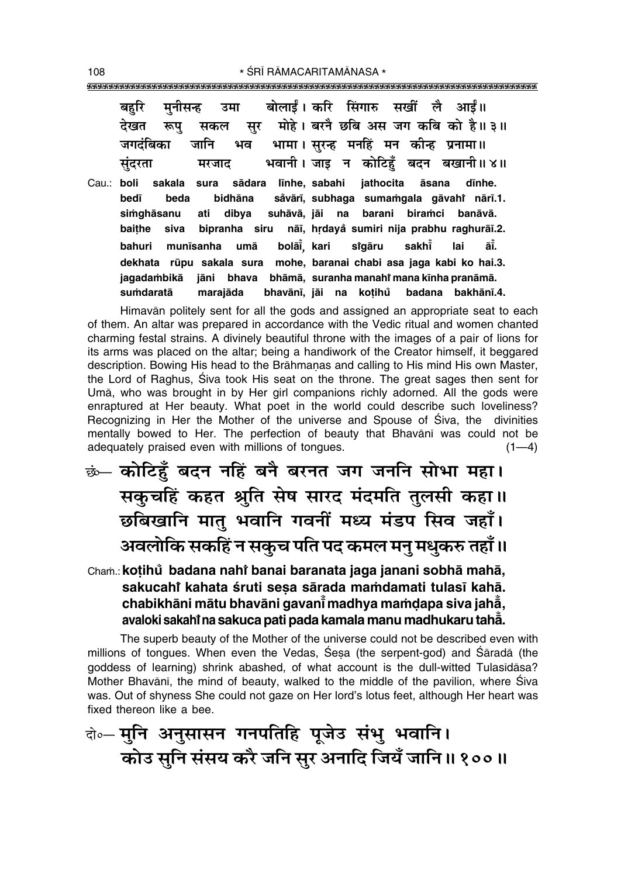बहुरि मुनीसन्ह उमा बोलाईं। करि सिंगारु सखीं लै आईं॥
देखत रूपु सकल सुर मोहे। बरनै छबि अस जग कबि को है॥ ३॥
जगदंबिका जानि भव भामा। सुरन्ह मनहिं मन कीन्ह प्रनामा॥
सुंदरता मरजाद भवानी। जाइ न कोटिहुँ बदन बखानी॥ ४॥

Cau.: **boli sakala sura sādara līnhe, sabahi jathocita āsana dīnhe.**
**bedī beda bidhāna sa̐vārī, subhaga sumaṁgala gāvahiṁ nārī.1.**
**siṁghāsanu ati dibya suhāvā, jāi na barani biraṁci banāvā.**
**baiṭhe siva bipranha siru nāī, hṛdaya̐ sumiri nija prabhu raghurāī.2.**
**bahuri munīsanha umā bolāī̐, kari sīgāru sakhī̐ lai āī̐.**
**dekhata rūpu sakala sura mohe, baranai chabi asa jaga kabi ko hai.3.**
**jagadaṁbikā jāni bhava bhāmā, suranha manahiṁ mana kīnha pranāmā.**
**suṁdaratā marajāda bhavānī, jāi na koṭihu̐ badana bakhānī.4.**

Himavān politely sent for all the gods and assigned an appropriate seat to each of them. An altar was prepared in accordance with the Vedic ritual and women chanted charming festal strains. A divinely beautiful throne with the images of a pair of lions for its arms was placed on the altar; being a handiwork of the Creator himself, it beggared description. Bowing His head to the Brāhmaṇas and calling to His mind His own Master, the Lord of Raghus, Śiva took His seat on the throne. The great sages then sent for Umā, who was brought in by Her girl companions richly adorned. All the gods were enraptured at Her beauty. What poet in the world could describe such loveliness? Recognizing in Her the Mother of the universe and Spouse of Śiva, the divinities mentally bowed to Her. The perfection of beauty that Bhavānī was could not be adequately praised even with millions of tongues. (1—4)

छं०— कोटिहुँ बदन नहिं बनै बरनत जग जननि सोभा महा।
सकुचहिं कहत श्रुति सेष सारद मंदमति तुलसी कहा॥
छबिखानि मातु भवानि गवनीं मध्य मंडप सिव जहाँ।
अवलोकि सकहिं न सकुच पति पद कमल मनु मधुकरु तहाँ॥

Chaṁ.: **koṭihu̐ badana nahiṁ banai baranata jaga janani sobhā mahā,**
**sakucahiṁ kahata śruti seṣa sārada maṁdamati tulasī kahā.**
**chabikhāni mātu bhavāni gavanī̐ madhya maṁḍapa siva jahā̐,**
**avaloki sakahiṁ na sakuca pati pada kamala manu madhukaru tahā̐.**

The superb beauty of the Mother of the universe could not be described even with millions of tongues. When even the Vedas, Śeṣa (the serpent-god) and Śāradā (the goddess of learning) shrink abashed, of what account is the dull-witted Tulasīdāsa? Mother Bhavānī, the mind of beauty, walked to the middle of the pavilion, where Śiva was. Out of shyness She could not gaze on Her lord's lotus feet, although Her heart was fixed thereon like a bee.

दो०— मुनि अनुसासन गनपतिहि पूजेउ संभु भवानि।
कोउ सुनि संसय करै जनि सुर अनादि जियँ जानि॥ १००॥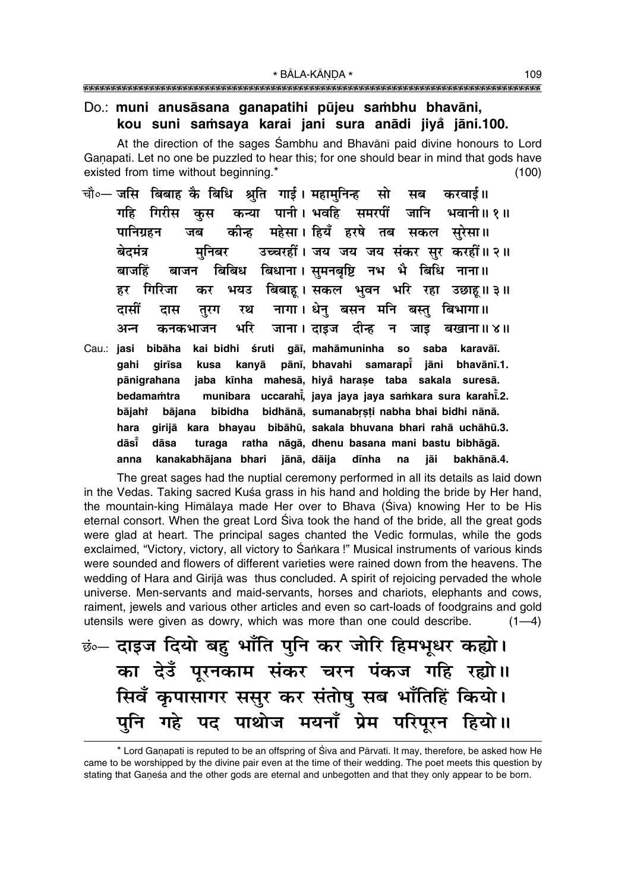Do.: **muni anusāsana ganapatihi pūjeu saṁbhu bhavāni, kou suni saṁsaya karai jani sura anādi jiyaɱ jāni.100.**

At the direction of the sages Śambhu and Bhavānī paid divine honours to Lord Gaṇapati. Let no one be puzzled to hear this; for one should bear in mind that gods have existed from time without beginning.* (100)

चौ०— जसि बिबाह कै बिधि श्रुति गाई। महामुनिन्ह सो सब करवाई॥
गहि गिरीस कुस कन्या पानी। भवहि समरपीं जानि भवानी॥ १॥
पानिग्रहन जब कीन्ह महेसा। हियँ हरषे तब सकल सुरेसा॥
बेदमंत्र मुनिबर उच्चरहीं। जय जय जय संकर सुर करहीं॥ २॥
बाजहिं बाजन बिबिध बिधाना। सुमनबृष्टि नभ भै बिधि नाना॥
हर गिरिजा कर भयउ बिबाहू। सकल भुवन भरि रहा उछाहू॥ ३॥
दासीं दास तुरग रथ नागा। धेनु बसन मनि बस्तु बिभागा॥
अन्न कनकभाजन भरि जाना। दाइज दीन्ह न जाइ बखाना॥ ४॥

Cau.: **jasi bibāha kai bidhi śruti gāī, mahāmuninha so saba karavāī.**
**gahi girīsa kusa kanyā pānī, bhavahi samarapīɱ jāni bhavānī.1.**
**pānigrahana jaba kīnha mahesā, hiyaɱ haraṣe taba sakala suresā.**
**bedamaṁtra munibara uccarahīɱ, jaya jaya jaya saṁkara sura karahīɱ.2.**
**bājahiɱ bājana bibidha bidhānā, sumanabrṣṭi nabha bhai bidhi nānā.**
**hara girijā kara bhayau bibāhū, sakala bhuvana bhari rahā uchāhū.3.**
**dāsīɱ dāsa turaga ratha nāgā, dhenu basana mani bastu bibhāgā.**
**anna kanakabhājana bhari jānā, dāija dīnha na jāi bakhānā.4.**

The great sages had the nuptial ceremony performed in all its details as laid down in the Vedas. Taking sacred Kuśa grass in his hand and holding the bride by Her hand, the mountain-king Himālaya made Her over to Bhava (Śiva) knowing Her to be His eternal consort. When the great Lord Śiva took the hand of the bride, all the great gods were glad at heart. The principal sages chanted the Vedic formulas, while the gods exclaimed, "Victory, victory, all victory to Śaṅkara !" Musical instruments of various kinds were sounded and flowers of different varieties were rained down from the heavens. The wedding of Hara and Girijā was thus concluded. A spirit of rejoicing pervaded the whole universe. Men-servants and maid-servants, horses and chariots, elephants and cows, raiment, jewels and various other articles and even so cart-loads of foodgrains and gold utensils were given as dowry, which was more than one could describe. (1—4)

छं०— दाइज दियो बहु भाँति पुनि कर जोरि हिमभूधर कह्यो।
का देउँ पूरनकाम संकर चरन पंकज गहि रह्यो॥
सिवँ कृपासागर ससुर कर संतोषु सब भाँतिहिं कियो।
पुनि गहे पद पाथोज मयनाँ प्रेम परिपूरन हियो॥

---

* Lord Gaṇapati is reputed to be an offspring of Śiva and Pārvatī. It may, therefore, be asked how He came to be worshipped by the divine pair even at the time of their wedding. The poet meets this question by stating that Gaṇeśa and the other gods are eternal and unbegotten and that they only appear to be born.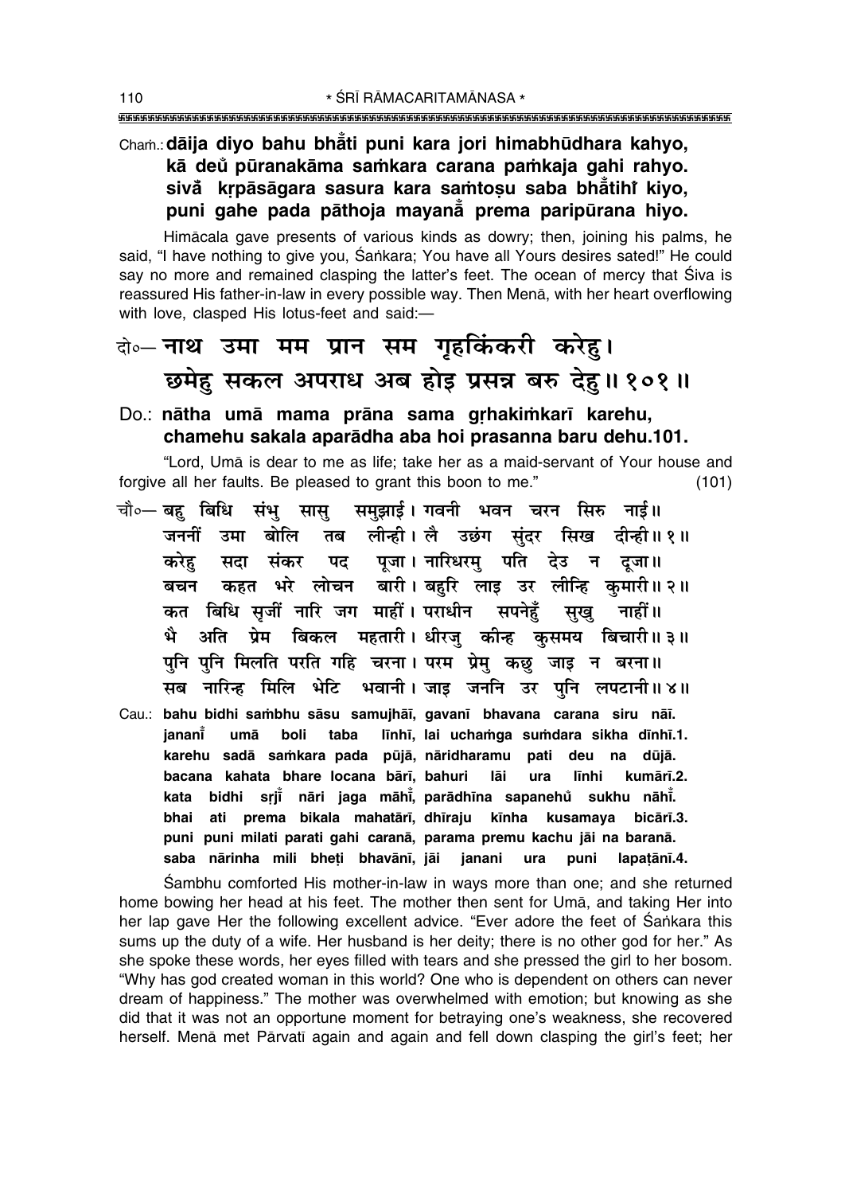Chaṁ.: **dāija diyo bahu bhā̐ti puni kara jori himabhūdhara kahyo, kā deů pūranakāma saṁkara carana paṁkaja gahi rahyo. sivā̐ kṛpāsāgara sasura kara saṁtoṣu saba bhā̐tiṁ kiyo, puni gahe pada pāthoja mayanā̐ prema paripūrana hiyo.**

Himācala gave presents of various kinds as dowry; then, joining his palms, he said, "I have nothing to give you, Śaṅkara; You have all Yours desires sated!" He could say no more and remained clasping the latter's feet. The ocean of mercy that Śiva is reassured His father-in-law in every possible way. Then Menā, with her heart overflowing with love, clasped His lotus-feet and said:—

दो०— **नाथ उमा मम प्रान सम गृहकिंकरी करेहु।**
**छमेहु सकल अपराध अब होइ प्रसन्न बरु देहु॥ १०१॥**

Do.: **nātha umā mama prāna sama gṛhakiṁkarī karehu, chamehu sakala aparādha aba hoi prasanna baru dehu.101.**

"Lord, Umā is dear to me as life; take her as a maid-servant of Your house and forgive all her faults. Be pleased to grant this boon to me." (101)

चौ०— बहु बिधि संभु सासु समुझाई। गवनी भवन चरन सिरु नाई॥
जननीं उमा बोलि तब लीन्ही। लै उछंग सुंदर सिख दीन्ही॥ १॥
करेहु सदा संकर पद पूजा। नारिधरमु पति देउ न दूजा॥
बचन कहत भरे लोचन बारी। बहुरि लाइ उर लीन्हि कुमारी॥ २॥
कत बिधि सृजीं नारि जग माहीं। पराधीन सपनेहुँ सुखु नाहीं॥
भै अति प्रेम बिकल महतारी। धीरजु कीन्ह कुसमय बिचारी॥ ३॥
पुनि पुनि मिलति परति गहि चरना। परम प्रेमु कछु जाइ न बरना॥
सब नारिन्ह मिलि भेटि भवानी। जाइ जननि उर पुनि लपटानी॥ ४॥

Cau.: **bahu bidhi saṁbhu sāsu samujhāī, gavanī bhavana carana siru nāī. jananī̐ umā boli taba līnhī, lai uchaṁga suṁdara sikha dīnhī.1. karehu sadā saṁkara pada pūjā, nāridharamu pati deu na dūjā. bacana kahata bhare locana bārī, bahuri lāi ura līnhi kumārī.2. kata bidhi sṛjī̐ nāri jaga māhī̐, parādhīna sapanehů sukhu nāhī̐. bhai ati prema bikala mahatārī, dhīraju kīnha kusamaya bicārī.3. puni puni milati parati gahi caranā, parama premu kachu jāi na baranā. saba nārinha mili bheṭi bhavānī, jāi janani ura puni lapaṭānī.4.**

Śambhu comforted His mother-in-law in ways more than one; and she returned home bowing her head at his feet. The mother then sent for Umā, and taking Her into her lap gave Her the following excellent advice. "Ever adore the feet of Śaṅkara this sums up the duty of a wife. Her husband is her deity; there is no other god for her." As she spoke these words, her eyes filled with tears and she pressed the girl to her bosom. "Why has god created woman in this world? One who is dependent on others can never dream of happiness." The mother was overwhelmed with emotion; but knowing as she did that it was not an opportune moment for betraying one's weakness, she recovered herself. Menā met Pārvatī again and again and fell down clasping the girl's feet; her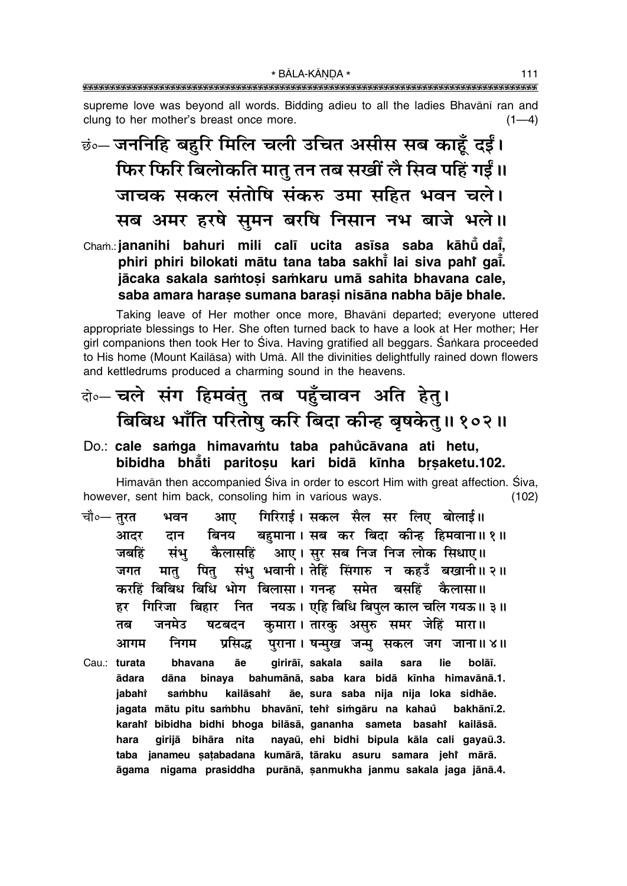supreme love was beyond all words. Bidding adieu to all the ladies Bhavānī ran and clung to her mother's breast once more. (1—4)

छं०— जननिहि बहुरि मिलि चली उचित असीस सब काहूँ दईं।
फिरि फिरि बिलोकति मातु तन तब सखीं लै सिव पहिं गईं॥
जाचक सकल संतोषि संकरु उमा सहित भवन चले।
सब अमर हरषे सुमन बरषि निसान नभ बाजे भले॥

Cham.: **jananihi bahuri mili calī ucita asīsa saba kāhū dal̐,**
**phiri phiri bilokati mātu tana taba sakhī̃ lai siva pahi̐ gal̐.**
**jācaka sakala saṁtoṣi saṁkaru umā sahita bhavana cale,**
**saba amara haraṣe sumana baraṣi nisāna nabha bāje bhale.**

Taking leave of Her mother once more, Bhavānī departed; everyone uttered appropriate blessings to Her. She often turned back to have a look at Her mother; Her girl companions then took Her to Śiva. Having gratified all beggars. Śaṅkara proceeded to His home (Mount Kailāsa) with Umā. All the divinities delightfully rained down flowers and kettledrums produced a charming sound in the heavens.

दो०— चले संग हिमवंतु तब पहुँचावन अति हेतु।
बिबिध भाँति परितोषु करि बिदा कीन्ह बृषकेतु॥ १०२॥

Do.: **cale saṁga himavaṁtu taba pahũcāvana ati hetu,**
**bibidha bhā̃ti paritoṣu kari bidā kīnha bṛṣaketu.102.**

Himavān then accompanied Śiva in order to escort Him with great affection. Śiva, however, sent him back, consoling him in various ways. (102)

चौ०— तुरत भवन आए गिरिराई। सकल सैल सर लिए बोलाई॥
आदर दान बिनय बहुमाना। सब कर बिदा कीन्ह हिमवाना॥ १॥
जबहिं संभु कैलासहिं आए। सुर सब निज निज लोक सिधाए॥
जगत मातु पितु संभु भवानी। तेहिं सिंगारु न कहउँ बखानी॥ २॥
करहिं बिबिध बिधि भोग बिलासा। गनन्ह समेत बसहिं कैलासा॥
हर गिरिजा बिहार नित नयऊ। एहि बिधि बिपुल काल चलि गयऊ॥ ३॥
तब जनमेउ षटबदन कुमारा। तारकु असुरु समर जेहिं मारा॥
आगम निगम प्रसिद्ध पुराना। षन्मुख जन्मु सकल जग जाना॥ ४॥

Cau.: **turata bhavana āe girirāī, sakala saila sara lie bolāī.**
**ādara dāna binaya bahumānā, saba kara bidā kīnha himavānā.1.**
**jabahi̐ saṁbhu kailāsahi̐ āe, sura saba nija nija loka sidhāe.**
**jagata mātu pitu saṁbhu bhavānī, tehi̐ siṁgāru na kahaũ bakhānī.2.**
**karahi̐ bibidha bidhi bhoga bilāsā, gananha sameta basahi̐ kailāsā.**
**hara girijā bihāra nita nayaū, ehi bidhi bipula kāla cali gayaū.3.**
**taba janameu ṣaṭabadana kumārā, tāraku asuru samara jehi̐ mārā.**
**āgama nigama prasiddha purānā, ṣanmukha janmu sakala jaga jānā.4.**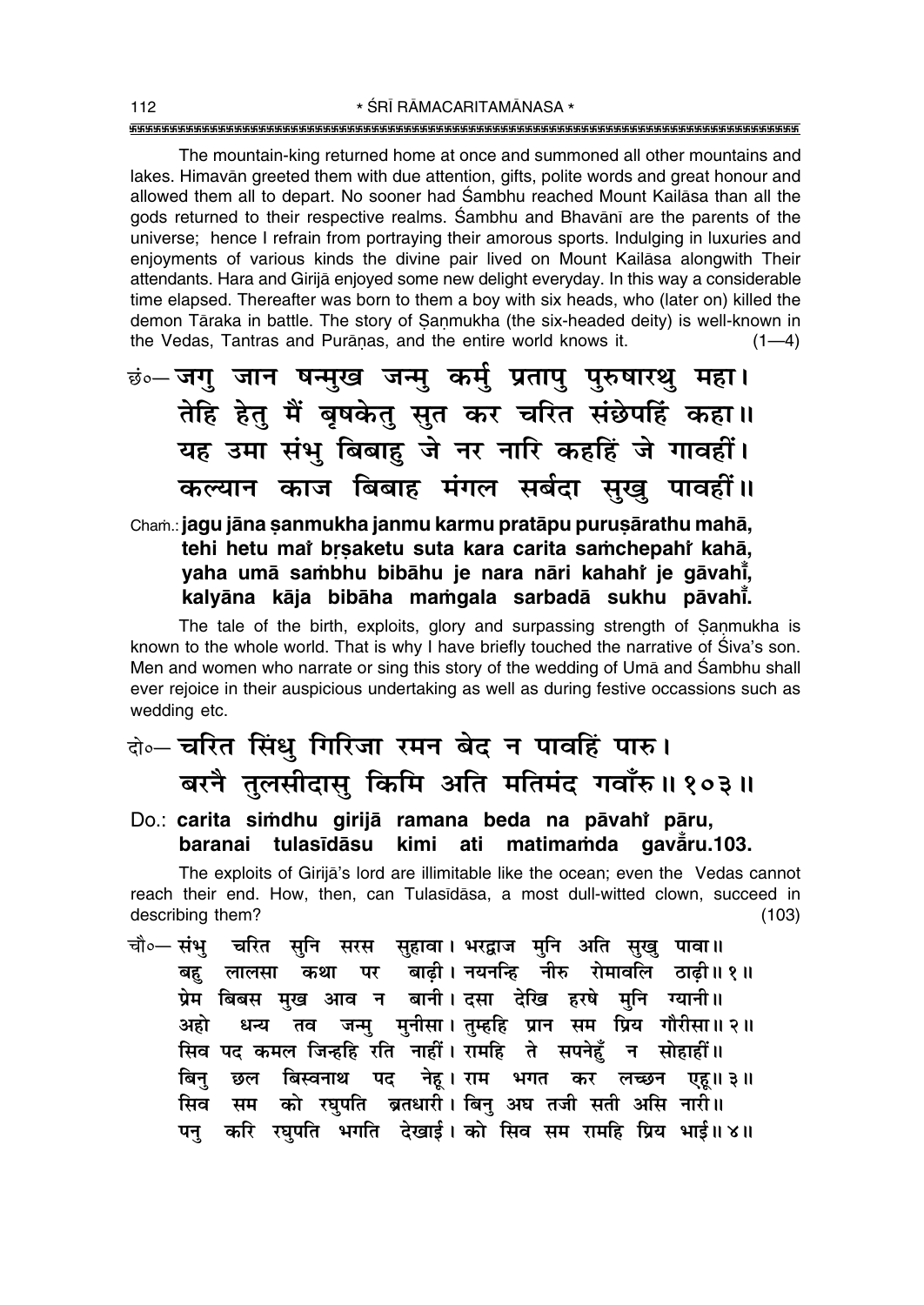The mountain-king returned home at once and summoned all other mountains and lakes. Himavān greeted them with due attention, gifts, polite words and great honour and allowed them all to depart. No sooner had Śambhu reached Mount Kailāsa than all the gods returned to their respective realms. Śambhu and Bhavānī are the parents of the universe; hence I refrain from portraying their amorous sports. Indulging in luxuries and enjoyments of various kinds the divine pair lived on Mount Kailāsa alongwith Their attendants. Hara and Girijā enjoyed some new delight everyday. In this way a considerable time elapsed. Thereafter was born to them a boy with six heads, who (later on) killed the demon Tāraka in battle. The story of Ṣaṇmukha (the six-headed deity) is well-known in the Vedas, Tantras and Purāṇas, and the entire world knows it. (1—4)

छं०— जगु जान षन्मुख जन्मु कर्मु प्रतापु पुरुषारथु महा।
तेहि हेतु मैं बृषकेतु सुत कर चरित संछेपहिं कहा॥
यह उमा संभु बिबाहु जे नर नारि कहहिं जे गावहीं।
कल्यान काज बिबाह मंगल सर्बदा सुखु पावहीं॥

Chaṁ.: **jagu jāna ṣanmukha janmu karmu pratāpu puruṣārathu mahā,**
**tehi hetu maiṁ bṛṣaketu suta kara carita saṁchepahiṁ kahā,**
**yaha umā saṁbhu bibāhu je nara nāri kahahiṁ je gāvahīṁ,**
**kalyāna kāja bibāha maṁgala sarbadā sukhu pāvahīṁ.**

The tale of the birth, exploits, glory and surpassing strength of Ṣaṇmukha is known to the whole world. That is why I have briefly touched the narrative of Śiva's son. Men and women who narrate or sing this story of the wedding of Umā and Śambhu shall ever rejoice in their auspicious undertaking as well as during festive occassions such as wedding etc.

दो०— चरित सिंधु गिरिजा रमन बेद न पावहिं पारु।
बरनै तुलसीदासु किमि अति मतिमंद गवाँरु॥ १०३॥

Do.: **carita siṁdhu girijā ramana beda na pāvahiṁ pāru,**
**baranai tulasīdāsu kimi ati matimaṁda gavām̐ru.103.**

The exploits of Girijā's lord are illimitable like the ocean; even the Vedas cannot reach their end. How, then, can Tulasīdāsa, a most dull-witted clown, succeed in describing them? (103)

चौ०— संभु चरित सुनि सरस सुहावा। भरद्वाज मुनि अति सुखु पावा॥
बहु लालसा कथा पर बाढ़ी। नयनन्हि नीरु रोमावलि ठाढ़ी॥ १॥
प्रेम बिबस मुख आव न बानी। दसा देखि हरषे मुनि ग्यानी॥
अहो धन्य तव जन्मु मुनीसा। तुम्हहि प्रान सम प्रिय गौरीसा॥ २॥
सिव पद कमल जिन्हहि रति नाहीं। रामहि ते सपनेहुँ न सोहाहीं॥
बिनु छल बिस्वनाथ पद नेहू। राम भगत कर लच्छन एहू॥ ३॥
सिव सम को रघुपति ब्रतधारी। बिनु अघ तजी सती असि नारी॥
पनु करि रघुपति भगति देखाई। को सिव सम रामहि प्रिय भाई॥ ४॥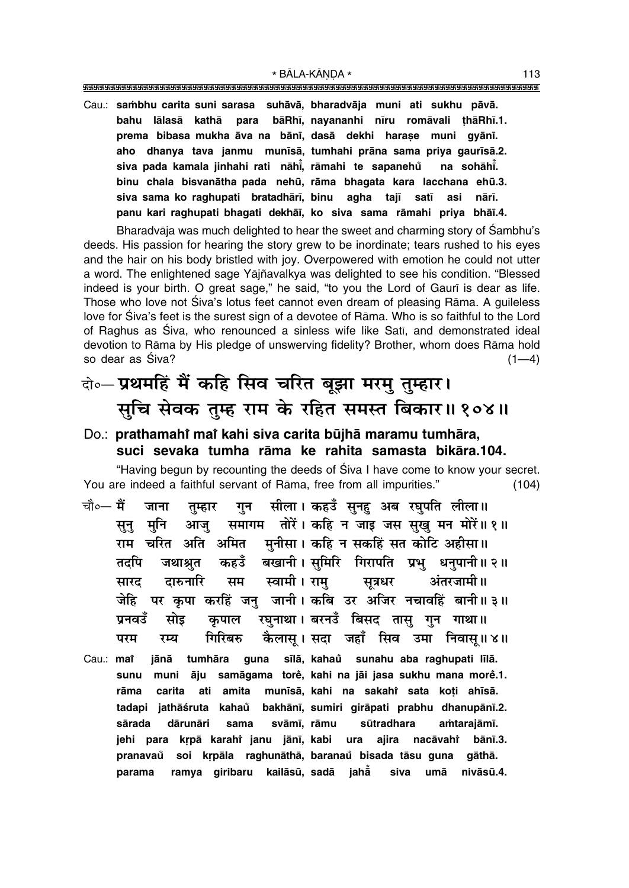Cau.: **sambhu carita suni sarasa suhāvā, bharadvāja muni ati sukhu pāvā. bahu lālasā kathā para bāRhī, nayananhi nīru romāvali ṭhāRhī.1. prema bibasa mukha āva na bānī, dasā dekhi harașe muni gyānī. aho dhanya tava janmu munīsā, tumhahi prāna sama priya gaurīsā.2. siva pada kamala jinhahi rati nāhī̐, rāmahi te sapanehů na sohāhī̐. binu chala bisvanātha pada nehū, rāma bhagata kara lacchana ehū.3. siva sama ko raghupati bratadhārī, binu agha tajī satī asi nārī. panu kari raghupati bhagati dekhāī, ko siva sama rāmahi priya bhāī.4.**

Bharadvāja was much delighted to hear the sweet and charming story of Śambhu's deeds. His passion for hearing the story grew to be inordinate; tears rushed to his eyes and the hair on his body bristled with joy. Overpowered with emotion he could not utter a word. The enlightened sage Yājñavalkya was delighted to see his condition. "Blessed indeed is your birth. O great sage," he said, "to you the Lord of Gaurī is dear as life. Those who love not Śiva's lotus feet cannot even dream of pleasing Rāma. A guileless love for Śiva's feet is the surest sign of a devotee of Rāma. Who is so faithful to the Lord of Raghus as Śiva, who renounced a sinless wife like Satī, and demonstrated ideal devotion to Rāma by His pledge of unswerving fidelity? Brother, whom does Rāma hold so dear as Śiva? (1—4)

## दो०— प्रथमहिं मैं कहि सिव चरित बूझा मरमु तुम्हार। सुचि सेवक तुम्ह राम के रहित समस्त बिकार॥ १०४॥

Do.: **prathamahi̐ mai̐ kahi siva carita būjhā maramu tumhāra, suci sevaka tumha rāma ke rahita samasta bikāra.104.**

"Having begun by recounting the deeds of Śiva I have come to know your secret. You are indeed a faithful servant of Rāma, free from all impurities." (104)

चौ०— मैं जाना तुम्हार गुन सीला। कहउँ सुनहु अब रघुपति लीला॥
सुनु मुनि आजु समागम तोरें। कहि न जाइ जस सुखु मन मोरें॥ १॥
राम चरित अति अमित मुनीसा। कहि न सकहिं सत कोटि अहीसा॥
तदपि जथाश्रुत कहउँ बखानी। सुमिरि गिरापति प्रभु धनुपानी॥ २॥
सारद दारुनारि सम स्वामी। रामु सूत्रधर अंतरजामी॥
जेहि पर कृपा करहिं जनु जानी। कबि उर अजिर नचावहिं बानी॥ ३॥
प्रनवउँ सोइ कृपाल रघुनाथा। बरनउँ बिसद तासु गुन गाथा॥
परम रम्य गिरिबरु कैलासू। सदा जहाँ सिव उमा निवासू॥ ४॥

Cau.: **mai̐ jānā tumhāra guna sīlā, kahaů sunahu aba raghupati līlā. sunu muni āju samāgama torě, kahi na jāi jasa sukhu mana morě.1. rāma carita ati amita munīsā, kahi na sakahi̐ sata koṭi ahīsā. tadapi jathāśruta kahaů bakhānī, sumiri girāpati prabhu dhanupānī.2. sārada dārunāri sama svāmī, rāmu sūtradhara aṁtarajāmī. jehi para kṛpā karahi̐ janu jānī, kabi ura ajira nacāvahi̐ bānī.3. pranavaů soi kṛpāla raghunāthā, baranaů bisada tāsu guna gāthā. parama ramya giribaru kailāsū, sadā jahā̐ siva umā nivāsū.4.**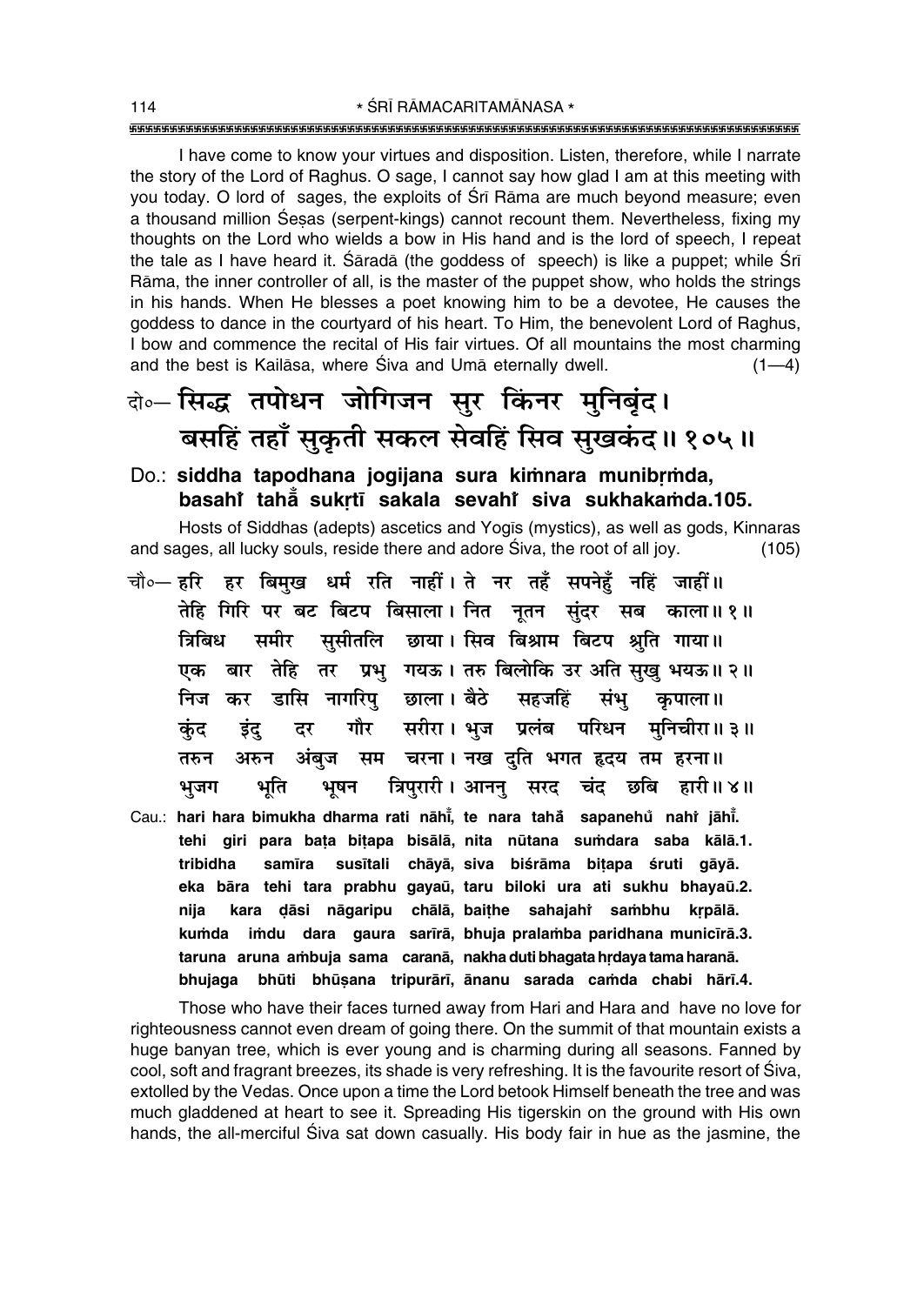I have come to know your virtues and disposition. Listen, therefore, while I narrate the story of the Lord of Raghus. O sage, I cannot say how glad I am at this meeting with you today. O lord of sages, the exploits of Śrī Rāma are much beyond measure; even a thousand million Śeṣas (serpent-kings) cannot recount them. Nevertheless, fixing my thoughts on the Lord who wields a bow in His hand and is the lord of speech, I repeat the tale as I have heard it. Śāradā (the goddess of speech) is like a puppet; while Śrī Rāma, the inner controller of all, is the master of the puppet show, who holds the strings in his hands. When He blesses a poet knowing him to be a devotee, He causes the goddess to dance in the courtyard of his heart. To Him, the benevolent Lord of Raghus, I bow and commence the recital of His fair virtues. Of all mountains the most charming and the best is Kailāsa, where Śiva and Umā eternally dwell. (1—4)

दो०— सिद्ध तपोधन जोगिजन सुर किंनर मुनिबृंद।
बसहिं तहाँ सुकृती सकल सेवहिं सिव सुखकंद॥ १०५॥

**Do.: siddha tapodhana jogijana sura kiṁnara munibṛṁda,**
**basahiṁ tahā̃ sukṛtī sakala sevahiṁ siva sukhakaṁda.105.**

Hosts of Siddhas (adepts) ascetics and Yogīs (mystics), as well as gods, Kinnaras and sages, all lucky souls, reside there and adore Śiva, the root of all joy. (105)

चौ०— हरि हर बिमुख धर्म रति नाहीं। ते नर तहँ सपनेहुँ नहिं जाहीं॥
तेहि गिरि पर बट बिटप बिसाला। नित नूतन सुंदर सब काला॥ १॥
त्रिबिध समीर सुसीतलि छाया। सिव बिश्राम बिटप श्रुति गाया॥
एक बार तेहि तर प्रभु गयऊ। तरु बिलोकि उर अति सुखु भयऊ॥ २॥
निज कर डासि नागरिपु छाला। बैठे सहजहिं संभु कृपाला॥
कुंद इंदु दर गौर सरीरा। भुज प्रलंब परिधन मुनिचीरा॥ ३॥
तरुन अरुन अंबुज सम चरना। नख दुति भगत हृदय तम हरना॥
भुजग भूति भूषन त्रिपुरारी। आननु सरद चंद छबि हारी॥ ४॥

**Cau.: hari hara bimukha dharma rati nāhīṁ, te nara tahā̃ sapanehũ nahiṁ jāhīṁ.**
**tehi giri para baṭa biṭapa bisālā, nita nūtana suṁdara saba kālā.1.**
**tribidha samīra susītali chāyā, siva biśrāma biṭapa śruti gāyā.**
**eka bāra tehi tara prabhu gayaū, taru biloki ura ati sukhu bhayaū.2.**
**nija kara ḍāsi nāgaripu chālā, baiṭhe sahajahiṁ saṁbhu kṛpālā.**
**kuṁda iṁdu dara gaura sarīrā, bhuja pralaṁba paridhana municīrā.3.**
**taruna aruna aṁbuja sama caranā, nakha duti bhagata hṛdaya tama haranā.**
**bhujaga bhūti bhūṣana tripurārī, ānanu sarada caṁda chabi hārī.4.**

Those who have their faces turned away from Hari and Hara and have no love for righteousness cannot even dream of going there. On the summit of that mountain exists a huge banyan tree, which is ever young and is charming during all seasons. Fanned by cool, soft and fragrant breezes, its shade is very refreshing. It is the favourite resort of Śiva, extolled by the Vedas. Once upon a time the Lord betook Himself beneath the tree and was much gladdened at heart to see it. Spreading His tigerskin on the ground with His own hands, the all-merciful Śiva sat down casually. His body fair in hue as the jasmine, the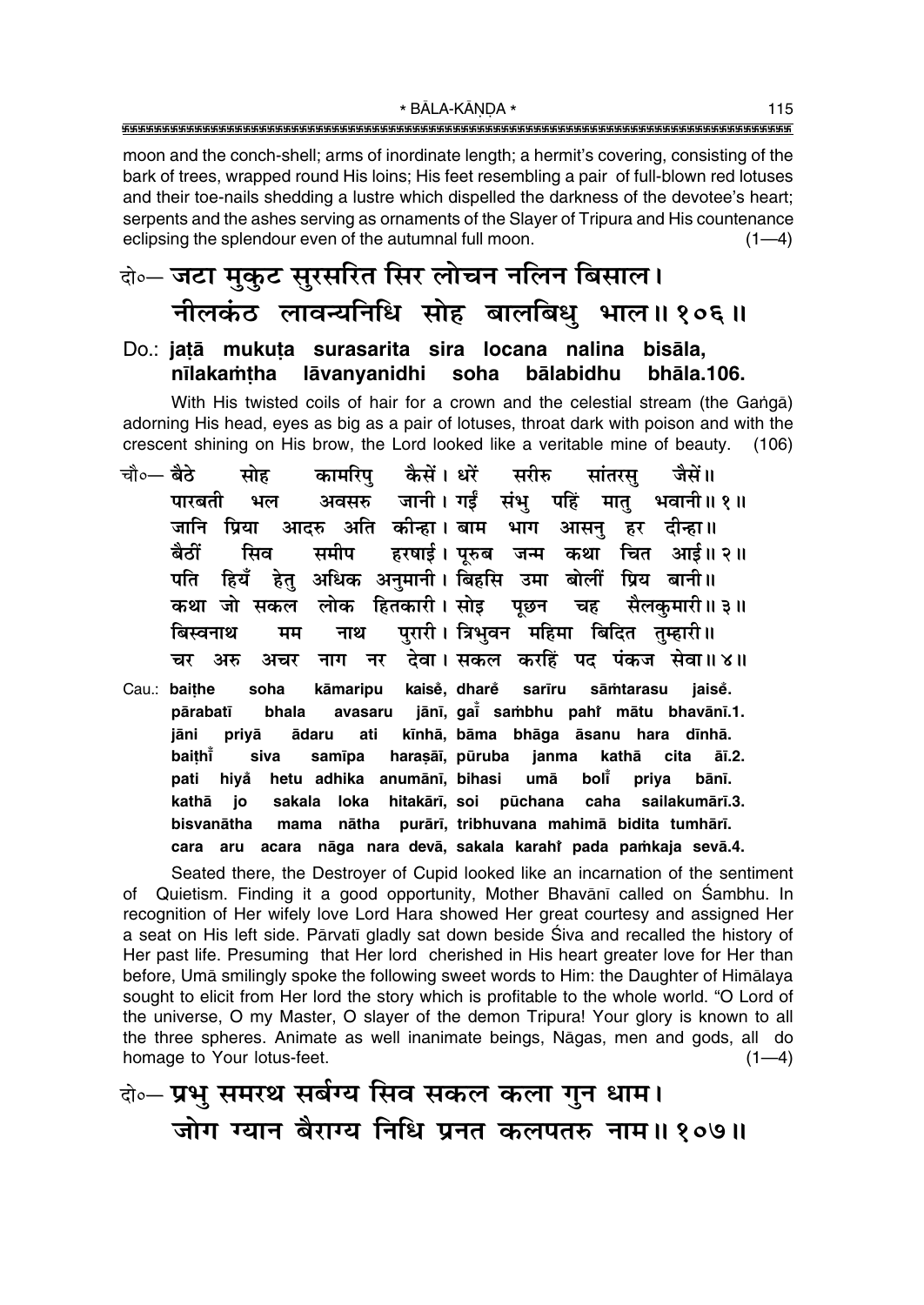moon and the conch-shell; arms of inordinate length; a hermit's covering, consisting of the bark of trees, wrapped round His loins; His feet resembling a pair of full-blown red lotuses and their toe-nails shedding a lustre which dispelled the darkness of the devotee's heart; serpents and the ashes serving as ornaments of the Slayer of Tripura and His countenance eclipsing the splendour even of the autumnal full moon. (1—4)

दो०— जटा मुकुट सुरसरित सिर लोचन नलिन बिसाल।
नीलकंठ लावन्यनिधि सोह बालबिधु भाल॥ १०६॥

Do.: jaṭā mukuṭa surasarita sira locana nalina bisāla,
nīlakaṁṭha lāvanyanidhi soha bālabidhu bhāla.106.

With His twisted coils of hair for a crown and the celestial stream (the Gaṅgā) adorning His head, eyes as big as a pair of lotuses, throat dark with poison and with the crescent shining on His brow, the Lord looked like a veritable mine of beauty. (106)

चौ०— बैठे सोह कामरिपु कैसें। धरें सरीरु सांतरसु जैसें॥
पारबती भल अवसरु जानी। गईं संभु पहिं मातु भवानी॥ १॥
जानि प्रिया आदरु अति कीन्हा। बाम भाग आसनु हर दीन्हा॥
बैठीं सिव समीप हरषाई। पूरुब जन्म कथा चित आई॥ २॥
पति हियँ हेतु अधिक अनुमानी। बिहसि उमा बोलीं प्रिय बानी॥
कथा जो सकल लोक हितकारी। सोइ पूछन चह सैलकुमारी॥ ३॥
बिस्वनाथ मम नाथ पुरारी। त्रिभुवन महिमा बिदित तुम्हारी॥
चर अरु अचर नाग नर देवा। सकल करहिं पद पंकज सेवा॥ ४॥

Cau.: baiṭhe soha kāmaripu kaiseṁ, dhareṁ sarīru sāṁtarasu jaiseṁ.
pārabatī bhala avasaru jānī, gaīṁ saṁbhu pahiṁ mātu bhavānī.1.
jāni priyā ādaru ati kīnhā, bāma bhāga āsanu hara dīnhā.
baiṭhīṁ siva samīpa haraṣāī, pūruba janma kathā cita āī.2.
pati hiyaṁ hetu adhika anumānī, bihasi umā bolīṁ priya bānī.
kathā jo sakala loka hitakārī, soi pūchana caha sailakumārī.3.
bisvanātha mama nātha purārī, tribhuvana mahimā bidita tumhārī.
cara aru acara nāga nara devā, sakala karahiṁ pada paṁkaja sevā.4.

Seated there, the Destroyer of Cupid looked like an incarnation of the sentiment of Quietism. Finding it a good opportunity, Mother Bhavānī called on Śambhu. In recognition of Her wifely love Lord Hara showed Her great courtesy and assigned Her a seat on His left side. Pārvatī gladly sat down beside Śiva and recalled the history of Her past life. Presuming that Her lord cherished in His heart greater love for Her than before, Umā smilingly spoke the following sweet words to Him: the Daughter of Himālaya sought to elicit from Her lord the story which is profitable to the whole world. "O Lord of the universe, O my Master, O slayer of the demon Tripura! Your glory is known to all the three spheres. Animate as well inanimate beings, Nāgas, men and gods, all do homage to Your lotus-feet. (1—4)

दो०— प्रभु समरथ सर्बग्य सिव सकल कला गुन धाम।
जोग ग्यान बैराग्य निधि प्रनत कलपतरु नाम॥ १०७॥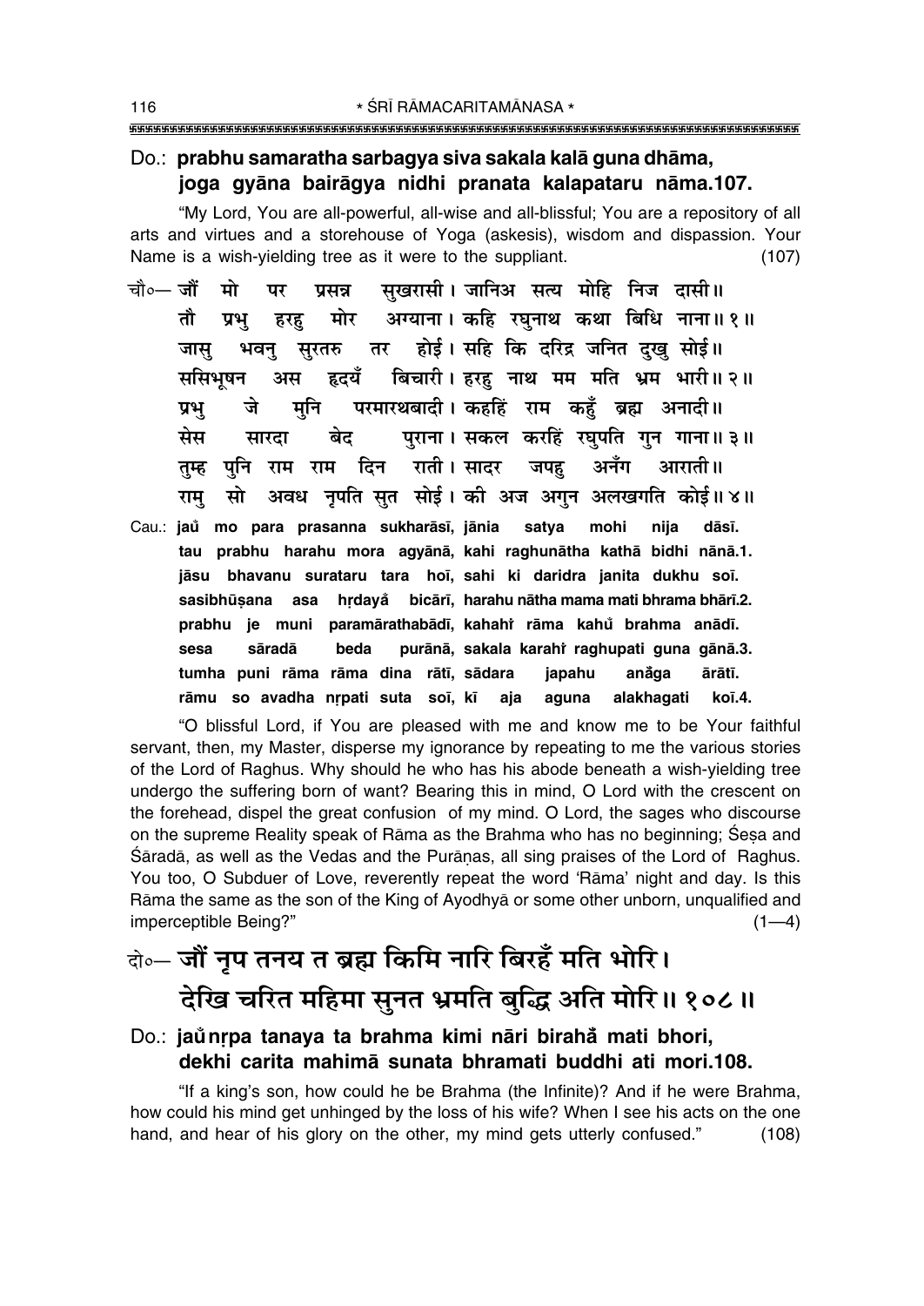Do.: **prabhu samaratha sarbagya siva sakala kalā guna dhāma,**
**joga gyāna bairāgya nidhi pranata kalapataru nāma.107.**

"My Lord, You are all-powerful, all-wise and all-blissful; You are a repository of all arts and virtues and a storehouse of Yoga (askesis), wisdom and dispassion. Your Name is a wish-yielding tree as it were to the suppliant. (107)

चौ०— जौं मो पर प्रसन्न सुखरासी। जानिअ सत्य मोहि निज दासी॥
तौ प्रभु हरहु मोर अग्याना। कहि रघुनाथ कथा बिधि नाना॥ १॥
जासु भवनु सुरतरु तर होई। सहि कि दरिद्र जनित दुखु सोई॥
ससिभूषन अस हृदयँ बिचारी। हरहु नाथ मम मति भ्रम भारी॥ २॥
प्रभु जे मुनि परमारथबादी। कहहिं राम कहुँ ब्रह्म अनादी॥
सेस सारदा बेद पुराना। सकल करहिं रघुपति गुन गाना॥ ३॥
तुम्ह पुनि राम राम दिन राती। सादर जपहु अनँग आराती॥
रामु सो अवध नृपति सुत सोई। की अज अगुन अलखगति कोई॥ ४॥

Cau.: **jaů mo para prasanna sukharāsī, jānia satya mohi nija dāsī.**
**tau prabhu harahu mora agyānā, kahi raghunātha kathā bidhi nānā.1.**
**jāsu bhavanu surataru tara hoī, sahi ki daridra janita dukhu soī.**
**sasibhūṣana asa hṛdayå bicārī, harahu nātha mama mati bhrama bhārī.2.**
**prabhu je muni paramārathabādī, kahahiṁ rāma kahů brahma anādī.**
**sesa sāradā beda purānā, sakala karahiṁ raghupati guna gānā.3.**
**tumha puni rāma rāma dina rātī, sādara japahu anåga ārātī.**
**rāmu so avadha nṛpati suta soī, kī aja aguna alakhagati koī.4.**

"O blissful Lord, if You are pleased with me and know me to be Your faithful servant, then, my Master, disperse my ignorance by repeating to me the various stories of the Lord of Raghus. Why should he who has his abode beneath a wish-yielding tree undergo the suffering born of want? Bearing this in mind, O Lord with the crescent on the forehead, dispel the great confusion of my mind. O Lord, the sages who discourse on the supreme Reality speak of Rāma as the Brahma who has no beginning; Śeṣa and Śāradā, as well as the Vedas and the Purāṇas, all sing praises of the Lord of Raghus. You too, O Subduer of Love, reverently repeat the word 'Rāma' night and day. Is this Rāma the same as the son of the King of Ayodhyā or some other unborn, unqualified and imperceptible Being?" (1—4)

दो०— जौं नृप तनय त ब्रह्म किमि नारि बिरहँ मति भोरि।
देखि चरित महिमा सुनत भ्रमति बुद्धि अति मोरि॥ १०८॥

Do.: **jaůnṛpa tanaya ta brahma kimi nāri birahå mati bhori,**
**dekhi carita mahimā sunata bhramati buddhi ati mori.108.**

"If a king's son, how could he be Brahma (the Infinite)? And if he were Brahma, how could his mind get unhinged by the loss of his wife? When I see his acts on the one hand, and hear of his glory on the other, my mind gets utterly confused." (108)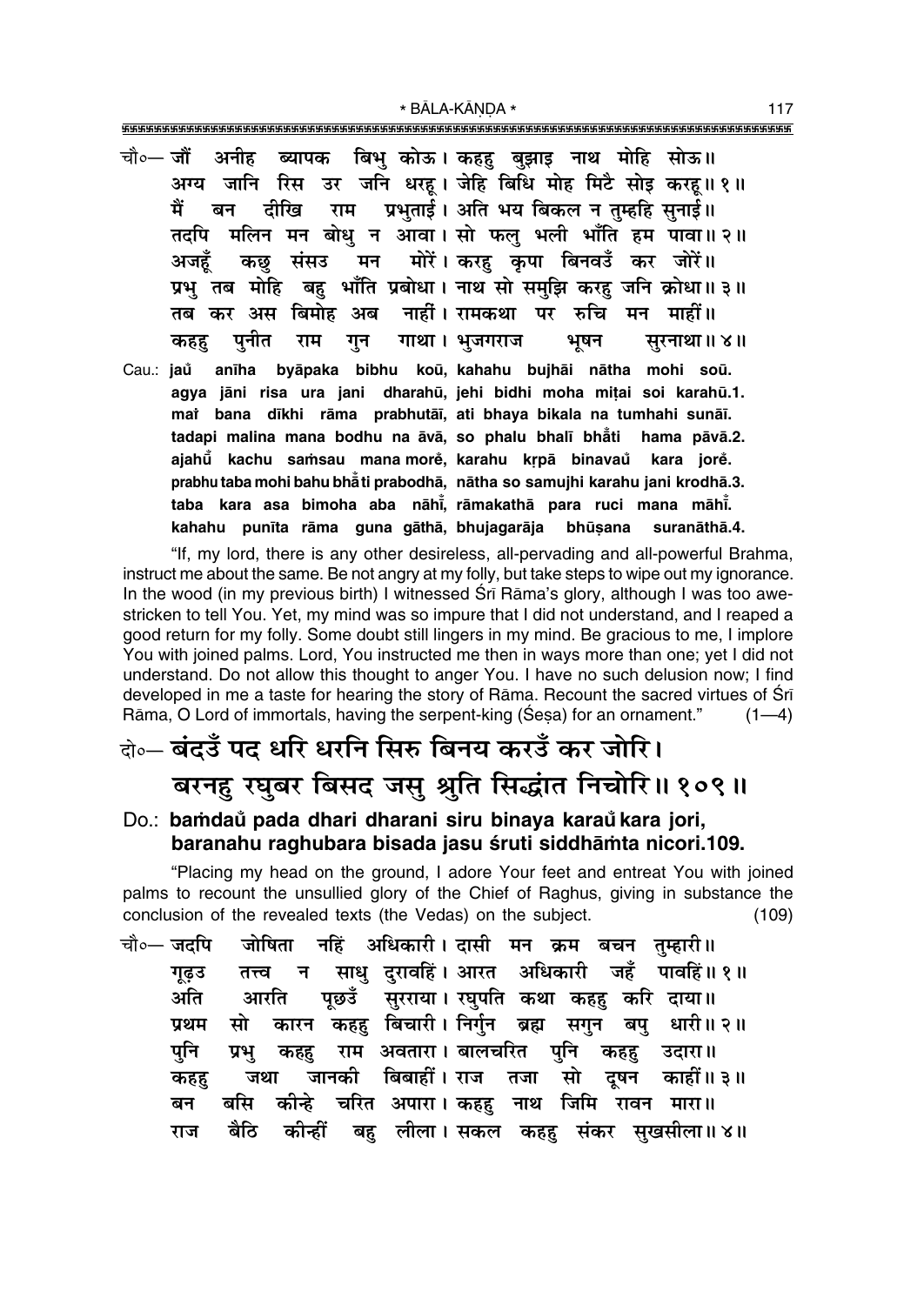चौ०— जौं अनीह ब्यापक बिभु कोऊ। कहहु बुझाइ नाथ मोहि सोऊ॥
अग्य जानि रिस उर जनि धरहू। जेहि बिधि मोह मिटै सोइ करहू॥ १॥
मैं बन दीखि राम प्रभुताई। अति भय बिकल न तुम्हहि सुनाई॥
तदपि मलिन मन बोधु न आवा। सो फलु भली भाँति हम पावा॥ २॥
अजहूँ कछु संसउ मन मोरें। करहु कृपा बिनवउँ कर जोरें॥
प्रभु तब मोहि बहु भाँति प्रबोधा। नाथ सो समुझि करहु जनि क्रोधा॥ ३॥
तब कर अस बिमोह अब नाहीं। रामकथा पर रुचि मन माहीं॥
कहहु पुनीत राम गुन गाथा। भुजगराज भूषन सुरनाथा॥ ४॥

Cau.: jau̐ anīha byāpaka bibhu koū, kahahu bujhāi nātha mohi soū.
agya jāni risa ura jani dharahū, jehi bidhi moha miṭai soi karahū.1.
mai̐ bana dīkhi rāma prabhutāī, ati bhaya bikala na tumhahi sunāī.
tadapi malina mana bodhu na āvā, so phalu bhalī bhā̐ti hama pāvā.2.
ajahū̐ kachu saṁsau mana more̐, karahu kṛpā binavau̐ kara jore̐.
prabhu taba mohi bahu bhā̐ti prabodhā, nātha so samujhi karahu jani krodhā.3.
taba kara asa bimoha aba nāhī̐, rāmakathā para ruci mana māhī̐.
kahahu punīta rāma guna gāthā, bhujagarāja bhūṣana suranāthā.4.

"If, my lord, there is any other desireless, all-pervading and all-powerful Brahma, instruct me about the same. Be not angry at my folly, but take steps to wipe out my ignorance. In the wood (in my previous birth) I witnessed Śrī Rāma's glory, although I was too awe-stricken to tell You. Yet, my mind was so impure that I did not understand, and I reaped a good return for my folly. Some doubt still lingers in my mind. Be gracious to me, I implore You with joined palms. Lord, You instructed me then in ways more than one; yet I did not understand. Do not allow this thought to anger You. I have no such delusion now; I find developed in me a taste for hearing the story of Rāma. Recount the sacred virtues of Śrī Rāma, O Lord of immortals, having the serpent-king (Śeṣa) for an ornament." (1—4)

## दो०— बंदउँ पद धरि धरनि सिरु बिनय करउँ कर जोरि। बरनहु रघुबर बिसद जसु श्रुति सिद्धांत निचोरि॥ १०९॥

**Do.: baṁdau̐ pada dhari dharani siru binaya karau̐ kara jori, baranahu raghubara bisada jasu śruti siddhāṁta nicori.109.**

"Placing my head on the ground, I adore Your feet and entreat You with joined palms to recount the unsullied glory of the Chief of Raghus, giving in substance the conclusion of the revealed texts (the Vedas) on the subject. (109)

चौ०— जदपि जोषिता नहिं अधिकारी। दासी मन क्रम बचन तुम्हारी॥
गूढ़उ तत्त्व न साधु दुरावहिं। आरत अधिकारी जहँ पावहिं॥ १॥
अति आरति पूछउँ सुरराया। रघुपति कथा कहहु करि दाया॥
प्रथम सो कारन कहहु बिचारी। निर्गुन ब्रह्म सगुन बपु धारी॥ २॥
पुनि प्रभु कहहु राम अवतारा। बालचरित पुनि कहहु उदारा॥
कहहु जथा जानकी बिबाहीं। राज तजा सो दूषन काहीं॥ ३॥
बन बसि कीन्हे चरित अपारा। कहहु नाथ जिमि रावन मारा॥
राज बैठि कीन्हीं बहु लीला। सकल कहहु संकर सुखसीला॥ ४॥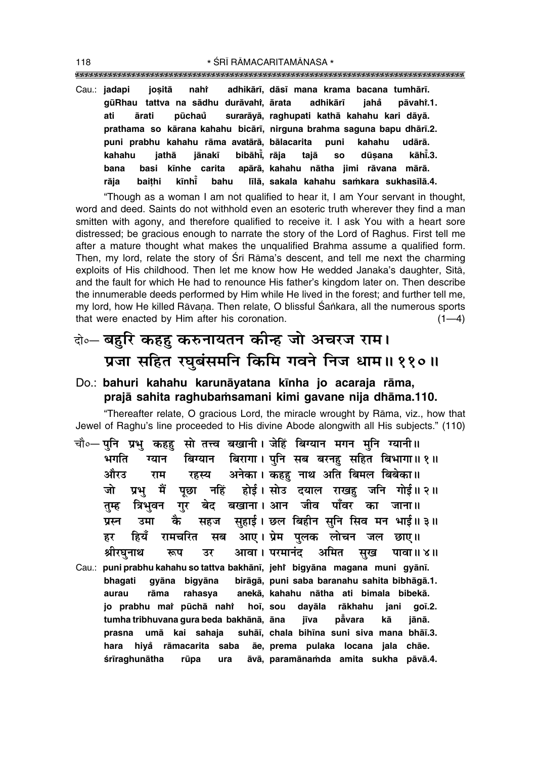Cau.: **jadapi joṣitā nahiṁ adhikārī, dāsī mana krama bacana tumhārī.**
**gūṛhau tattva na sādhu durāvahiṁ, ārata adhikārī jahaẖ pāvahiṁ.1.**
**ati ārati pūchauẖ surarāyā, raghupati kathā kahahu kari dāyā.**
**prathama so kārana kahahu bicārī, nirguna brahma saguna bapu dhārī.2.**
**puni prabhu kahahu rāma avatārā, bālacarita puni kahahu udārā.**
**kahahu jathā jānakī bibāhīṁ, rāja tajā so dūṣana kāhīṁ.3.**
**bana basi kīnhe carita apārā, kahahu nātha jimi rāvana mārā.**
**rāja baiṭhi kīnhīṁ bahu līlā, sakala kahahu saṁkara sukhasīlā.4.**

"Though as a woman I am not qualified to hear it, I am Your servant in thought, word and deed. Saints do not withhold even an esoteric truth wherever they find a man smitten with agony, and therefore qualified to receive it. I ask You with a heart sore distressed; be gracious enough to narrate the story of the Lord of Raghus. First tell me after a mature thought what makes the unqualified Brahma assume a qualified form. Then, my lord, relate the story of Śrī Rāma's descent, and tell me next the charming exploits of His childhood. Then let me know how He wedded Janaka's daughter, Sītā, and the fault for which He had to renounce His father's kingdom later on. Then describe the innumerable deeds performed by Him while He lived in the forest; and further tell me, my lord, how He killed Rāvaṇa. Then relate, O blissful Śaṅkara, all the numerous sports that were enacted by Him after his coronation. (1—4)

## दो०— बहुरि कहहु करुनायतन कीन्ह जो अचरज राम। प्रजा सहित रघुबंसमनि किमि गवने निज धाम॥ ११०॥

Do.: **bahuri kahahu karunāyatana kīnha jo acaraja rāma, prajā sahita raghubaṁsamani kimi gavane nija dhāma.110.**

"Thereafter relate, O gracious Lord, the miracle wrought by Rāma, viz., how that Jewel of Raghu's line proceeded to His divine Abode alongwith all His subjects." (110)

चौ०— पुनि प्रभु कहहु सो तत्त्व बखानी। जेहिं बिग्यान मगन मुनि ग्यानी॥
भगति ग्यान बिग्यान बिरागा। पुनि सब बरनहु सहित बिभागा॥ १॥
औरउ राम रहस्य अनेका। कहहु नाथ अति बिमल बिबेका॥
जो प्रभु मैं पूछा नहिं होई। सोउ दयाल राखहु जनि गोई॥ २॥
तुम्ह त्रिभुवन गुर बेद बखाना। आन जीव पाँवर का जाना॥
प्रस्न उमा कै सहज सुहाई। छल बिहीन सुनि सिव मन भाई॥ ३॥
हर हियँ रामचरित सब आए। प्रेम पुलक लोचन जल छाए॥
श्रीरघुनाथ रूप उर आवा। परमानंद अमित सुख पावा॥ ४॥

Cau.: **puni prabhu kahahu so tattva bakhānī, jehiṁ bigyāna magana muni gyānī.**
**bhagati gyāna bigyāna birāgā, puni saba baranahu sahita bibhāgā.1.**
**aurau rāma rahasya anekā, kahahu nātha ati bimala bibekā.**
**jo prabhu maiṁ pūchā nahiṁ hoī, sou dayāla rākhahu jani goī.2.**
**tumha tribhuvana gura beda bakhānā, āna jīva pāẖvara kā jānā.**
**prasna umā kai sahaja suhāī, chala bihīna suni siva mana bhāī.3.**
**hara hiyaẖ rāmacarita saba āe, prema pulaka locana jala chāe.**
**śrīraghunātha rūpa ura āvā, paramānaṁda amita sukha pāvā.4.**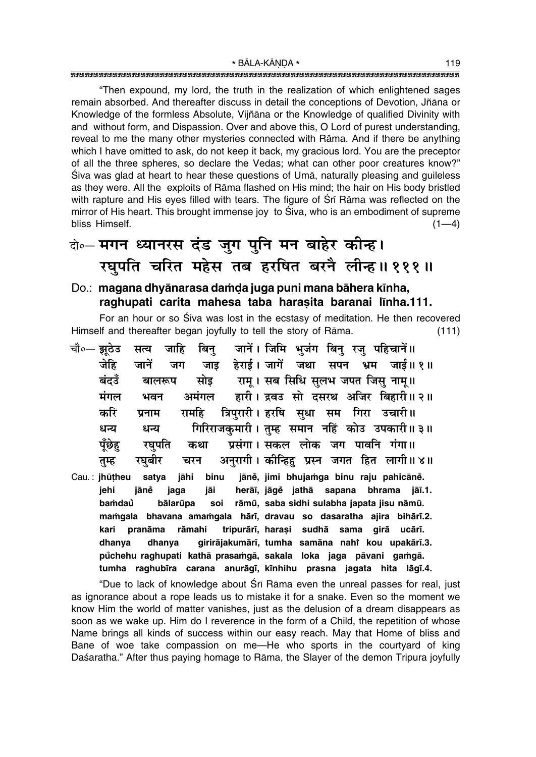"Then expound, my lord, the truth in the realization of which enlightened sages remain absorbed. And thereafter discuss in detail the conceptions of Devotion, Jñāna or Knowledge of the formless Absolute, Vijñāna or the Knowledge of qualified Divinity with and without form, and Dispassion. Over and above this, O Lord of purest understanding, reveal to me the many other mysteries connected with Rāma. And if there be anything which I have omitted to ask, do not keep it back, my gracious lord. You are the preceptor of all the three spheres, so declare the Vedas; what can other poor creatures know?" Śiva was glad at heart to hear these questions of Umā, naturally pleasing and guileless as they were. All the exploits of Rāma flashed on His mind; the hair on His body bristled with rapture and His eyes filled with tears. The figure of Śrī Rāma was reflected on the mirror of His heart. This brought immense joy to Śiva, who is an embodiment of supreme bliss Himself. (1—4)

दो०— **मगन ध्यानरस दंड जुग पुनि मन बाहेर कीन्ह।**
**रघुपति चरित महेस तब हरषित बरनै लीन्ह॥ १११॥**

Do.: **magana dhyānarasa daṁḍa juga puni mana bāhera kīnha,**
**raghupati carita mahesa taba harașita baranai līnha.111.**

For an hour or so Śiva was lost in the ecstasy of meditation. He then recovered Himself and thereafter began joyfully to tell the story of Rāma. (111)

चौ०— झूठेउ सत्य जाहि बिनु जानें। जिमि भुजंग बिनु रजु पहिचानें॥
जेहि जानें जग जाइ हेराई। जागें जथा सपन भ्रम जाई॥ १॥
बंदउँ बालरूप सोइ रामू। सब सिधि सुलभ जपत जिसु नामू॥
मंगल भवन अमंगल हारी। द्रवउ सो दसरथ अजिर बिहारी॥ २॥
करि प्रनाम रामहि त्रिपुरारी। हरषि सुधा सम गिरा उचारी॥
धन्य धन्य गिरिराजकुमारी। तुम्ह समान नहिं कोउ उपकारी॥ ३॥
पूँछेहु रघुपति कथा प्रसंगा। सकल लोक जग पावनि गंगा॥
तुम्ह रघुबीर चरन अनुरागी। कीन्हिहु प्रस्न जगत हित लागी॥ ४॥

Cau.: **jhūṭheu satya jāhi binu jānẽ, jimi bhujaṁga binu raju pahicānẽ.**
**jehi jānẽ jaga jāi herāī, jāgẽ jathā sapana bhrama jāī.1.**
**baṁdaů bālarūpa soi rāmū, saba sidhi sulabha japata jisu nāmū.**
**maṁgala bhavana amaṁgala hārī, dravau so dasaratha ajira bihārī.2.**
**kari pranāma rāmahi tripurārī, harași sudhā sama girā ucārī.**
**dhanya dhanya girirājakumārī, tumha samāna nahiṁ kou upakārī.3.**
**pūchehu raghupati kathā prasaṁgā, sakala loka jaga pāvani gaṁgā.**
**tumha raghubīra carana anurāgī, kīnhihu prasna jagata hita lāgī.4.**

"Due to lack of knowledge about Śrī Rāma even the unreal passes for real, just as ignorance about a rope leads us to mistake it for a snake. Even so the moment we know Him the world of matter vanishes, just as the delusion of a dream disappears as soon as we wake up. Him do I reverence in the form of a Child, the repetition of whose Name brings all kinds of success within our easy reach. May that Home of bliss and Bane of woe take compassion on me—He who sports in the courtyard of king Daśaratha." After thus paying homage to Rāma, the Slayer of the demon Tripura joyfully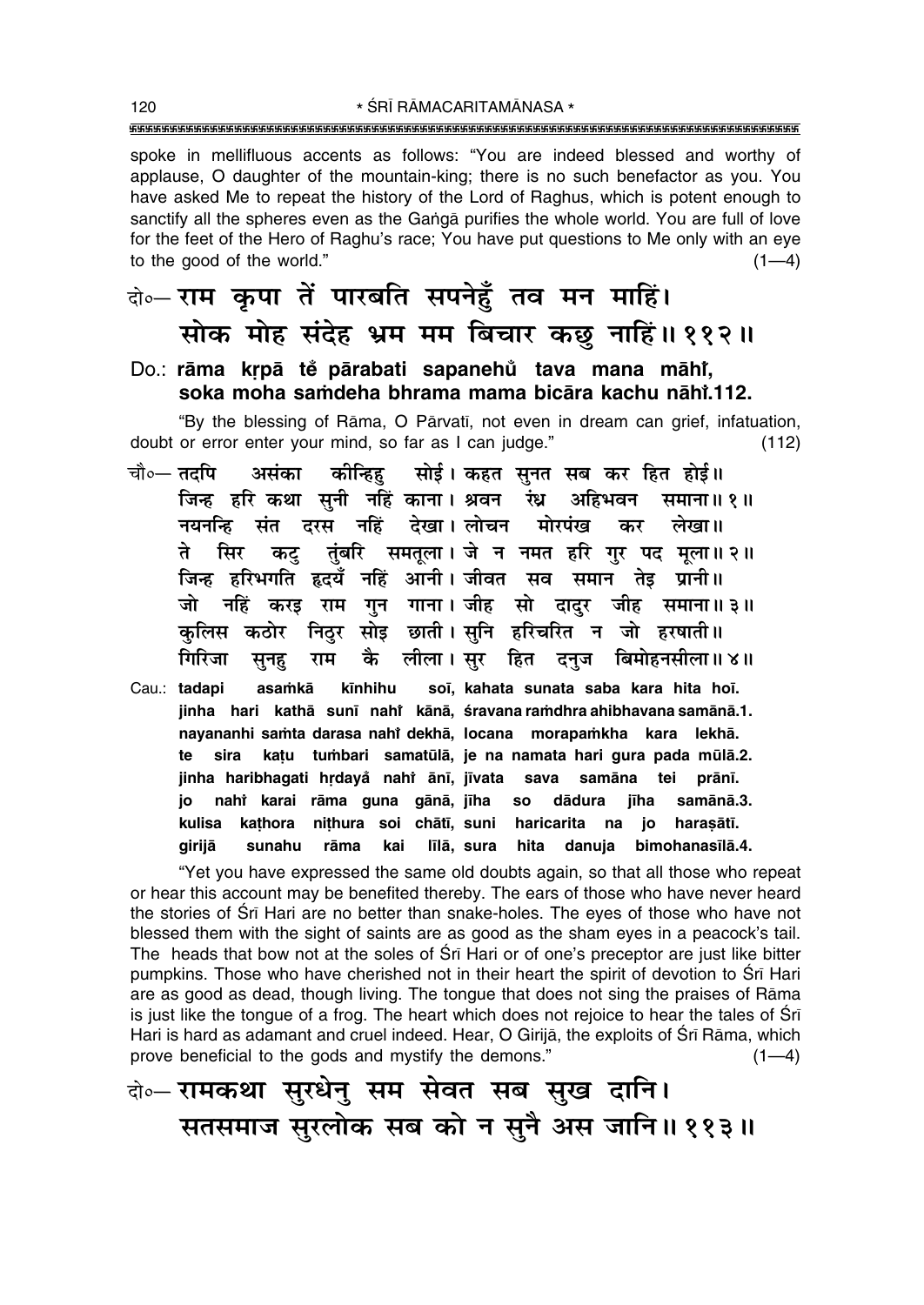spoke in mellifluous accents as follows: "You are indeed blessed and worthy of applause, O daughter of the mountain-king; there is no such benefactor as you. You have asked Me to repeat the history of the Lord of Raghus, which is potent enough to sanctify all the spheres even as the Gaṅgā purifies the whole world. You are full of love for the feet of the Hero of Raghu's race; You have put questions to Me only with an eye to the good of the world." (1—4)

दो०— राम कृपा तें पारबति सपनेहुँ तव मन माहिं।
सोक मोह संदेह भ्रम मम बिचार कछु नाहिं॥ ११२॥

Do.: **rāma kṛpā tẽ pārabati sapanehũ tava mana māhĩ,**
**soka moha saṁdeha bhrama mama bicāra kachu nāhĩ.112.**

"By the blessing of Rāma, O Pārvatī, not even in dream can grief, infatuation, doubt or error enter your mind, so far as I can judge." (112)

चौ०— तदपि असंका कीन्हिहु सोई। कहत सुनत सब कर हित होई॥
जिन्ह हरि कथा सुनी नहिं काना। श्रवन रंध्र अहिभवन समाना॥ १॥
नयनन्हि संत दरस नहिं देखा। लोचन मोरपंख कर लेखा॥
ते सिर कटु तुंबरि समतूला। जे न नमत हरि गुर पद मूला॥ २॥
जिन्ह हरिभगति हृदयँ नहिं आनी। जीवत सव समान तेइ प्रानी॥
जो नहिं करइ राम गुन गाना। जीह सो दादुर जीह समाना॥ ३॥
कुलिस कठोर निठुर सोइ छाती। सुनि हरिचरित न जो हरषाती॥
गिरिजा सुनहु राम कै लीला। सुर हित दनुज बिमोहनसीला॥ ४॥

Cau.: **tadapi asaṁkā kīnhihu soī, kahata sunata saba kara hita hoī.**
**jinha hari kathā sunī nahĩ kānā, śravana raṁdhra ahibhavana samānā.1.**
**nayananhi saṁta darasa nahĩ dekhā, locana morapaṁkha kara lekhā.**
**te sira kaṭu tuṁbari samatūlā, je na namata hari gura pada mūlā.2.**
**jinha haribhagati hṛdayã nahĩ ānī, jīvata sava samāna tei prānī.**
**jo nahĩ karai rāma guna gānā, jīha so dādura jīha samānā.3.**
**kulisa kaṭhora niṭhura soi chātī, suni haricarita na jo haraṣātī.**
**girijā sunahu rāma kai līlā, sura hita danuja bimohanasīlā.4.**

"Yet you have expressed the same old doubts again, so that all those who repeat or hear this account may be benefited thereby. The ears of those who have never heard the stories of Śrī Hari are no better than snake-holes. The eyes of those who have not blessed them with the sight of saints are as good as the sham eyes in a peacock's tail. The heads that bow not at the soles of Śrī Hari or of one's preceptor are just like bitter pumpkins. Those who have cherished not in their heart the spirit of devotion to Śrī Hari are as good as dead, though living. The tongue that does not sing the praises of Rāma is just like the tongue of a frog. The heart which does not rejoice to hear the tales of Śrī Hari is hard as adamant and cruel indeed. Hear, O Girijā, the exploits of Śrī Rāma, which prove beneficial to the gods and mystify the demons." (1—4)

दो०— रामकथा सुरधेनु सम सेवत सब सुख दानि।
सतसमाज सुरलोक सब को न सुनै अस जानि॥ ११३॥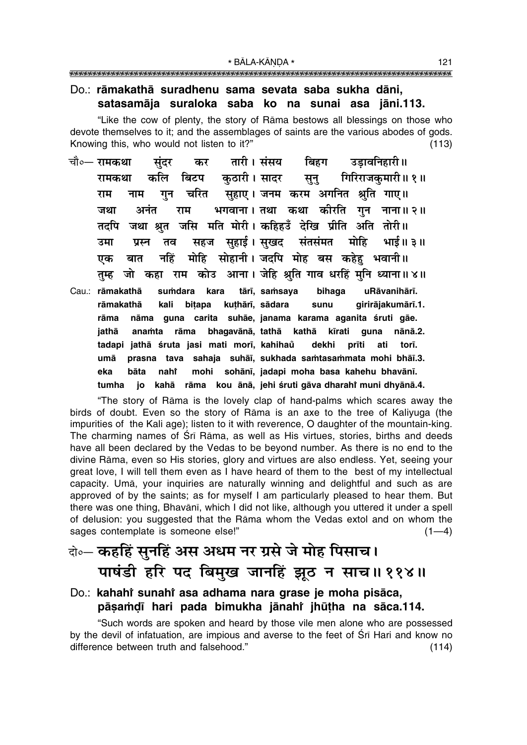Do.: **rāmakathā suradhenu sama sevata saba sukha dāni,**
**satasamāja suraloka saba ko na sunai asa jāni.113.**

"Like the cow of plenty, the story of Rāma bestows all blessings on those who devote themselves to it; and the assemblages of saints are the various abodes of gods. Knowing this, who would not listen to it?" (113)

चौ०— रामकथा सुंदर कर तारी। संसय बिहग उड़ावनिहारी॥
रामकथा कलि बिटप कुठारी। सादर सुनु गिरिराजकुमारी॥ १॥
राम नाम गुन चरित सुहाए। जनम करम अगनित श्रुति गाए॥
जथा अनंत राम भगवाना। तथा कथा कीरति गुन नाना॥ २॥
तदपि जथा श्रुत जसि मति मोरी। कहिहउँ देखि प्रीति अति तोरी॥
उमा प्रस्न तव सहज सुहाई। सुखद संतसंमत मोहि भाई॥ ३॥
एक बात नहिं मोहि सोहानी। जदपि मोह बस कहेहु भवानी॥
तुम्ह जो कहा राम कोउ आना। जेहि श्रुति गाव धरहिं मुनि ध्याना॥ ४॥

Cau.: **rāmakathā sumdara kara tārī, samsaya bihaga uRāvanihārī.**
**rāmakathā kali biṭapa kuṭhārī, sādara sunu girirājakumārī.1.**
**rāma nāma guna carita suhāe, janama karama aganita śruti gāe.**
**jathā anamta rāma bhagavānā, tathā kathā kīrati guna nānā.2.**
**tadapi jathā śruta jasi mati morī, kahihaů dekhi prīti ati torī.**
**umā prasna tava sahaja suhāī, sukhada samtasammata mohi bhāī.3.**
**eka bāta nahi̐ mohi sohānī, jadapi moha basa kahehu bhavānī.**
**tumha jo kahā rāma kou ānā, jehi śruti gāva dharahi̐ muni dhyānā.4.**

"The story of Rāma is the lovely clap of hand-palms which scares away the birds of doubt. Even so the story of Rāma is an axe to the tree of Kaliyuga (the impurities of the Kali age); listen to it with reverence, O daughter of the mountain-king. The charming names of Śrī Rāma, as well as His virtues, stories, births and deeds have all been declared by the Vedas to be beyond number. As there is no end to the divine Rāma, even so His stories, glory and virtues are also endless. Yet, seeing your great love, I will tell them even as I have heard of them to the best of my intellectual capacity. Umā, your inquiries are naturally winning and delightful and such as are approved of by the saints; as for myself I am particularly pleased to hear them. But there was one thing, Bhavānī, which I did not like, although you uttered it under a spell of delusion: you suggested that the Rāma whom the Vedas extol and on whom the sages contemplate is someone else!" (1—4)

दो०— कहहिं सुनहिं अस अधम नर ग्रसे जे मोह पिसाच।
पाषंडी हरि पद बिमुख जानहिं झूठ न साच॥ ११४॥

Do.: **kahahi̐ sunahi̐ asa adhama nara grase je moha pisāca,**
**pāṣamḍī hari pada bimukha jānahi̐ jhūṭha na sāca.114.**

"Such words are spoken and heard by those vile men alone who are possessed by the devil of infatuation, are impious and averse to the feet of Śrī Hari and know no difference between truth and falsehood." (114)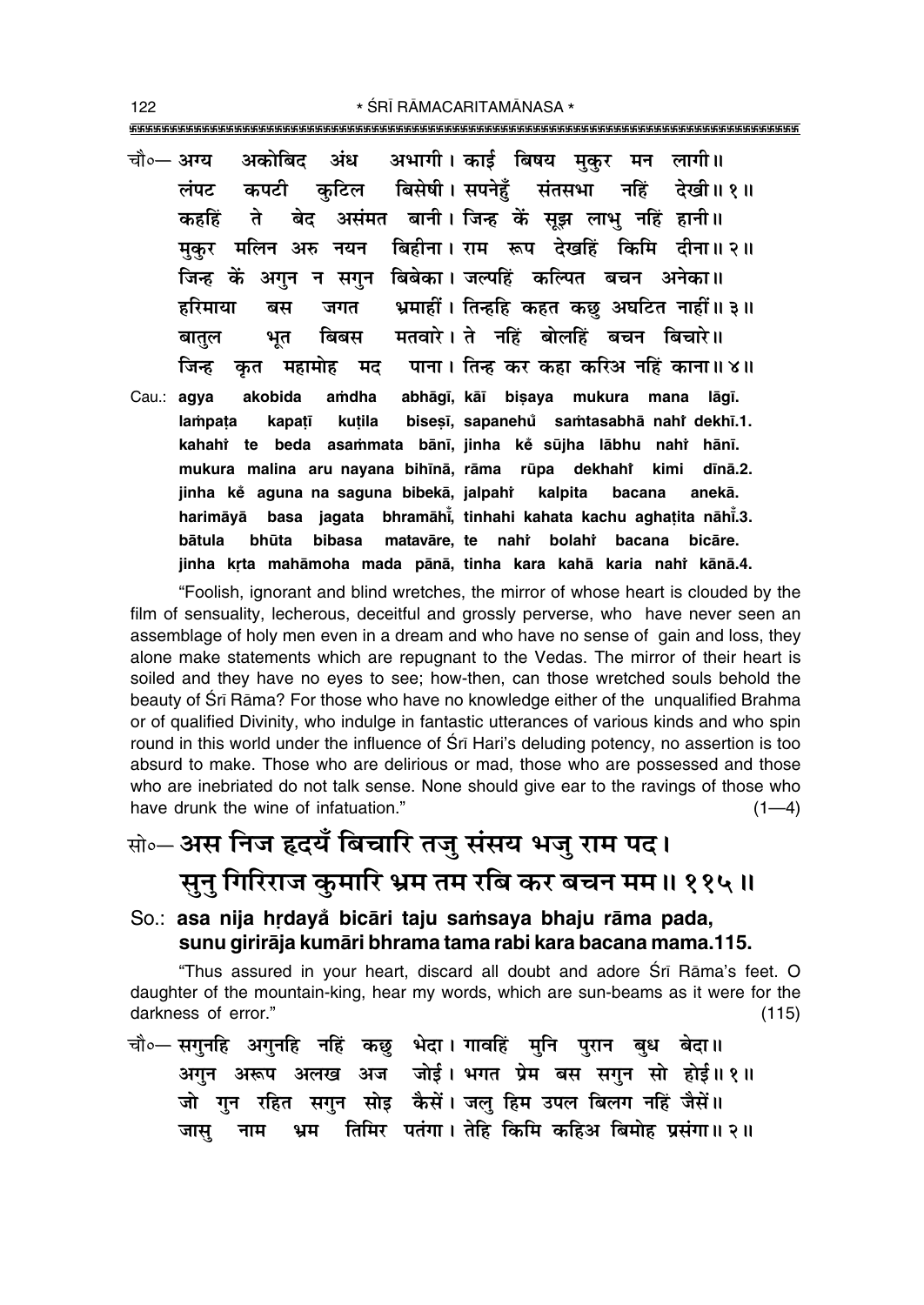चौ०— अग्य अकोबिद अंध अभागी। काई बिषय मुकुर मन लागी॥
लंपट कपटी कुटिल बिसेषी। सपनेहुँ संतसभा नहिं देखी॥ १॥
कहहिं ते बेद असंमत बानी। जिन्ह कें सूझ लाभु नहिं हानी॥
मुकुर मलिन अरु नयन बिहीना। राम रूप देखहिं किमि दीना॥ २॥
जिन्ह कें अगुन न सगुन बिबेका। जल्पहिं कल्पित बचन अनेका॥
हरिमाया बस जगत भ्रमाहीं। तिन्हहि कहत कछु अघटित नाहीं॥ ३॥
बातुल भूत बिबस मतवारे। ते नहिं बोलहिं बचन बिचारे॥
जिन्ह कृत महामोह मद पाना। तिन्ह कर कहा करिअ नहिं काना॥ ४॥

Cau.: agya akobida aṁdha abhāgī, kāī biṣaya mukura mana lāgī.
lampaṭa kapaṭī kuṭila biseṣī, sapanehu̐ saṁtasabhā nahi̐ dekhī.1.
kahahi̐ te beda asaṁmata bānī, jinha ke̐ sūjha lābhu nahi̐ hānī.
mukura malina aru nayana bihīnā, rāma rūpa dekhahi̐ kimi dīnā.2.
jinha ke̐ aguna na saguna bibekā, jalpahi̐ kalpita bacana anekā.
harimāyā basa jagata bhramāhī̐, tinhahi kahata kachu aghaṭita nāhī̐.3.
bātula bhūta bibasa matavāre, te nahi̐ bolahi̐ bacana bicāre.
jinha kṛta mahāmoha mada pānā, tinha kara kahā karia nahi̐ kānā.4.

"Foolish, ignorant and blind wretches, the mirror of whose heart is clouded by the film of sensuality, lecherous, deceitful and grossly perverse, who have never seen an assemblage of holy men even in a dream and who have no sense of gain and loss, they alone make statements which are repugnant to the Vedas. The mirror of their heart is soiled and they have no eyes to see; how-then, can those wretched souls behold the beauty of Śrī Rāma? For those who have no knowledge either of the unqualified Brahma or of qualified Divinity, who indulge in fantastic utterances of various kinds and who spin round in this world under the influence of Śrī Hari's deluding potency, no assertion is too absurd to make. Those who are delirious or mad, those who are possessed and those who are inebriated do not talk sense. None should give ear to the ravings of those who have drunk the wine of infatuation." (1—4)

## सो०— अस निज हृदयँ बिचारि तजु संसय भजु राम पद। सुनु गिरिराज कुमारि भ्रम तम रबि कर बचन मम॥ ११५॥

**So.: asa nija hṛdaya̐ bicāri taju saṁsaya bhaju rāma pada, sunu girirāja kumāri bhrama tama rabi kara bacana mama.115.**

"Thus assured in your heart, discard all doubt and adore Śrī Rāma's feet. O daughter of the mountain-king, hear my words, which are sun-beams as it were for the darkness of error." (115)

चौ०— सगुनहि अगुनहि नहिं कछु भेदा। गावहिं मुनि पुरान बुध बेदा॥
अगुन अरूप अलख अज जोई। भगत प्रेम बस सगुन सो होई॥ १॥
जो गुन रहित सगुन सोइ कैसें। जलु हिम उपल बिलग नहिं जैसें॥
जासु नाम भ्रम तिमिर पतंगा। तेहि किमि कहिअ बिमोह प्रसंगा॥ २॥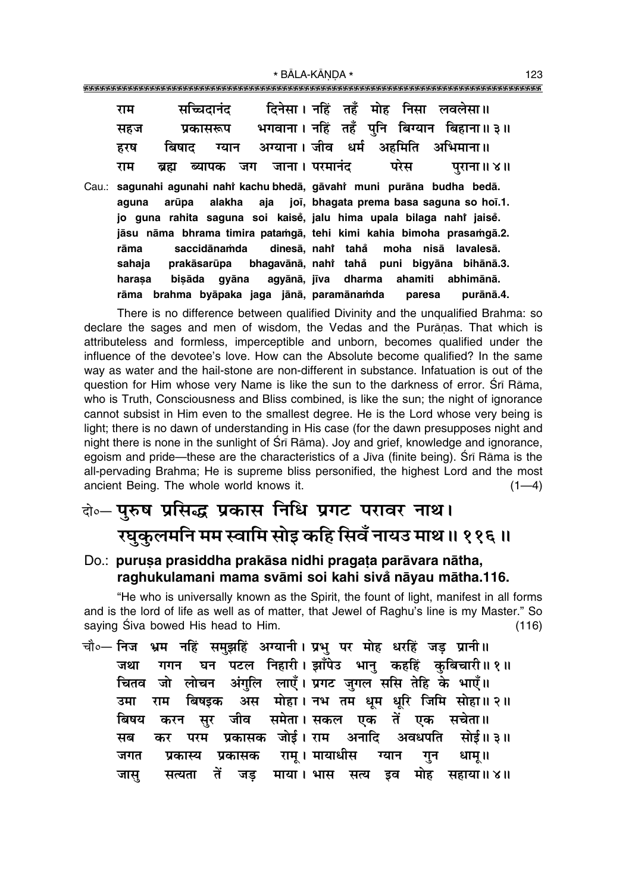राम सच्चिदानंद दिनेसा। नहिं तहँ मोह निसा लवलेसा॥
सहज प्रकासरूप भगवाना। नहिं तहँ पुनि बिग्यान बिहाना॥ ३॥
हरष बिषाद ग्यान अग्याना। जीव धर्म अहमिति अभिमाना॥
राम ब्रह्म ब्यापक जग जाना। परमानंद परेस पुराना॥ ४॥

Cau.: **sagunahi agunahi nahi̐ kachu bhedā, gāvahi̐ muni purāna budha bedā.**
**aguna arūpa alakha aja joī, bhagata prema basa saguna so hoī.1.**
**jo guna rahita saguna soi kaise̐, jalu hima upala bilaga nahi̐ jaise̐.**
**jāsu nāma bhrama timira pataṁgā, tehi kimi kahia bimoha prasaṁgā.2.**
**rāma saccidānaṁda dinesā, nahi̐ taha̐ moha nisā lavalesā.**
**sahaja prakāsarūpa bhagavānā, nahi̐ taha̐ puni bigyāna bihānā.3.**
**haraṣa biṣāda gyāna agyānā, jīva dharma ahamiti abhimānā.**
**rāma brahma byāpaka jaga jānā, paramānaṁda paresa purānā.4.**

There is no difference between qualified Divinity and the unqualified Brahma: so declare the sages and men of wisdom, the Vedas and the Purāṇas. That which is attributeless and formless, imperceptible and unborn, becomes qualified under the influence of the devotee's love. How can the Absolute become qualified? In the same way as water and the hail-stone are non-different in substance. Infatuation is out of the question for Him whose very Name is like the sun to the darkness of error. Śrī Rāma, who is Truth, Consciousness and Bliss combined, is like the sun; the night of ignorance cannot subsist in Him even to the smallest degree. He is the Lord whose very being is light; there is no dawn of understanding in His case (for the dawn presupposes night and night there is none in the sunlight of Śrī Rāma). Joy and grief, knowledge and ignorance, egoism and pride—these are the characteristics of a Jīva (finite being). Śrī Rāma is the all-pervading Brahma; He is supreme bliss personified, the highest Lord and the most ancient Being. The whole world knows it. (1—4)

## दो०— पुरुष प्रसिद्ध प्रकास निधि प्रगट परावर नाथ। रघुकुलमनि मम स्वामि सोइ कहि सिवँ नायउ माथ॥ ११६॥

### Do.: **puruṣa prasiddha prakāsa nidhi pragaṭa parāvara nātha, raghukulamani mama svāmi soi kahi siva̐ nāyau mātha.116.**

"He who is universally known as the Spirit, the fount of light, manifest in all forms and is the lord of life as well as of matter, that Jewel of Raghu's line is my Master." So saying Śiva bowed His head to Him. (116)

चौ०— निज भ्रम नहिं समुझहिं अग्यानी। प्रभु पर मोह धरहिं जड़ प्रानी॥
जथा गगन घन पटल निहारी। झाँपेउ भानु कहहिं कुबिचारी॥ १॥
चितव जो लोचन अंगुलि लाएँ। प्रगट जुगल ससि तेहि के भाएँ॥
उमा राम बिषइक अस मोहा। नभ तम धूम धूरि जिमि सोहा॥ २॥
बिषय करन सुर जीव समेता। सकल एक तें एक सचेता॥
सब कर परम प्रकासक जोई। राम अनादि अवधपति सोई॥ ३॥
जगत प्रकास्य प्रकासक रामू। मायाधीस ग्यान गुन धामू॥
जासु सत्यता तें जड़ माया। भास सत्य इव मोह सहाया॥ ४॥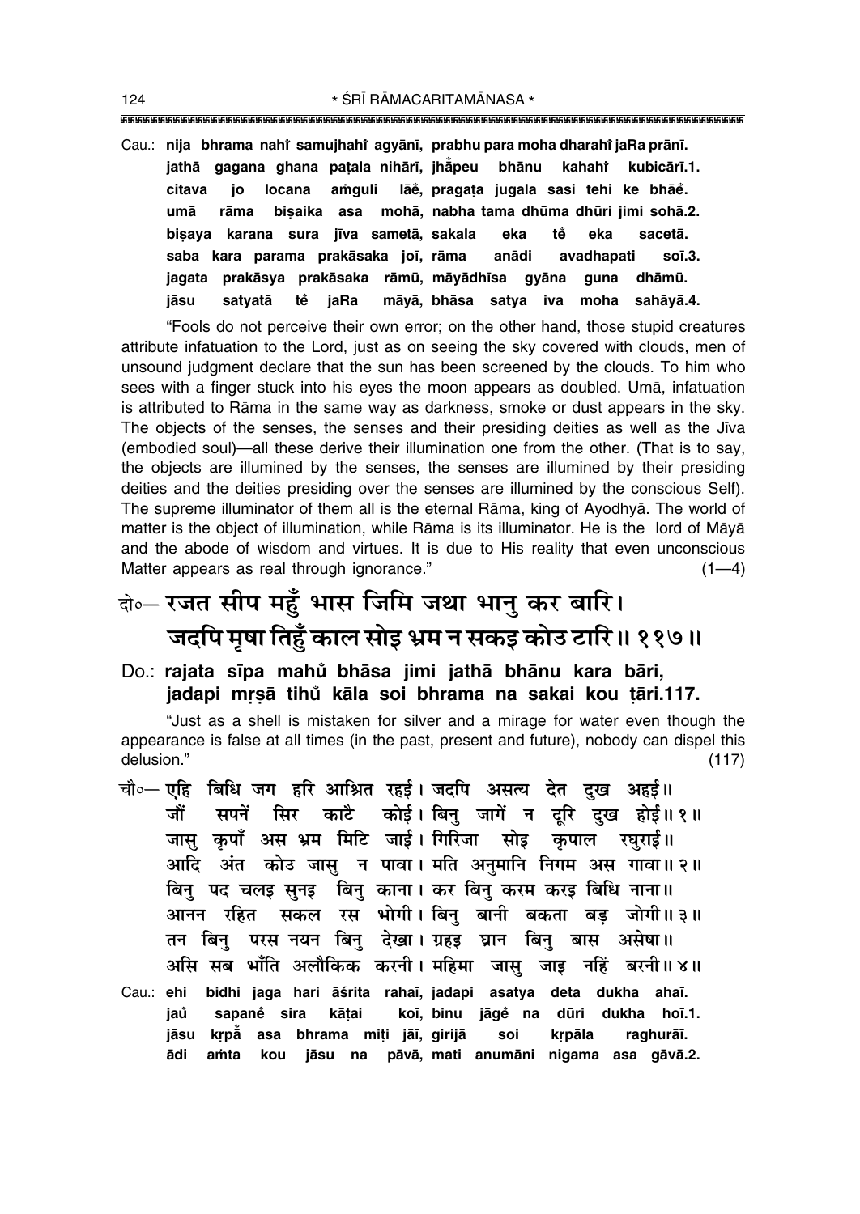Cau.: **nija bhrama nahi̐ samujhahi̐ agyānī, prabhu para moha dharahi̐ jaRa prānī.**
**jathā gagana ghana paṭala nihārī, jha̐peu bhānu kahahi̐ kubicārī.1.**
**citava jo locana aṁguli lāe̐, pragaṭa jugala sasi tehi ke bhāe̐.**
**umā rāma biṣaika asa mohā, nabha tama dhūma dhūri jimi sohā.2.**
**biṣaya karana sura jīva sametā, sakala eka te̐ eka sacetā.**
**saba kara parama prakāsaka joī, rāma anādi avadhapati soī.3.**
**jagata prakāsya prakāsaka rāmū, māyādhīsa gyāna guna dhāmū.**
**jāsu satyatā te̐ jaRa māyā, bhāsa satya iva moha sahāyā.4.**

"Fools do not perceive their own error; on the other hand, those stupid creatures attribute infatuation to the Lord, just as on seeing the sky covered with clouds, men of unsound judgment declare that the sun has been screened by the clouds. To him who sees with a finger stuck into his eyes the moon appears as doubled. Umā, infatuation is attributed to Rāma in the same way as darkness, smoke or dust appears in the sky. The objects of the senses, the senses and their presiding deities as well as the Jīva (embodied soul)—all these derive their illumination one from the other. (That is to say, the objects are illumined by the senses, the senses are illumined by their presiding deities and the deities presiding over the senses are illumined by the conscious Self). The supreme illuminator of them all is the eternal Rāma, king of Ayodhyā. The world of matter is the object of illumination, while Rāma is its illuminator. He is the lord of Māyā and the abode of wisdom and virtues. It is due to His reality that even unconscious Matter appears as real through ignorance." (1—4)

दो०— रजत सीप महुँ भास जिमि जथा भानु कर बारि।
जदपि मृषा तिहुँ काल सोइ भ्रम न सकइ कोउ टारि॥ ११७॥

Do.: **rajata sīpa mahu̐ bhāsa jimi jathā bhānu kara bāri,**
**jadapi mṛṣā tihu̐ kāla soi bhrama na sakai kou ṭāri.117.**

"Just as a shell is mistaken for silver and a mirage for water even though the appearance is false at all times (in the past, present and future), nobody can dispel this delusion." (117)

चौ०— एहि बिधि जग हरि आश्रित रहई। जदपि असत्य देत दुख अहई॥
जौं सपनें सिर काटै कोई। बिनु जागें न दूरि दुख होई॥ १॥
जासु कृपाँ अस भ्रम मिटि जाई। गिरिजा सोइ कृपाल रघुराई॥
आदि अंत कोउ जासु न पावा। मति अनुमानि निगम अस गावा॥ २॥
बिनु पद चलइ सुनइ बिनु काना। कर बिनु करम करइ बिधि नाना॥
आनन रहित सकल रस भोगी। बिनु बानी बकता बड़ जोगी॥ ३॥
तन बिनु परस नयन बिनु देखा। ग्रहइ घ्रान बिनु बास असेषा॥
असि सब भाँति अलौकिक करनी। महिमा जासु जाइ नहिं बरनी॥ ४॥

Cau.: **ehi bidhi jaga hari āśrita rahaī, jadapi asatya deta dukha ahaī.**
**jau̐ sapane̐ sira kāṭai koī, binu jāge̐ na dūri dukha hoī.1.**
**jāsu kṛpā̐ asa bhrama miṭi jāī, girijā soi kṛpāla raghurāī.**
**ādi aṁta kou jāsu na pāvā, mati anumāni nigama asa gāvā.2.**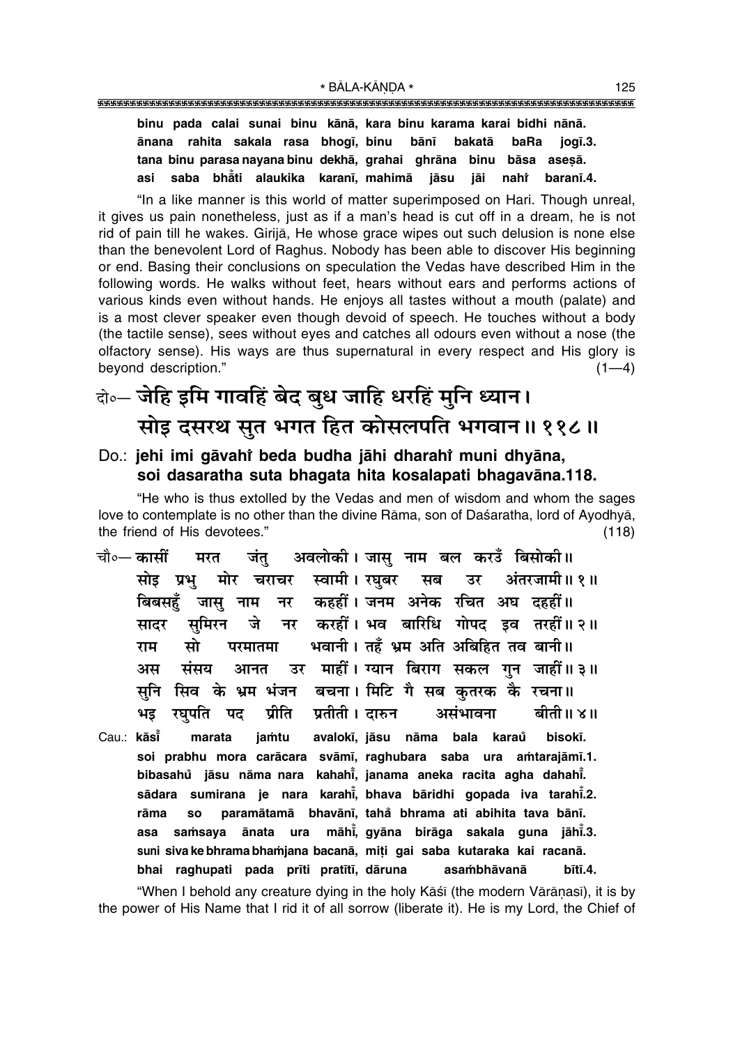**binu pada calai sunai binu kānā, kara binu karama karai bidhi nānā.**
**ānana rahita sakala rasa bhogī, binu bānī bakatā baRa jogī.3.**
**tana binu parasa nayana binu dekhā, grahai ghrāna binu bāsa aseṣā.**
**asi saba bhā̐ti alaukika karanī, mahimā jāsu jāi nahi̐ baranī.4.**

"In a like manner is this world of matter superimposed on Hari. Though unreal, it gives us pain nonetheless, just as if a man's head is cut off in a dream, he is not rid of pain till he wakes. Girijā, He whose grace wipes out such delusion is none else than the benevolent Lord of Raghus. Nobody has been able to discover His beginning or end. Basing their conclusions on speculation the Vedas have described Him in the following words. He walks without feet, hears without ears and performs actions of various kinds even without hands. He enjoys all tastes without a mouth (palate) and is a most clever speaker even though devoid of speech. He touches without a body (the tactile sense), sees without eyes and catches all odours even without a nose (the olfactory sense). His ways are thus supernatural in every respect and His glory is beyond description." (1—4)

दो०— जेहि इमि गावहिं बेद बुध जाहि धरहिं मुनि ध्यान।
सोइ दसरथ सुत भगत हित कोसलपति भगवान॥ ११८॥

**Do.: jehi imi gāvahi̐ beda budha jāhi dharahi̐ muni dhyāna,**
**soi dasaratha suta bhagata hita kosalapati bhagavāna.118.**

"He who is thus extolled by the Vedas and men of wisdom and whom the sages love to contemplate is no other than the divine Rāma, son of Daśaratha, lord of Ayodhyā, the friend of His devotees." (118)

चौ०— कासीं मरत जंतु अवलोकी। जासु नाम बल करउँ बिसोकी॥
सोइ प्रभु मोर चराचर स्वामी। रघुबर सब उर अंतरजामी॥ १॥
बिबसहुँ जासु नाम नर कहहीं। जनम अनेक रचित अघ दहहीं॥
सादर सुमिरन जे नर करहीं। भव बारिधि गोपद इव तरहीं॥ २॥
राम सो परमातमा भवानी। तहँ भ्रम अति अबिहित तव बानी॥
अस संसय आनत उर माहीं। ग्यान बिराग सकल गुन जाहीं॥ ३॥
सुनि सिव के भ्रम भंजन बचना। मिटि गै सब कुतरक कै रचना॥
भइ रघुपति पद प्रीति प्रतीती। दारुन असंभावना बीती॥ ४॥

**Cau.: kāsī̐ marata jaṁtu avalokī, jāsu nāma bala karau̐ bisokī.**
**soi prabhu mora carācara svāmī, raghubara saba ura aṁtarajāmī.1.**
**bibasahu̐ jāsu nāma nara kahahī̐, janama aneka racita agha dahahī̐.**
**sādara sumirana je nara karahī̐, bhava bāridhi gopada iva tarahī̐.2.**
**rāma so paramātamā bhavānī, taha̐ bhrama ati abihita tava bānī.**
**asa saṁsaya ānata ura māhī̐, gyāna birāga sakala guna jāhī̐.3.**
**suni siva ke bhrama bhaṁjana bacanā, miṭi gai saba kutaraka kai racanā.**
**bhai raghupati pada prīti pratītī, dāruna asaṁbhāvanā bītī.4.**

"When I behold any creature dying in the holy Kāśī (the modern Vārāṇasī), it is by the power of His Name that I rid it of all sorrow (liberate it). He is my Lord, the Chief of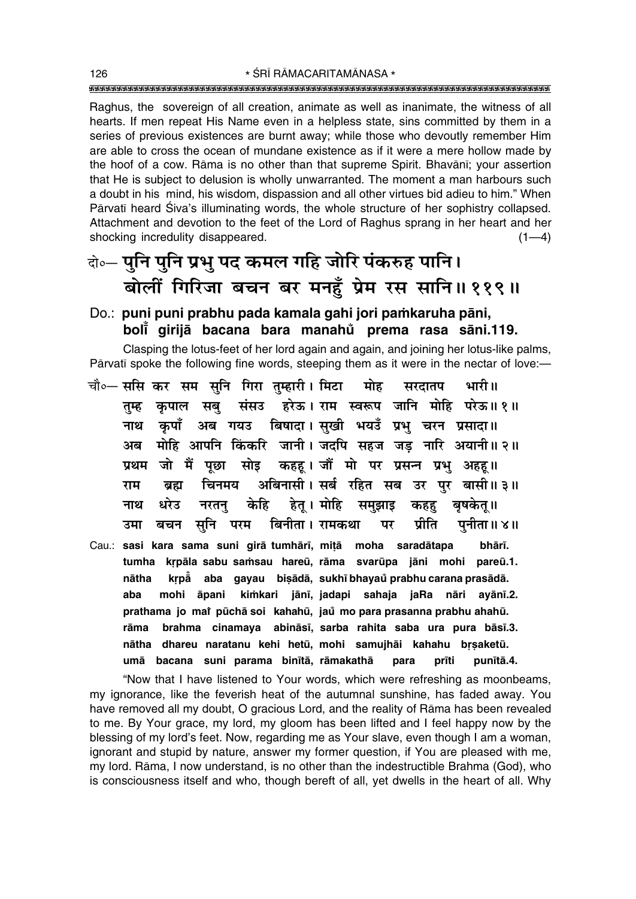Raghus, the sovereign of all creation, animate as well as inanimate, the witness of all hearts. If men repeat His Name even in a helpless state, sins committed by them in a series of previous existences are burnt away; while those who devoutly remember Him are able to cross the ocean of mundane existence as if it were a mere hollow made by the hoof of a cow. Rāma is no other than that supreme Spirit. Bhavānī; your assertion that He is subject to delusion is wholly unwarranted. The moment a man harbours such a doubt in his mind, his wisdom, dispassion and all other virtues bid adieu to him." When Pārvatī heard Śiva's illuminating words, the whole structure of her sophistry collapsed. Attachment and devotion to the feet of the Lord of Raghus sprang in her heart and her shocking incredulity disappeared. (1—4)

**दो०— पुनि पुनि प्रभु पद कमल गहि जोरि पंकरुह पानि।**
**बोलीं गिरिजा बचन बर मनहुँ प्रेम रस सानि॥११९॥**

**Do.: puni puni prabhu pada kamala gahi jori paṁkaruha pāni,**
**bolī̐ girijā bacana bara manahu̐ prema rasa sāni.119.**

Clasping the lotus-feet of her lord again and again, and joining her lotus-like palms, Pārvatī spoke the following fine words, steeping them as it were in the nectar of love:—

**चौ०— ससि कर सम सुनि गिरा तुम्हारी। मिटा मोह सरदातप भारी॥**
**तुम्ह कृपाल सबु संसउ हरेऊ। राम स्वरूप जानि मोहि परेऊ॥१॥**
**नाथ कृपाँ अब गयउ बिषादा। सुखी भयउँ प्रभु चरन प्रसादा॥**
**अब मोहि आपनि किंकरि जानी। जदपि सहज जड़ नारि अयानी॥२॥**
**प्रथम जो मैं पूछा सोइ कहहू। जौं मो पर प्रसन्न प्रभु अहहू॥**
**राम ब्रह्म चिनमय अबिनासी। सर्ब रहित सब उर पुर बासी॥३॥**
**नाथ धरेउ नरतनु केहि हेतू। मोहि समुझाइ कहहु बृषकेतू॥**
**उमा बचन सुनि परम बिनीता। रामकथा पर प्रीति पुनीता॥४॥**

**Cau.: sasi kara sama suni girā tumhārī, miṭā moha saradātapa bhārī.**
**tumha kṛpāla sabu saṁsau hareū, rāma svarūpa jāni mohi pareū.1.**
**nātha kṛpā̐ aba gayau biṣādā, sukhī bhayau̐ prabhu carana prasādā.**
**aba mohi āpani kiṁkari jānī, jadapi sahaja jaRa nāri ayānī.2.**
**prathama jo mai̐ pūchā soi kahahū, jau̐ mo para prasanna prabhu ahahū.**
**rāma brahma cinamaya abināsī, sarba rahita saba ura pura bāsī.3.**
**nātha dhareu naratanu kehi hetū, mohi samujhāi kahahu bṛṣaketū.**
**umā bacana suni parama binītā, rāmakathā para prīti punītā.4.**

"Now that I have listened to Your words, which were refreshing as moonbeams, my ignorance, like the feverish heat of the autumnal sunshine, has faded away. You have removed all my doubt, O gracious Lord, and the reality of Rāma has been revealed to me. By Your grace, my lord, my gloom has been lifted and I feel happy now by the blessing of my lord's feet. Now, regarding me as Your slave, even though I am a woman, ignorant and stupid by nature, answer my former question, if You are pleased with me, my lord. Rāma, I now understand, is no other than the indestructible Brahma (God), who is consciousness itself and who, though bereft of all, yet dwells in the heart of all. Why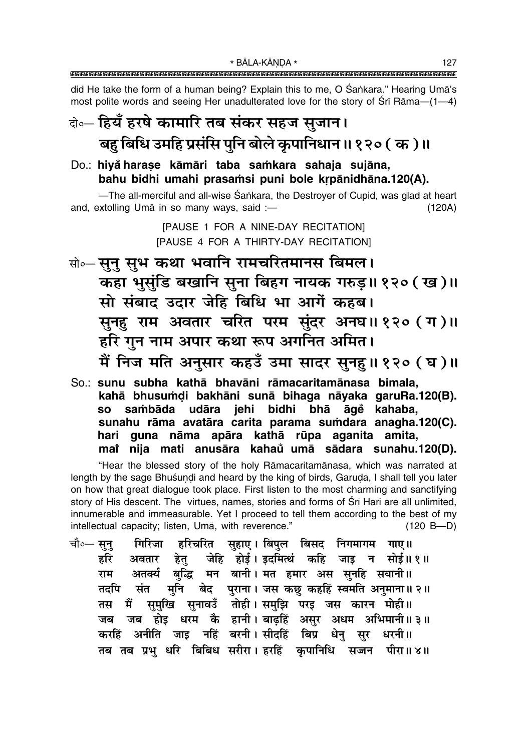did He take the form of a human being? Explain this to me, O Śaṅkara." Hearing Umā's most polite words and seeing Her unadulterated love for the story of Śrī Rāma—(1—4)

दो०— हियँ हरषे कामारि तब संकर सहज सुजान।
बहु बिधि उमहि प्रसंसि पुनि बोले कृपानिधान॥ १२० ( क )॥

Do.: **hiyå harașe kāmāri taba saṁkara sahaja sujāna, bahu bidhi umahi prasaṁsi puni bole kṛpānidhāna.120(A).**

—The all-merciful and all-wise Śaṅkara, the Destroyer of Cupid, was glad at heart and, extolling Umā in so many ways, said :— (120A)

[PAUSE 1 FOR A NINE-DAY RECITATION]
[PAUSE 4 FOR A THIRTY-DAY RECITATION]

सो०— सुनु सुभ कथा भवानि रामचरितमानस बिमल।
कहा भुसुंडि बखानि सुना बिहग नायक गरुड़॥ १२० ( ख )॥
सो संबाद उदार जेहि बिधि भा आगें कहब।
सुनहु राम अवतार चरित परम सुंदर अनघ॥ १२० ( ग )॥
हरि गुन नाम अपार कथा रूप अगनित अमित।
मैं निज मति अनुसार कहउँ उमा सादर सुनहु॥ १२० ( घ )॥

So.: **sunu subha kathā bhavāni rāmacaritamānasa bimala, kahā bhusuṁḍi bakhāni sunā bihaga nāyaka garuRa.120(B). so saṁbāda udāra jehi bidhi bhā āgẽ kahaba, sunahu rāma avatāra carita parama suṁdara anagha.120(C). hari guna nāma apāra kathā rūpa aganita amita, maĩ nija mati anusāra kahaů umā sādara sunahu.120(D).**

"Hear the blessed story of the holy Rāmacaritamānasa, which was narrated at length by the sage Bhuśuṇḍi and heard by the king of birds, Garuḍa, I shall tell you later on how that great dialogue took place. First listen to the most charming and sanctifying story of His descent. The virtues, names, stories and forms of Śrī Hari are all unlimited, innumerable and immeasurable. Yet I proceed to tell them according to the best of my intellectual capacity; listen, Umā, with reverence." (120 B—D)

चौ०— सुनु गिरिजा हरिचरित सुहाए। बिपुल बिसद निगमागम गाए॥
हरि अवतार हेतु जेहि होई। इदमित्थं कहि जाइ न सोई॥ १॥
राम अतर्क्य बुद्धि मन बानी। मत हमार अस सुनहि सयानी॥
तदपि संत मुनि बेद पुराना। जस कछु कहहिं स्वमति अनुमाना॥ २॥
तस मैं सुमुखि सुनावउँ तोही। समुझि परइ जस कारन मोही॥
जब जब होइ धरम कै हानी। बाढ़हिं असुर अधम अभिमानी॥ ३॥
करहिं अनीति जाइ नहिं बरनी। सीदहिं बिप्र धेनु सुर धरनी॥
तब तब प्रभु धरि बिबिध सरीरा। हरहिं कृपानिधि सज्जन पीरा॥ ४॥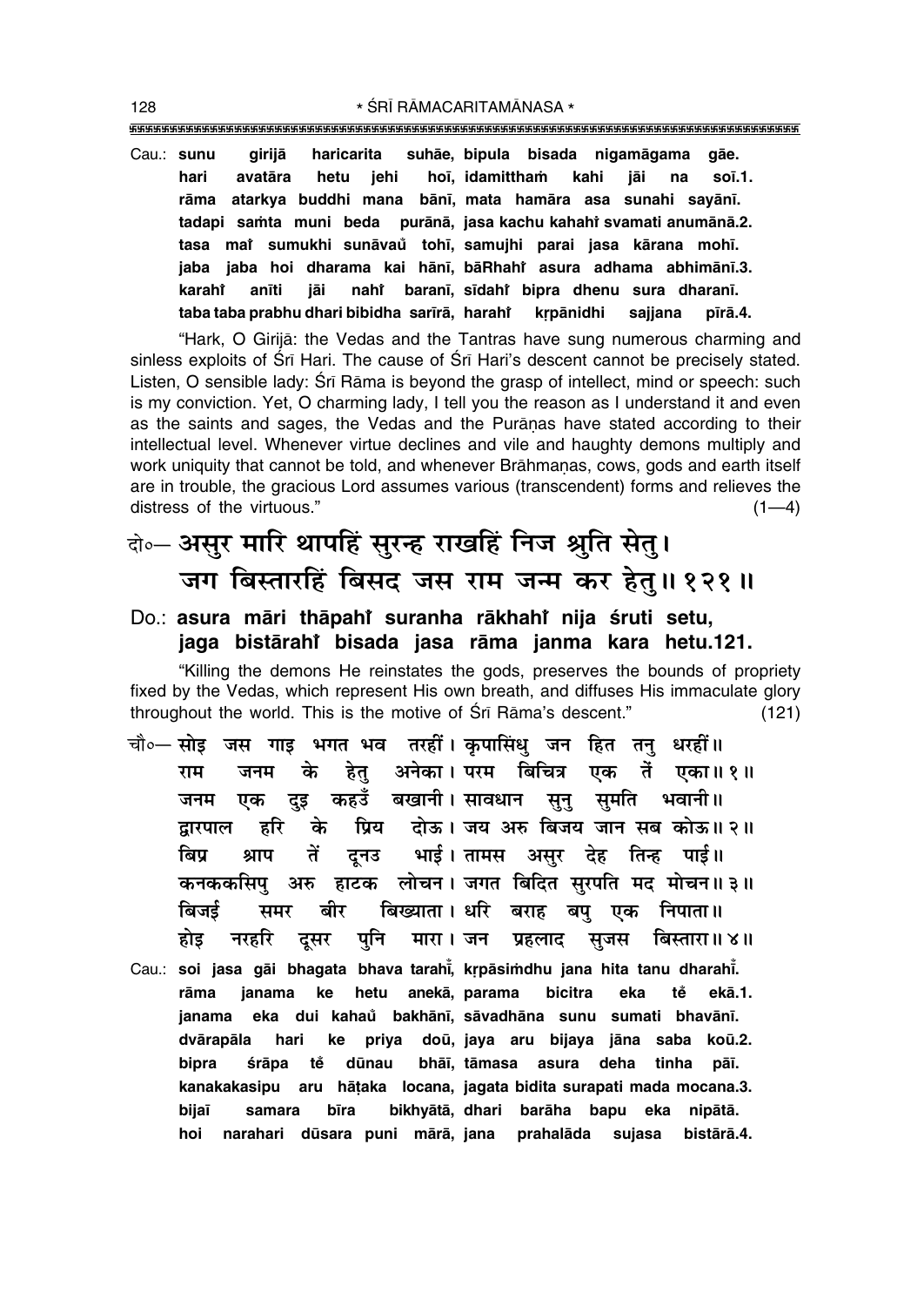Cau.: **sunu girijā haricarita suhāe, bipula bisada nigamāgama gāe.**
**hari avatāra hetu jehi hoī, idamittham kahi jāi na soī.1.**
**rāma atarkya buddhi mana bānī, mata hamāra asa sunahi sayānī.**
**tadapi samta muni beda purānā, jasa kachu kahahi̐ svamati anumānā.2.**
**tasa mai̐ sumukhi sunāvau̐ tohī, samujhi parai jasa kārana mohī.**
**jaba jaba hoi dharama kai hānī, bāRhahi̐ asura adhama abhimānī.3.**
**karahi̐ anīti jāi nahi̐ baranī, sīdahi̐ bipra dhenu sura dharanī.**
**taba taba prabhu dhari bibidha sarīrā, harahi̐ kṛpānidhi sajjana pīrā.4.**

"Hark, O Girijā: the Vedas and the Tantras have sung numerous charming and sinless exploits of Śrī Hari. The cause of Śrī Hari's descent cannot be precisely stated. Listen, O sensible lady: Śrī Rāma is beyond the grasp of intellect, mind or speech: such is my conviction. Yet, O charming lady, I tell you the reason as I understand it and even as the saints and sages, the Vedas and the Purāṇas have stated according to their intellectual level. Whenever virtue declines and vile and haughty demons multiply and work uniquity that cannot be told, and whenever Brāhmaṇas, cows, gods and earth itself are in trouble, the gracious Lord assumes various (transcendent) forms and relieves the distress of the virtuous." (1—4)

## दो०— असुर मारि थापहिं सुरन्ह राखहिं निज श्रुति सेतु। जग बिस्तारहिं बिसद जस राम जन्म कर हेतु॥ १२१॥

### Do.: **asura māri thāpahi̐ suranha rākhahi̐ nija śruti setu, jaga bistārahi̐ bisada jasa rāma janma kara hetu.121.**

"Killing the demons He reinstates the gods, preserves the bounds of propriety fixed by the Vedas, which represent His own breath, and diffuses His immaculate glory throughout the world. This is the motive of Śrī Rāma's descent." (121)

चौ०— सोइ जस गाइ भगत भव तरहीं। कृपासिंधु जन हित तनु धरहीं॥
राम जनम के हेतु अनेका। परम बिचित्र एक तें एका॥ १॥
जनम एक दुइ कहउँ बखानी। सावधान सुनु सुमति भवानी॥
द्वारपाल हरि के प्रिय दोऊ। जय अरु बिजय जान सब कोऊ॥ २॥
बिप्र श्राप तें दूनउ भाई। तामस असुर देह तिन्ह पाई॥
कनककसिपु अरु हाटक लोचन। जगत बिदित सुरपति मद मोचन॥ ३॥
बिजई समर बीर बिख्याता। धरि बराह बपु एक निपाता॥
होइ नरहरि दूसर पुनि मारा। जन प्रहलाद सुजस बिस्तारा॥ ४॥

Cau.: **soi jasa gāi bhagata bhava tarahī̐, kṛpāsiṁdhu jana hita tanu dharahī̐.**
**rāma janama ke hetu anekā, parama bicitra eka tĕ ekā.1.**
**janama eka dui kahau̐ bakhānī, sāvadhāna sunu sumati bhavānī.**
**dvārapāla hari ke priya doū, jaya aru bijaya jāna saba koū.2.**
**bipra śrāpa tĕ dūnau bhāī, tāmasa asura deha tinha pāī.**
**kanakakasipu aru hāṭaka locana, jagata bidita surapati mada mocana.3.**
**bijaī samara bīra bikhyātā, dhari barāha bapu eka nipātā.**
**hoi narahari dūsara puni mārā, jana prahalāda sujasa bistārā.4.**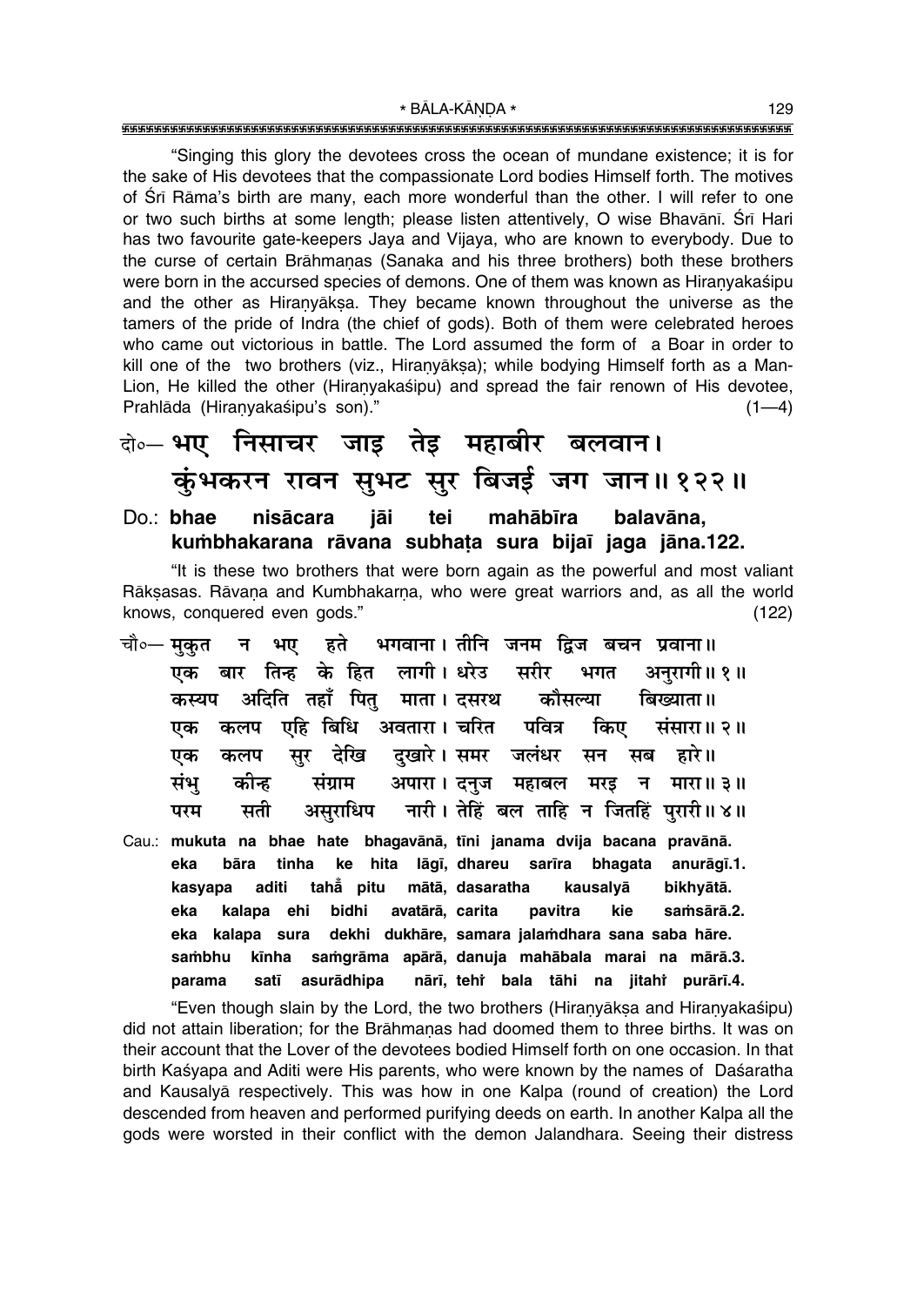"Singing this glory the devotees cross the ocean of mundane existence; it is for the sake of His devotees that the compassionate Lord bodies Himself forth. The motives of Śrī Rāma's birth are many, each more wonderful than the other. I will refer to one or two such births at some length; please listen attentively, O wise Bhavānī. Śrī Hari has two favourite gate-keepers Jaya and Vijaya, who are known to everybody. Due to the curse of certain Brāhmaṇas (Sanaka and his three brothers) both these brothers were born in the accursed species of demons. One of them was known as Hiraṇyakaśipu and the other as Hiraṇyākṣa. They became known throughout the universe as the tamers of the pride of Indra (the chief of gods). Both of them were celebrated heroes who came out victorious in battle. The Lord assumed the form of a Boar in order to kill one of the two brothers (viz., Hiraṇyākṣa); while bodying Himself forth as a Man-Lion, He killed the other (Hiraṇyakaśipu) and spread the fair renown of His devotee, Prahlāda (Hiraṇyakaśipu's son)." (1—4)

दो०— भए निसाचर जाइ तेइ महाबीर बलवान।
कुंभकरन रावन सुभट सुर बिजई जग जान॥ १२२॥

Do.: **bhae nisācara jāi tei mahābīra balavāna,**
**kumbhakarana rāvana subhaṭa sura bijaī jaga jāna.122.**

"It is these two brothers that were born again as the powerful and most valiant Rākṣasas. Rāvaṇa and Kumbhakarṇa, who were great warriors and, as all the world knows, conquered even gods." (122)

चौ०— मुकुत न भए हते भगवाना। तीनि जनम द्विज बचन प्रवाना॥
एक बार तिन्ह के हित लागी। धरेउ सरीर भगत अनुरागी॥ १॥
कस्यप अदिति तहाँ पितु माता। दसरथ कौसल्या बिख्याता॥
एक कलप एहि बिधि अवतारा। चरित पवित्र किए संसारा॥ २॥
एक कलप सुर देखि दुखारे। समर जलंधर सन सब हारे॥
संभु कीन्ह संग्राम अपारा। दनुज महाबल मरइ न मारा॥ ३॥
परम सती असुराधिप नारी। तेहिं बल ताहि न जितहिं पुरारी॥ ४॥

Cau.: **mukuta na bhae hate bhagavānā, tīni janama dvija bacana pravānā.**
**eka bāra tinha ke hita lāgī, dhareu sarīra bhagata anurāgī.1.**
**kasyapa aditi tahā̃ pitu mātā, dasaratha kausalyā bikhyātā.**
**eka kalapa ehi bidhi avatārā, carita pavitra kie saṁsārā.2.**
**eka kalapa sura dekhi dukhāre, samara jalaṁdhara sana saba hāre.**
**saṁbhu kīnha saṁgrāma apārā, danuja mahābala marai na mārā.3.**
**parama satī asurādhipa nārī, tehiṁ bala tāhi na jitahiṁ purārī.4.**

"Even though slain by the Lord, the two brothers (Hiraṇyākṣa and Hiraṇyakaśipu) did not attain liberation; for the Brāhmaṇas had doomed them to three births. It was on their account that the Lover of the devotees bodied Himself forth on one occasion. In that birth Kaśyapa and Aditi were His parents, who were known by the names of Daśaratha and Kausalyā respectively. This was how in one Kalpa (round of creation) the Lord descended from heaven and performed purifying deeds on earth. In another Kalpa all the gods were worsted in their conflict with the demon Jalandhara. Seeing their distress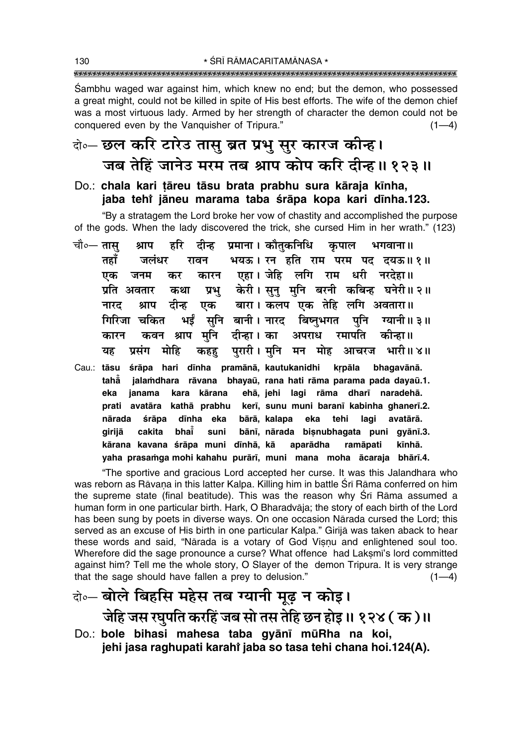Śambhu waged war against him, which knew no end; but the demon, who possessed a great might, could not be killed in spite of His best efforts. The wife of the demon chief was a most virtuous lady. Armed by her strength of character the demon could not be conquered even by the Vanquisher of Tripura." (1—4)

दो०— छल करि टारेउ तासु ब्रत प्रभु सुर कारज कीन्ह।
जब तेहिं जानेउ मरम तब श्राप कोप करि दीन्ह॥ १२३॥

**Do.: chala kari ṭāreu tāsu brata prabhu sura kāraja kīnha,**
**jaba tehi̐ jāneu marama taba śrāpa kopa kari dīnha.123.**

"By a stratagem the Lord broke her vow of chastity and accomplished the purpose of the gods. When the lady discovered the trick, she cursed Him in her wrath." (123)

चौ०— तासु श्राप हरि दीन्ह प्रमाना। कौतुकनिधि कृपाल भगवाना॥
तहाँ जलंधर रावन भयऊ। रन हति राम परम पद दयऊ॥ १॥
एक जनम कर कारन एहा। जेहि लगि राम धरी नरदेहा॥
प्रति अवतार कथा प्रभु केरी। सुनु मुनि बरनी कबिन्ह घनेरी॥ २॥
नारद श्राप दीन्ह एक बारा। कलप एक तेहि लगि अवतारा॥
गिरिजा चकित भईं सुनि बानी। नारद बिष्नुभगत पुनि ग्यानी॥ ३॥
कारन कवन श्राप मुनि दीन्हा। का अपराध रमापति कीन्हा॥
यह प्रसंग मोहि कहहु पुरारी। मुनि मन मोह आचरज भारी॥ ४॥

**Cau.: tāsu śrāpa hari dīnha pramānā, kautukanidhi kṛpāla bhagavānā.**
**tahā̐ jalaṁdhara rāvana bhayaū, rana hati rāma parama pada dayaū.1.**
**eka janama kara kārana ehā, jehi lagi rāma dharī naradehā.**
**prati avatāra kathā prabhu kerī, sunu muni baranī kabinha ghanerī.2.**
**nārada śrāpa dīnha eka bārā, kalapa eka tehi lagi avatārā.**
**girijā cakita bhaī̐ suni bānī, nārada biṣnubhagata puni gyānī.3.**
**kārana kavana śrāpa muni dīnhā, kā aparādha ramāpati kīnhā.**
**yaha prasaṁga mohi kahahu purārī, muni mana moha ācaraja bhārī.4.**

"The sportive and gracious Lord accepted her curse. It was this Jalandhara who was reborn as Rāvaṇa in this latter Kalpa. Killing him in battle Śrī Rāma conferred on him the supreme state (final beatitude). This was the reason why Śrī Rāma assumed a human form in one particular birth. Hark, O Bharadvāja; the story of each birth of the Lord has been sung by poets in diverse ways. On one occasion Nārada cursed the Lord; this served as an excuse of His birth in one particular Kalpa." Girijā was taken aback to hear these words and said, "Nārada is a votary of God Viṣṇu and enlightened soul too. Wherefore did the sage pronounce a curse? What offence had Lakṣmī's lord committed against him? Tell me the whole story, O Slayer of the demon Tripura. It is very strange that the sage should have fallen a prey to delusion." (1—4)

दो०— बोले बिहसि महेस तब ग्यानी मूढ़ न कोइ।
जेहि जस रघुपति करहिं जब सो तस तेहि छन होइ॥ १२४ ( क )॥

**Do.: bole bihasi mahesa taba gyānī mūRha na koi,**
**jehi jasa raghupati karahi̐ jaba so tasa tehi chana hoi.124(A).**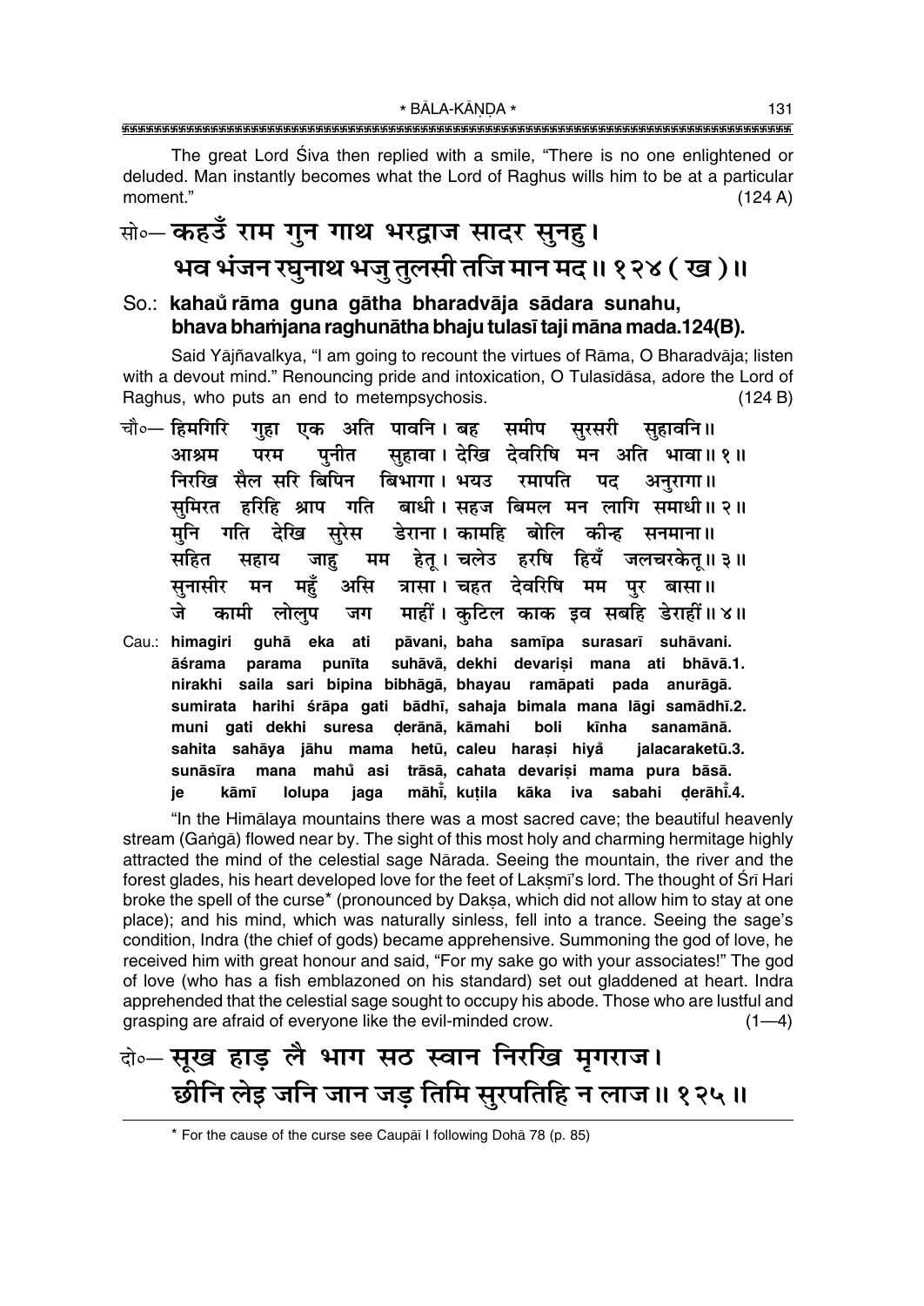The great Lord Śiva then replied with a smile, "There is no one enlightened or deluded. Man instantly becomes what the Lord of Raghus wills him to be at a particular moment." (124 A)

## सो०— कहउँ राम गुन गाथ भरद्वाज सादर सुनहु। भव भंजन रघुनाथ भजु तुलसी तजि मान मद॥ १२४ ( ख )॥

**So.: kahau̐ rāma guna gātha bharadvāja sādara sunahu, bhava bhaṁjana raghunātha bhaju tulasī taji māna mada.124(B).**

Said Yājñavalkya, "I am going to recount the virtues of Rāma, O Bharadvāja; listen with a devout mind." Renouncing pride and intoxication, O Tulasīdāsa, adore the Lord of Raghus, who puts an end to metempsychosis. (124 B)

चौ०— हिमगिरि गुहा एक अति पावनि। बह समीप सुरसरी सुहावनि॥
आश्रम परम पुनीत सुहावा। देखि देवरिषि मन अति भावा॥ १॥
निरखि सैल सरि बिपिन बिभागा। भयउ रमापति पद अनुरागा॥
सुमिरत हरिहि श्राप गति बाधी। सहज बिमल मन लागि समाधी॥ २॥
मुनि गति देखि सुरेस डेराना। कामहि बोलि कीन्ह सनमाना॥
सहित सहाय जाहु मम हेतू। चलेउ हरषि हियँ जलचरकेतू॥ ३॥
सुनासीर मन महुँ असि त्रासा। चहत देवरिषि मम पुर बासा॥
जे कामी लोलुप जग माहीं। कुटिल काक इव सबहि डेराहीं॥ ४॥

**Cau.: himagiri guhā eka ati pāvani, baha samīpa surasarī suhāvani.
āśrama parama punīta suhāvā, dekhi devariṣi mana ati bhāvā.1.
nirakhi saila sari bipina bibhāgā, bhayau ramāpati pada anurāgā.
sumirata harihi śrāpa gati bādhī, sahaja bimala mana lāgi samādhī.2.
muni gati dekhi suresa ḍerānā, kāmahi boli kīnha sanamānā.
sahita sahāya jāhu mama hetū, caleu haraṣi hiya̐ jalacaraketū.3.
sunāsīra mana mahu̐ asi trāsā, cahata devariṣi mama pura bāsā.
je kāmī lolupa jaga māhī̐, kuṭila kāka iva sabahi ḍerāhī̐.4.**

"In the Himālaya mountains there was a most sacred cave; the beautiful heavenly stream (Gaṅgā) flowed near by. The sight of this most holy and charming hermitage highly attracted the mind of the celestial sage Nārada. Seeing the mountain, the river and the forest glades, his heart developed love for the feet of Lakṣmī's lord. The thought of Śrī Hari broke the spell of the curse* (pronounced by Dakṣa, which did not allow him to stay at one place); and his mind, which was naturally sinless, fell into a trance. Seeing the sage's condition, Indra (the chief of gods) became apprehensive. Summoning the god of love, he received him with great honour and said, "For my sake go out with your associates!" The god of love (who has a fish emblazoned on his standard) set out gladdened at heart. Indra apprehended that the celestial sage sought to occupy his abode. Those who are lustful and grasping are afraid of everyone like the evil-minded crow. (1—4)

## दो०— सूख हाड़ लै भाग सठ स्वान निरखि मृगराज। छीनि लेइ जनि जान जड़ तिमि सुरपतिहि न लाज॥ १२५॥

* For the cause of the curse see Caupāī I following Dohā 78 (p. 85)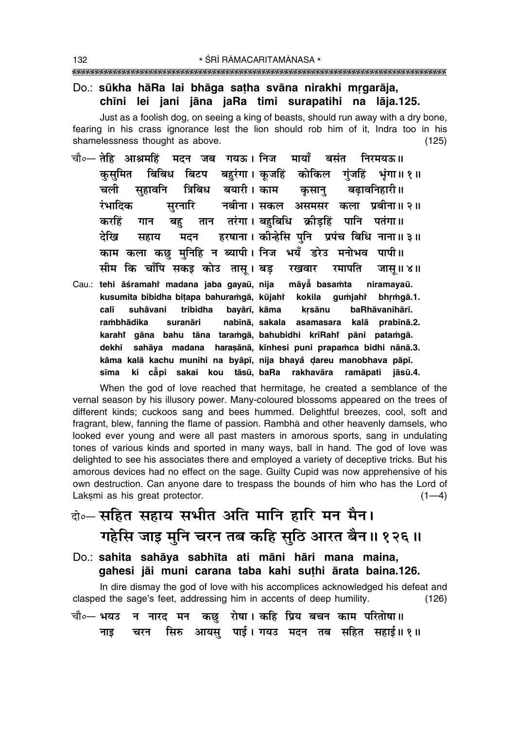Do.: **sūkha hāRa lai bhāga saṭha svāna nirakhi mṛgarāja,**
**chīni lei jani jāna jaRa timi surapatihi na lāja.125.**

Just as a foolish dog, on seeing a king of beasts, should run away with a dry bone, fearing in his crass ignorance lest the lion should rob him of it, Indra too in his shamelessness thought as above. (125)

चौ०— तेहि आश्रमहिं मदन जब गयऊ। निज मायाँ बसंत निरमयऊ॥
कुसुमित बिबिध बिटप बहुरंगा। कूजहिं कोकिल गुंजहिं भृंगा॥ १॥
चली सुहावनि त्रिबिध बयारी। काम कृसानु बढ़ावनिहारी॥
रंभादिक सुरनारि नबीना। सकल असमसर कला प्रबीना॥ २॥
करहिं गान बहु तान तरंगा। बहुबिधि क्रीड़हिं पानि पतंगा॥
देखि सहाय मदन हरषाना। कीन्हेसि पुनि प्रपंच बिधि नाना॥ ३॥
काम कला कछु मुनिहि न ब्यापी। निज भयँ डरेउ मनोभव पापी॥
सीम कि चाँपि सकइ कोउ तासू। बड़ रखवार रमापति जासू॥ ४॥

Cau.: **tehi āśramahi̐ madana jaba gayaū, nija māyā̐ basaṁta niramayaū.**
**kusumita bibidha biṭapa bahuraṁgā, kūjahi̐ kokila guṁjahi̐ bhṛṁgā.1.**
**calī suhāvani tribidha bayārī, kāma kṛsānu baRhāvanihārī.**
**raṁbhādika suranāri nabīnā, sakala asamasara kalā prabīnā.2.**
**karahi̐ gāna bahu tāna taraṁgā, bahubidhi krīRahi̐ pāni pataṁgā.**
**dekhi sahāya madana haraṣānā, kīnhesi puni prapaṁca bidhi nānā.3.**
**kāma kalā kachu munihi na byāpī, nija bhaya̐ ḍareu manobhava pāpī.**
**sīma ki cā̐pi sakai kou tāsū, baRa rakhavāra ramāpati jāsū.4.**

When the god of love reached that hermitage, he created a semblance of the vernal season by his illusory power. Many-coloured blossoms appeared on the trees of different kinds; cuckoos sang and bees hummed. Delightful breezes, cool, soft and fragrant, blew, fanning the flame of passion. Rambhā and other heavenly damsels, who looked ever young and were all past masters in amorous sports, sang in undulating tones of various kinds and sported in many ways, ball in hand. The god of love was delighted to see his associates there and employed a variety of deceptive tricks. But his amorous devices had no effect on the sage. Guilty Cupid was now apprehensive of his own destruction. Can anyone dare to trespass the bounds of him who has the Lord of Lakṣmī as his great protector. (1—4)

दो०— सहित सहाय सभीत अति मानि हारि मन मैन।
गहेसि जाइ मुनि चरन तब कहि सुठि आरत बैन॥ १२६॥

Do.: **sahita sahāya sabhīta ati māni hāri mana maina,**
**gahesi jāi muni carana taba kahi suṭhi ārata baina.126.**

In dire dismay the god of love with his accomplices acknowledged his defeat and clasped the sage's feet, addressing him in accents of deep humility. (126)

चौ०— भयउ न नारद मन कछु रोषा। कहि प्रिय बचन काम परितोषा॥
नाइ चरन सिरु आयसु पाई। गयउ मदन तब सहित सहाई॥ १॥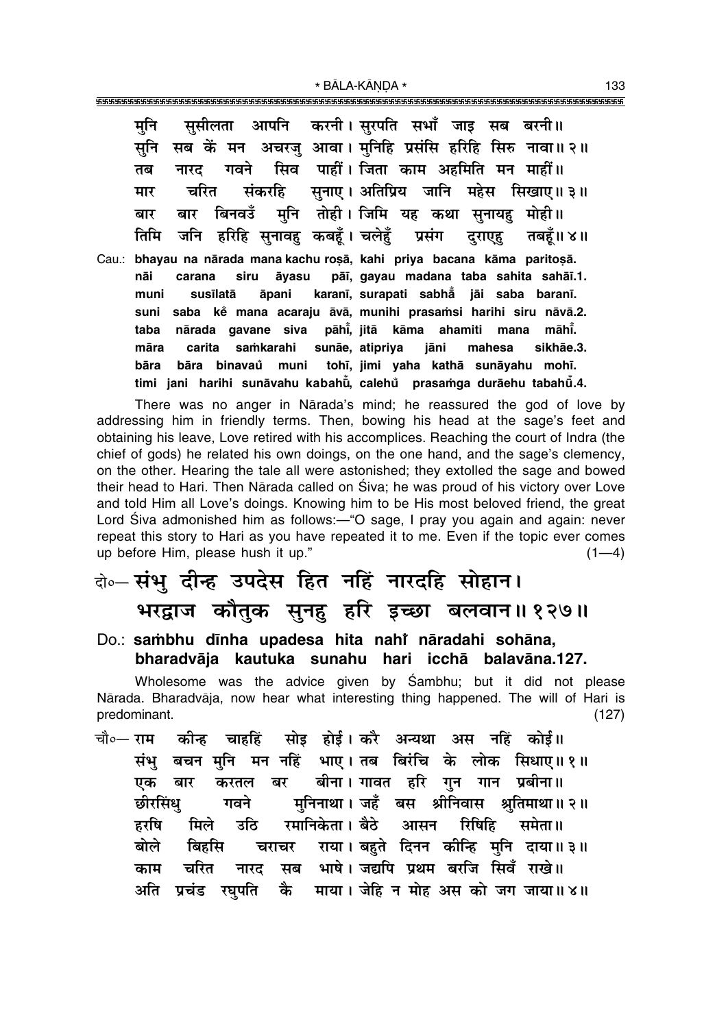मुनि सुसीलता आपनि करनी। सुरपति सभाँ जाइ सब बरनी॥
सुनि सब कें मन अचरजु आवा। मुनिहि प्रसंसि हरिहि सिरु नावा॥ २॥
तब नारद गवने सिव पाहीं। जिता काम अहमिति मन माहीं॥
मार चरित संकरहि सुनाए। अतिप्रिय जानि महेस सिखाए॥ ३॥
बार बार बिनवउँ मुनि तोही। जिमि यह कथा सुनायहु मोही॥
तिमि जनि हरिहि सुनावहु कबहूँ। चलेहुँ प्रसंग दुराएहु तबहूँ॥ ४॥

Cau.: **bhayau na nārada mana kachu roṣā, kahi priya bacana kāma paritoṣā.**
**nāi carana siru āyasu pāī, gayau madana taba sahita sahāī.1.**
**muni susīlatā āpani karanī, surapati sabhā̐ jāi saba baranī.**
**suni saba ke̐ mana acaraju āvā, munihi prasaṁsi harihi siru nāvā.2.**
**taba nārada gavane siva pāhī̐, jitā kāma ahamiti mana māhī̐.**
**māra carita saṁkarahi sunāe, atipriya jāni mahesa sikhāe.3.**
**bāra bāra binavau̐ muni tohī, jimi yaha kathā sunāyahu mohī.**
**timi jani harihi sunāvahu kabahū̐, calehu̐ prasaṁga durāehu tabahū̐.4.**

There was no anger in Nārada's mind; he reassured the god of love by addressing him in friendly terms. Then, bowing his head at the sage's feet and obtaining his leave, Love retired with his accomplices. Reaching the court of Indra (the chief of gods) he related his own doings, on the one hand, and the sage's clemency, on the other. Hearing the tale all were astonished; they extolled the sage and bowed their head to Hari. Then Nārada called on Śiva; he was proud of his victory over Love and told Him all Love's doings. Knowing him to be His most beloved friend, the great Lord Śiva admonished him as follows:—"O sage, I pray you again and again: never repeat this story to Hari as you have repeated it to me. Even if the topic ever comes up before Him, please hush it up." (1—4)

दो०— संभु दीन्ह उपदेस हित नहिं नारदहि सोहान।
भरद्वाज कौतुक सुनहु हरि इच्छा बलवान॥ १२७॥

Do.: **saṁbhu dīnha upadesa hita nahi̐ nāradahi sohāna,**
**bharadvāja kautuka sunahu hari icchā balavāna.127.**

Wholesome was the advice given by Śambhu; but it did not please Nārada. Bharadvāja, now hear what interesting thing happened. The will of Hari is predominant. (127)

चौ०— राम कीन्ह चाहहिं सोइ होई। करै अन्यथा अस नहिं कोई॥
संभु बचन मुनि मन नहिं भाए। तब बिरंचि के लोक सिधाए॥ १॥
एक बार करतल बर बीना। गावत हरि गुन गान प्रबीना॥
छीरसिंधु गवने मुनिनाथा। जहँ बस श्रीनिवास श्रुतिमाथा॥ २॥
हरषि मिले उठि रमानिकेता। बैठे आसन रिषिहि समेता॥
बोले बिहसि चराचर राया। बहुते दिनन कीन्हि मुनि दाया॥ ३॥
काम चरित नारद सब भाषे। जद्यपि प्रथम बरजि सिवँ राखे॥
अति प्रचंड रघुपति कै माया। जेहि न मोह अस को जग जाया॥ ४॥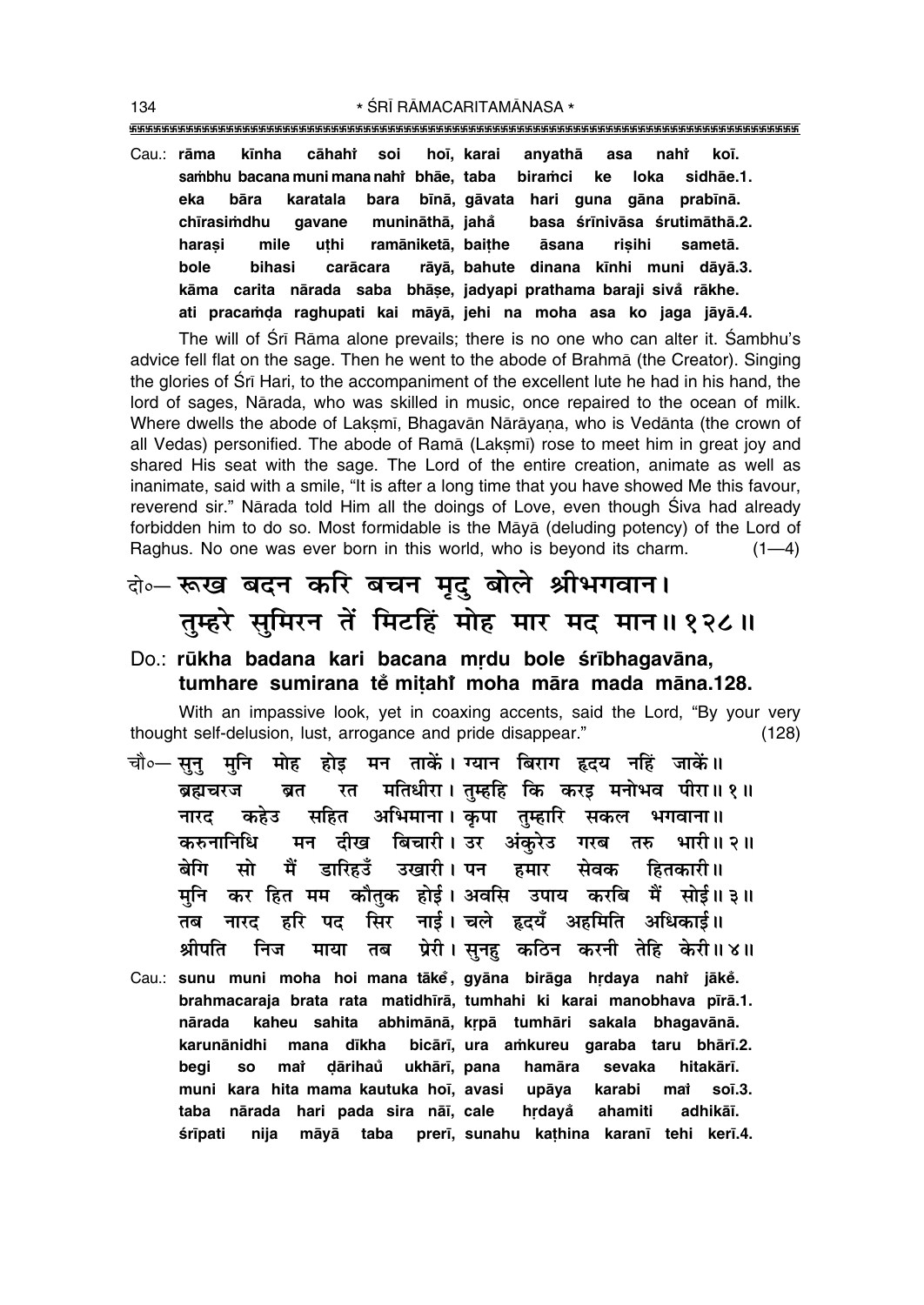Cau.: **rāma kīnha cāhahi̇̃ soi hoī, karai anyathā asa nahi̇̃ koī.**
**sa≀bhu bacana muni mana nahi̇̃ bhāe, taba bira≀ci ke loka sidhāe.1.**
**eka bāra karatala bara bīnā, gāvata hari guna gāna prabīnā.**
**chīrasi≀dhu gavane munināthā, jaha̐ basa śrīnivāsa śrutimāthā.2.**
**haraṣi mile uṭhi ramāniketā, baiṭhe āsana riṣihi sametā.**
**bole bihasi carācara rāyā, bahute dinana kīnhi muni dāyā.3.**
**kāma carita nārada saba bhāṣe, jadyapi prathama baraji siva̐ rākhe.**
**ati praca≀ḍa raghupati kai māyā, jehi na moha asa ko jaga jāyā.4.**

The will of Śrī Rāma alone prevails; there is no one who can alter it. Śambhu's advice fell flat on the sage. Then he went to the abode of Brahmā (the Creator). Singing the glories of Śrī Hari, to the accompaniment of the excellent lute he had in his hand, the lord of sages, Nārada, who was skilled in music, once repaired to the ocean of milk. Where dwells the abode of Lakṣmī, Bhagavān Nārāyaṇa, who is Vedānta (the crown of all Vedas) personified. The abode of Ramā (Lakṣmī) rose to meet him in great joy and shared His seat with the sage. The Lord of the entire creation, animate as well as inanimate, said with a smile, "It is after a long time that you have showed Me this favour, reverend sir." Nārada told Him all the doings of Love, even though Śiva had already forbidden him to do so. Most formidable is the Māyā (deluding potency) of the Lord of Raghus. No one was ever born in this world, who is beyond its charm. (1—4)

दो०— रूख बदन करि बचन मृदु बोले श्रीभगवान।
तुम्हरे सुमिरन तें मिटहिं मोह मार मद मान॥ १२८॥

Do.: **rūkha badana kari bacana mṛdu bole śrībhagavāna,**
**tumhare sumirana tė̃ miṭahi̇̃ moha māra mada māna.128.**

With an impassive look, yet in coaxing accents, said the Lord, "By your very thought self-delusion, lust, arrogance and pride disappear." (128)

चौ०— सुनु मुनि मोह होइ मन ताकें। ग्यान बिराग हृदय नहिं जाकें॥
ब्रह्मचरज ब्रत रत मतिधीरा। तुम्हहि कि करइ मनोभव पीरा॥ १॥
नारद कहेउ सहित अभिमाना। कृपा तुम्हारि सकल भगवाना॥
करुनानिधि मन दीख बिचारी। उर अंकुरेउ गरब तरु भारी॥ २॥
बेगि सो मैं डारिहउँ उखारी। पन हमार सेवक हितकारी॥
मुनि कर हित मम कौतुक होई। अवसि उपाय करबि मैं सोई॥ ३॥
तब नारद हरि पद सिर नाई। चले हृदयँ अहमिति अधिकाई॥
श्रीपति निज माया तब प्रेरी। सुनहु कठिन करनी तेहि केरी॥ ४॥

Cau.: **sunu muni moha hoi mana tāke̐, gyāna birāga hṛdaya nahi̇̃ jāke̐.**
**brahmacaraja brata rata matidhīrā, tumhahi ki karai manobhava pīrā.1.**
**nārada kaheu sahita abhimānā, kṛpā tumhāri sakala bhagavānā.**
**karunānidhi mana dīkha bicārī, ura a≀kureu garaba taru bhārī.2.**
**begi so mai̇̃ ḍārihau̐ ukhārī, pana hamāra sevaka hitakārī.**
**muni kara hita mama kautuka hoī, avasi upāya karabi mai̇̃ soī.3.**
**taba nārada hari pada sira nāī, cale hṛdaya̐ ahamiti adhikāī.**
**śrīpati nija māyā taba prerī, sunahu kaṭhina karanī tehi kerī.4.**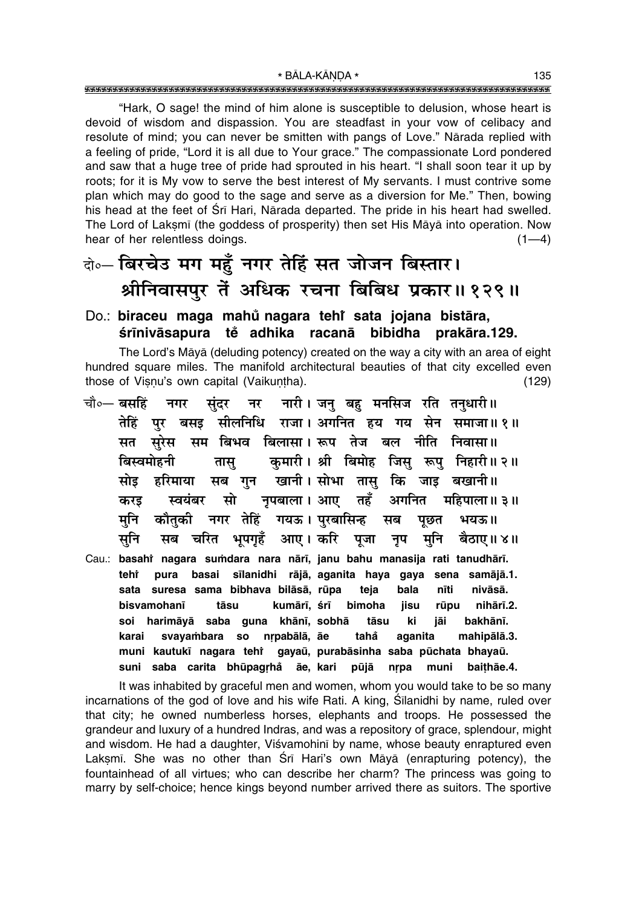"Hark, O sage! the mind of him alone is susceptible to delusion, whose heart is devoid of wisdom and dispassion. You are steadfast in your vow of celibacy and resolute of mind; you can never be smitten with pangs of Love." Nārada replied with a feeling of pride, "Lord it is all due to Your grace." The compassionate Lord pondered and saw that a huge tree of pride had sprouted in his heart. "I shall soon tear it up by roots; for it is My vow to serve the best interest of My servants. I must contrive some plan which may do good to the sage and serve as a diversion for Me." Then, bowing his head at the feet of Śrī Hari, Nārada departed. The pride in his heart had swelled. The Lord of Lakṣmī (the goddess of prosperity) then set His Māyā into operation. Now hear of her relentless doings. (1—4)

## दो०— बिरचेउ मग महुँ नगर तेहिं सत जोजन बिस्तार। श्रीनिवासपुर तें अधिक रचना बिबिध प्रकार॥ १२९॥

**Do.: biraceu maga mahů nagara tehi̐ sata jojana bistāra, śrīnivāsapura tě adhika racanā bibidha prakāra.129.**

The Lord's Māyā (deluding potency) created on the way a city with an area of eight hundred square miles. The manifold architectural beauties of that city excelled even those of Viṣṇu's own capital (Vaikuṇṭha). (129)

चौ०— बसहिं नगर सुंदर नर नारी। जनु बहु मनसिज रति तनुधारी॥
तेहिं पुर बसइ सीलनिधि राजा। अगनित हय गय सेन समाजा॥ १॥
सत सुरेस सम बिभव बिलासा। रूप तेज बल नीति निवासा॥
बिस्वमोहनी तासु कुमारी। श्री बिमोह जिसु रूपु निहारी॥ २॥
सोइ हरिमाया सब गुन खानी। सोभा तासु कि जाइ बखानी॥
करइ स्वयंबर सो नृपबाला। आए तहँ अगनित महिपाला॥ ३॥
मुनि कौतुकी नगर तेहिं गयऊ। पुरबासिन्ह सब पूछत भयऊ॥
सुनि सब चरित भूपगृहँ आए। करि पूजा नृप मुनि बैठाए॥ ४॥

**Cau.: basahi̐ nagara sum̐dara nara nārī, janu bahu manasija rati tanudhārī.
tehi̐ pura basai sīlanidhi rājā, aganita haya gaya sena samājā.1.
sata suresa sama bibhava bilāsā, rūpa teja bala nīti nivāsā.
bisvamohanī tāsu kumārī, śrī bimoha jisu rūpu nihārī.2.
soi harimāyā saba guna khānī, sobhā tāsu ki jāi bakhānī.
karai svayam̐bara so nṛpabālā, āe tahā̐ aganita mahipālā.3.
muni kautukī nagara tehi̐ gayaū, purabāsinha saba pūchata bhayaū.
suni saba carita bhūpagṛhā̐ āe, kari pūjā nṛpa muni baiṭhāe.4.**

It was inhabited by graceful men and women, whom you would take to be so many incarnations of the god of love and his wife Rati. A king, Śīlanidhi by name, ruled over that city; he owned numberless horses, elephants and troops. He possessed the grandeur and luxury of a hundred Indras, and was a repository of grace, splendour, might and wisdom. He had a daughter, Viśvamohinī by name, whose beauty enraptured even Lakṣmī. She was no other than Śrī Hari's own Māyā (enrapturing potency), the fountainhead of all virtues; who can describe her charm? The princess was going to marry by self-choice; hence kings beyond number arrived there as suitors. The sportive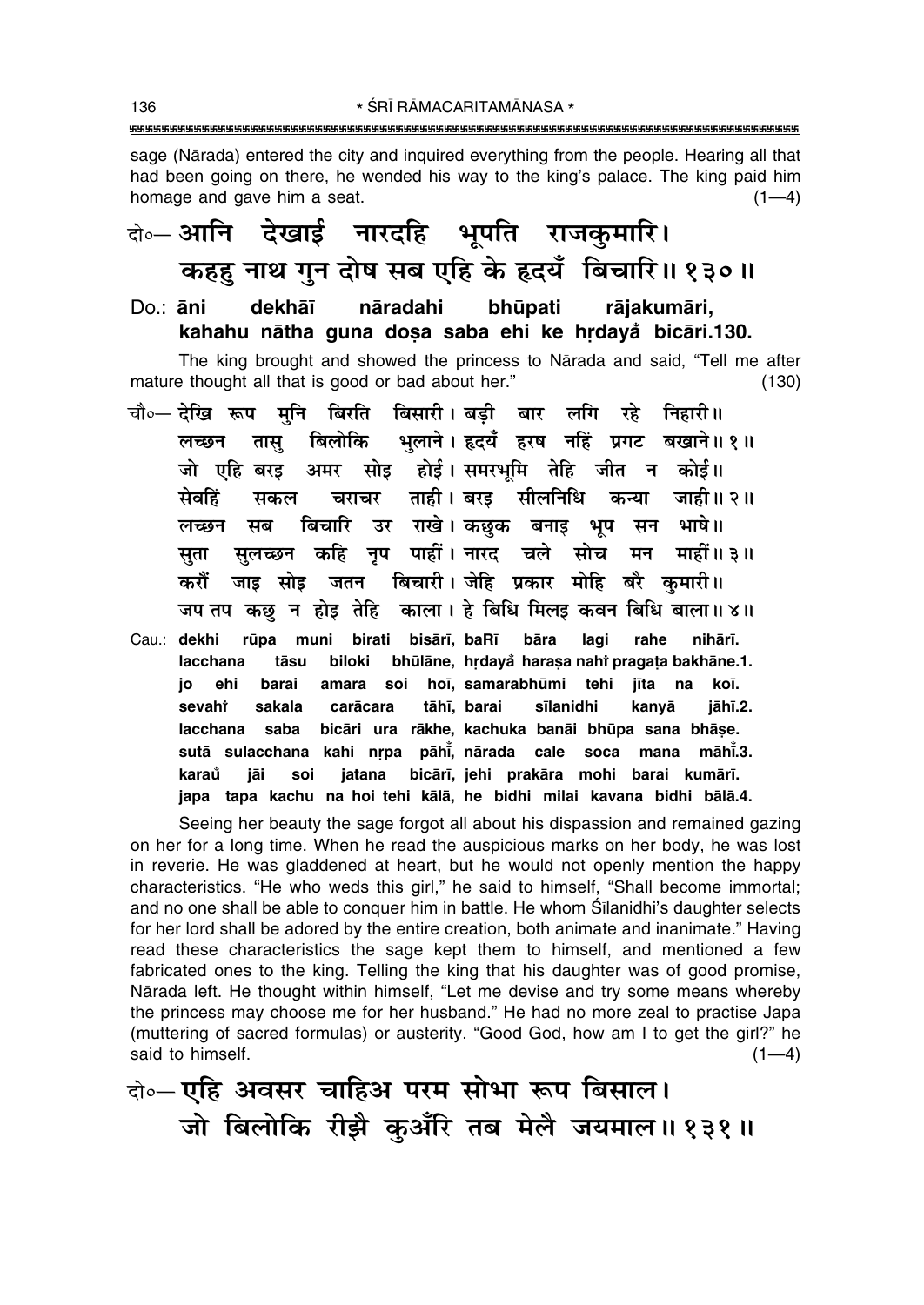sage (Nārada) entered the city and inquired everything from the people. Hearing all that had been going on there, he wended his way to the king's palace. The king paid him homage and gave him a seat. (1—4)

दो०— आनि देखाई नारदहि भूपति राजकुमारि।
कहहु नाथ गुन दोष सब एहि के हृदयँ बिचारि॥ १३०॥

Do.: āni dekhāī nāradahi bhūpati rājakumāri,
kahahu nātha guna doṣa saba ehi ke hṛdayå bicāri.130.

The king brought and showed the princess to Nārada and said, "Tell me after mature thought all that is good or bad about her." (130)

चौ०— देखि रूप मुनि बिरति बिसारी। बड़ी बार लगि रहे निहारी॥
लच्छन तासु बिलोकि भुलाने। हृदयँ हरष नहिं प्रगट बखाने॥ १॥
जो एहि बरइ अमर सोइ होई। समरभूमि तेहि जीत न कोई॥
सेवहिं सकल चराचर ताही। बरइ सीलनिधि कन्या जाही॥ २॥
लच्छन सब बिचारि उर राखे। कछुक बनाइ भूप सन भाषे॥
सुता सुलच्छन कहि नृप पाहीं। नारद चले सोच मन माहीं॥ ३॥
करौं जाइ सोइ जतन बिचारी। जेहि प्रकार मोहि बरै कुमारी॥
जप तप कछु न होइ तेहि काला। हे बिधि मिलइ कवन बिधि बाला॥ ४॥

Cau.: dekhi rūpa muni birati bisārī, baRī bāra lagi rahe nihārī.
lacchana tāsu biloki bhūlāne, hṛdayå haraṣa nahi̐ pragaṭa bakhāne.1.
jo ehi barai amara soi hoī, samarabhūmi tehi jīta na koī.
sevahi̐ sakala carācara tāhī, barai sīlanidhi kanyā jāhī.2.
lacchana saba bicāri ura rākhe, kachuka banāi bhūpa sana bhāṣe.
sutā sulacchana kahi nṛpa pāhī̐, nārada cale soca mana māhī̐.3.
karau̐ jāi soi jatana bicārī, jehi prakāra mohi barai kumārī.
japa tapa kachu na hoi tehi kālā, he bidhi milai kavana bidhi bālā.4.

Seeing her beauty the sage forgot all about his dispassion and remained gazing on her for a long time. When he read the auspicious marks on her body, he was lost in reverie. He was gladdened at heart, but he would not openly mention the happy characteristics. "He who weds this girl," he said to himself, "Shall become immortal; and no one shall be able to conquer him in battle. He whom Śīlanidhi's daughter selects for her lord shall be adored by the entire creation, both animate and inanimate." Having read these characteristics the sage kept them to himself, and mentioned a few fabricated ones to the king. Telling the king that his daughter was of good promise, Nārada left. He thought within himself, "Let me devise and try some means whereby the princess may choose me for her husband." He had no more zeal to practise Japa (muttering of sacred formulas) or austerity. "Good God, how am I to get the girl?" he said to himself. (1—4)

दो०— एहि अवसर चाहिअ परम सोभा रूप बिसाल।
जो बिलोकि रीझै कुअँरि तब मेलै जयमाल॥ १३१॥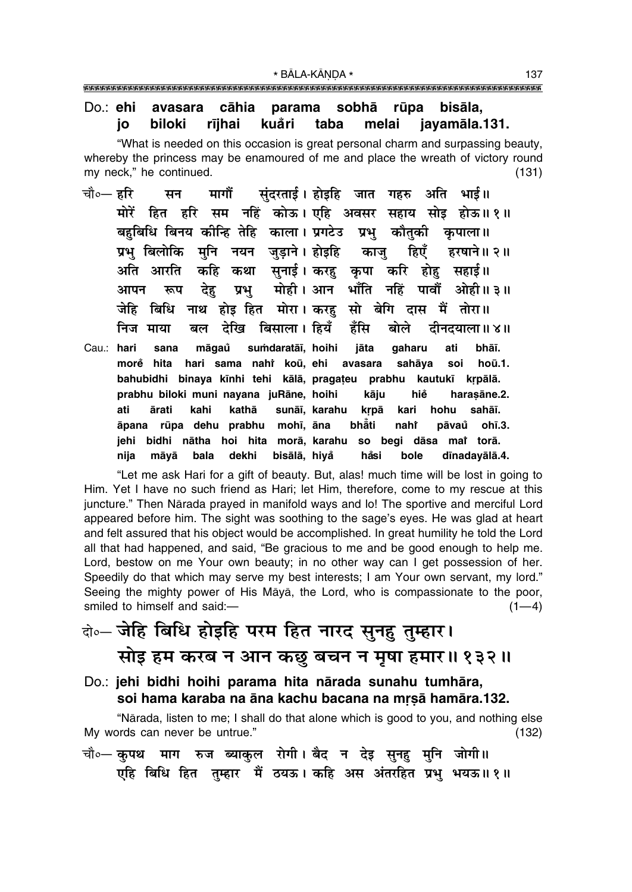Do.: **ehi avasara cāhia parama sobhā rūpa bisāla,**
**jo biloki rījhai kuå ri taba melai jayamāla.131.**

"What is needed on this occasion is great personal charm and surpassing beauty, whereby the princess may be enamoured of me and place the wreath of victory round my neck," he continued. (131)

चौ०— हरि सन मागौं सुंदरताई। होइहि जात गहरु अति भाई॥
मोरें हित हरि सम नहिं कोऊ। एहि अवसर सहाय सोइ होऊ॥ १॥
बहुबिधि बिनय कीन्हि तेहि काला। प्रगटेउ प्रभु कौतुकी कृपाला॥
प्रभु बिलोकि मुनि नयन जुड़ाने। होइहि काजु हिएँ हरषाने॥ २॥
अति आरति कहि कथा सुनाई। करहु कृपा करि होहु सहाई॥
आपन रूप देहु प्रभु मोही। आन भाँति नहिं पावौं ओही॥ ३॥
जेहि बिधि नाथ होइ हित मोरा। करहु सो बेगि दास मैं तोरा॥
निज माया बल देखि बिसाला। हियँ हँसि बोले दीनदयाला॥ ४॥

Cau.: **hari sana māgaů sumdaratāī, hoihi jāta gaharu ati bhāī.**
**more̐ hita hari sama nahi̐ koū, ehi avasara sahāya soi hoū.1.**
**bahubidhi binaya kīnhi tehi kālā, pragaṭeu prabhu kautukī kṛpālā.**
**prabhu biloki muni nayana juRāne, hoihi kāju hie̐ haraṣāne.2.**
**ati ārati kahi kathā sunāī, karahu kṛpā kari hohu sahāī.**
**āpana rūpa dehu prabhu mohī, āna bhå̐ti nahi̐ pāvaů ohī.3.**
**jehi bidhi nātha hoi hita morā, karahu so begi dāsa mai̐ torā.**
**nija māyā bala dekhi bisālā, hiyå̐ hå̐si bole dīnadayālā.4.**

"Let me ask Hari for a gift of beauty. But, alas! much time will be lost in going to Him. Yet I have no such friend as Hari; let Him, therefore, come to my rescue at this juncture." Then Nārada prayed in manifold ways and lo! The sportive and merciful Lord appeared before him. The sight was soothing to the sage's eyes. He was glad at heart and felt assured that his object would be accomplished. In great humility he told the Lord all that had happened, and said, "Be gracious to me and be good enough to help me. Lord, bestow on me Your own beauty; in no other way can I get possession of her. Speedily do that which may serve my best interests; I am Your own servant, my lord." Seeing the mighty power of His Māyā, the Lord, who is compassionate to the poor, smiled to himself and said:— (1—4)

दो०— जेहि बिधि होइहि परम हित नारद सुनहु तुम्हार।
सोइ हम करब न आन कछु बचन न मृषा हमार॥ १३२॥

Do.: **jehi bidhi hoihi parama hita nārada sunahu tumhāra,**
**soi hama karaba na āna kachu bacana na mṛṣā hamāra.132.**

"Nārada, listen to me; I shall do that alone which is good to you, and nothing else My words can never be untrue." (132)

चौ०— कुपथ माग रुज ब्याकुल रोगी। बैद न देइ सुनहु मुनि जोगी॥
एहि बिधि हित तुम्हार मैं ठयऊ। कहि अस अंतरहित प्रभु भयऊ॥ १॥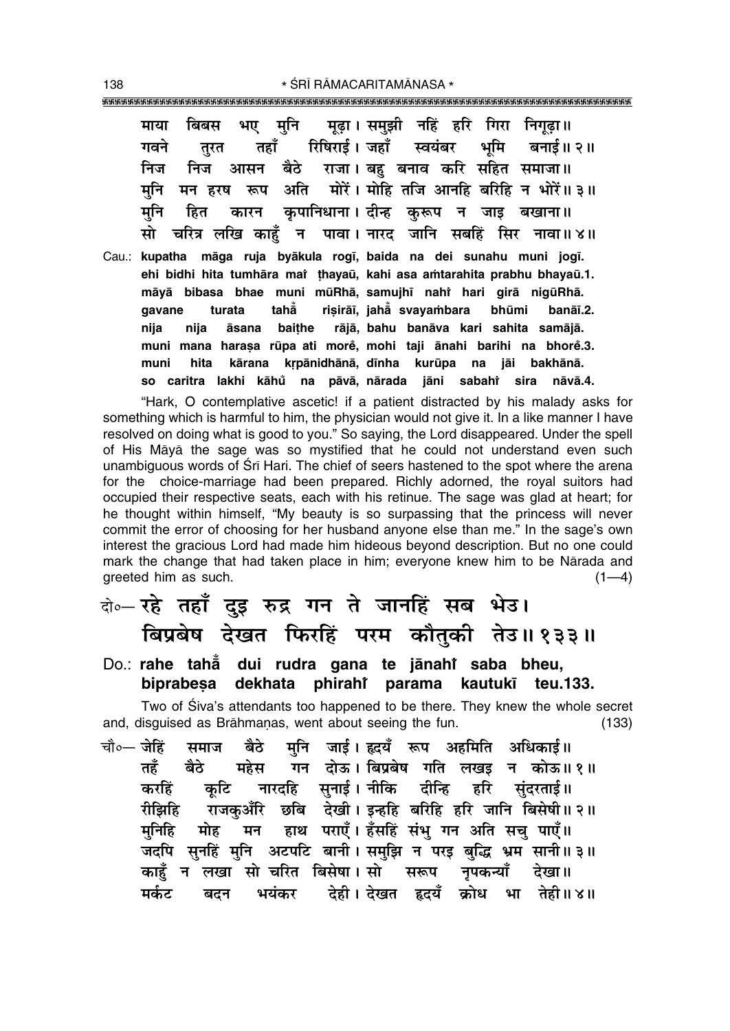माया बिबस भए मुनि मूढ़ा। समुझी नहिं हरि गिरा निगूढ़ा॥
गवने तुरत तहाँ रिषिराई। जहाँ स्वयंबर भूमि बनाई॥ २॥
निज निज आसन बैठे राजा। बहु बनाव करि सहित समाजा॥
मुनि मन हरष रूप अति मोरें। मोहि तजि आनहि बरिहि न भोरें॥ ३॥
मुनि हित कारन कृपानिधाना। दीन्ह कुरूप न जाइ बखाना॥
सो चरित्र लखि काहुँ न पावा। नारद जानि सबहिं सिर नावा॥ ४॥

Cau.: **kupatha māga ruja byākula rogī, baida na dei sunahu muni jogī.**
**ehi bidhi hita tumhāra maiṁ ṭhayaū, kahi asa aṁtarahita prabhu bhayaū.1.**
**māyā bibasa bhae muni mūRhā, samujhī nahiṁ hari girā nigūRhā.**
**gavane turata tahaḿ riṣirāī, jahaḿ svayaṁbara bhūmi banāī.2.**
**nija nija āsana baiṭhe rājā, bahu banāva kari sahita samājā.**
**muni mana haraṣa rūpa ati moreṁ, mohi taji ānahi barihi na bhoreṁ.3.**
**muni hita kārana kṛpānidhānā, dīnha kurūpa na jāi bakhānā.**
**so caritra lakhi kāhuṁ na pāvā, nārada jāni sabahiṁ sira nāvā.4.**

"Hark, O contemplative ascetic! if a patient distracted by his malady asks for something which is harmful to him, the physician would not give it. In a like manner I have resolved on doing what is good to you." So saying, the Lord disappeared. Under the spell of His Māyā the sage was so mystified that he could not understand even such unambiguous words of Śrī Hari. The chief of seers hastened to the spot where the arena for the choice-marriage had been prepared. Richly adorned, the royal suitors had occupied their respective seats, each with his retinue. The sage was glad at heart; for he thought within himself, "My beauty is so surpassing that the princess will never commit the error of choosing for her husband anyone else than me." In the sage's own interest the gracious Lord had made him hideous beyond description. But no one could mark the change that had taken place in him; everyone knew him to be Nārada and greeted him as such. (1—4)

दो०— रहे तहाँ दुइ रुद्र गन ते जानहिं सब भेउ।
बिप्रबेष देखत फिरहिं परम कौतुकी तेउ॥ १३३॥

Do.: **rahe tahaḿ dui rudra gana te jānahiṁ saba bheu,**
**biprabeṣa dekhata phirahiṁ parama kautukī teu.133.**

Two of Śiva's attendants too happened to be there. They knew the whole secret and, disguised as Brāhmaṇas, went about seeing the fun. (133)

चौ०— जेहिं समाज बैठे मुनि जाई। हृदयँ रूप अहमिति अधिकाई॥
तहँ बैठे महेस गन दोऊ। बिप्रबेष गति लखइ न कोऊ॥ १॥
करहिं कूटि नारदहि सुनाई। नीकि दीन्हि हरि सुंदरताई॥
रीझिहि राजकुअँरि छबि देखी। इन्हहि बरिहि हरि जानि बिसेषी॥ २॥
मुनिहि मोह मन हाथ पराएँ। हँसहिं संभु गन अति सचु पाएँ॥
जदपि सुनहिं मुनि अटपटि बानी। समुझि न परइ बुद्धि भ्रम सानी॥ ३॥
काहुँ न लखा सो चरित बिसेषा। सो सरूप नृपकन्याँ देखा॥
मर्कट बदन भयंकर देही। देखत हृदयँ क्रोध भा तेही॥ ४॥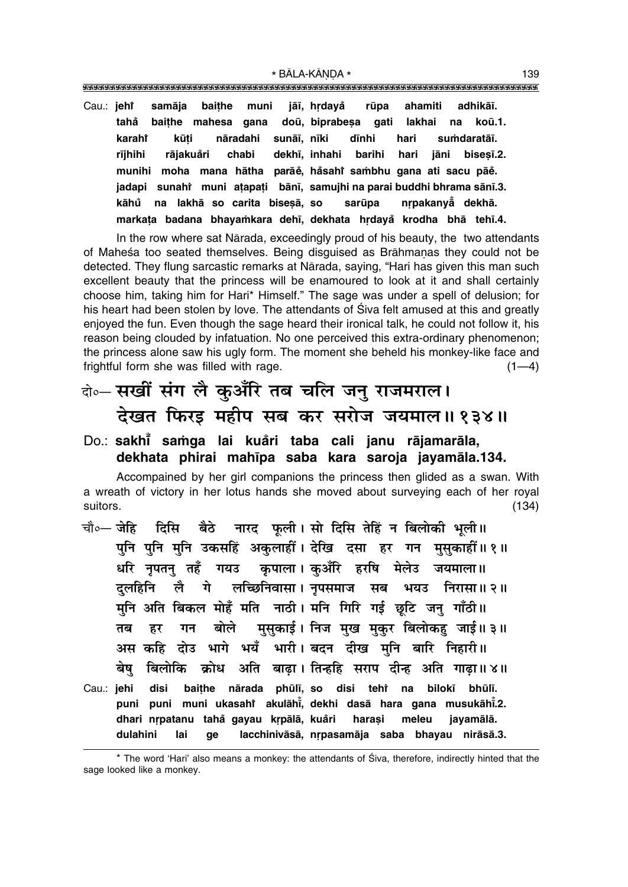Cau.: **jehi̐ samāja baiṭhe muni jāī, hṛdayå̐ rūpa ahamiti adhikāī.**
**tahå̐ baiṭhe mahesa gana doū, biprabeṣa gati lakhai na koū.1.**
**karahi̐ kūṭi nāradahi sunāī, nīki dīnhi hari suṁdaratāī.**
**rījhihi rājakuå̐ri chabi dekhī, inhahi barihi hari jāni biseṣī.2.**
**munihi moha mana hātha parāe̐, hå̐sahi̐ saṁbhu gana ati sacu pāe̐.**
**jadapi sunahi̐ muni aṭapaṭi bānī, samujhi na parai buddhi bhrama sānī.3.**
**kāhů̐ na lakhā so carita biseṣā, so sarūpa nṛpakanyå̐ dekhā.**
**markaṭa badana bhayaṁkara dehī, dekhata hṛdayå̐ krodha bhā tehī.4.**

In the row where sat Nārada, exceedingly proud of his beauty, the two attendants of Maheśa too seated themselves. Being disguised as Brāhmaṇas they could not be detected. They flung sarcastic remarks at Nārada, saying, "Hari has given this man such excellent beauty that the princess will be enamoured to look at it and shall certainly choose him, taking him for Hari* Himself." The sage was under a spell of delusion; for his heart had been stolen by love. The attendants of Śiva felt amused at this and greatly enjoyed the fun. Even though the sage heard their ironical talk, he could not follow it, his reason being clouded by infatuation. No one perceived this extra-ordinary phenomenon; the princess alone saw his ugly form. The moment she beheld his monkey-like face and frightful form she was filled with rage. (1—4)

दो०— **सखीं संग लै कुअँरि तब चलि जनु राजमराल।**
**देखत फिरइ महीप सब कर सरोज जयमाल॥ १३४॥**

Do.: **sakhī̐ saṁga lai kuå̐ri taba cali janu rājamarāla,**
**dekhata phirai mahīpa saba kara saroja jayamāla.134.**

Accompained by her girl companions the princess then glided as a swan. With a wreath of victory in her lotus hands she moved about surveying each of her royal suitors. (134)

चौ०— **जेहि दिसि बैठे नारद फूली। सो दिसि तेहिं न बिलोकी भूली॥**
**पुनि पुनि मुनि उकसहिं अकुलाहीं। देखि दसा हर गन मुसुकाहीं॥ १॥**
**धरि नृपतनु तहँ गयउ कृपाला। कुअँरि हरषि मेलेउ जयमाला॥**
**दुलहिनि लै गे लच्छिनिवासा। नृपसमाज सब भयउ निरासा॥ २॥**
**मुनि अति बिकल मोहँ मति नाठी। मनि गिरि गई छूटि जनु गाँठी॥**
**तब हर गन बोले मुसुकाई। निज मुख मुकुर बिलोकहु जाई॥ ३॥**
**अस कहि दोउ भागे भयँ भारी। बदन दीख मुनि बारि निहारी॥**
**बेषु बिलोकि क्रोध अति बाढ़ा। तिन्हहि सराप दीन्ह अति गाढ़ा॥ ४॥**

Cau.: **jehi disi baiṭhe nārada phūlī, so disi tehi̐ na bilokī bhūlī.**
**puni puni muni ukasahi̐ akulāhī̐, dekhi dasā hara gana musukāhī̐.2.**
**dhari nṛpatanu tahå̐ gayau kṛpālā, kuå̐ri harasi meleu jayamālā.**
**dulahini lai ge lacchinivāsā, nṛpasamāja saba bhayau nirāsā.3.**

---

* The word 'Hari' also means a monkey: the attendants of Śiva, therefore, indirectly hinted that the sage looked like a monkey.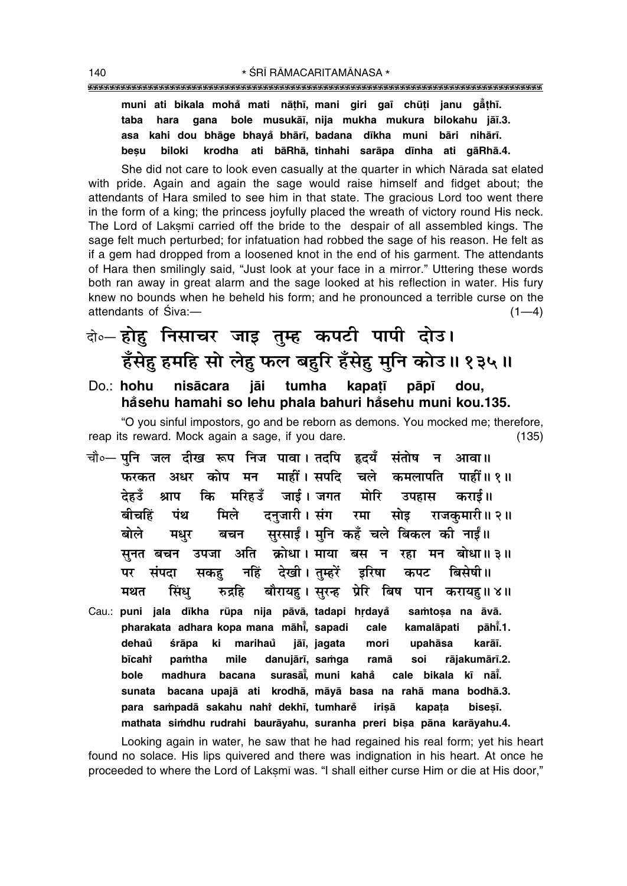**muni ati bikala mohå mati nāṭhī, mani giri gaī chūṭi janu gå̐ṭhī.**
**taba hara gana bole musukāī, nija mukha mukura bilokahu jāī.3.**
**asa kahi dou bhāge bhayå̐ bhārī, badana dīkha muni bāri nihārī.**
**beṣu biloki krodha ati bāRhā, tinhahi sarāpa dīnha ati gāRhā.4.**

She did not care to look even casually at the quarter in which Nārada sat elated with pride. Again and again the sage would raise himself and fidget about; the attendants of Hara smiled to see him in that state. The gracious Lord too went there in the form of a king; the princess joyfully placed the wreath of victory round His neck. The Lord of Lakṣmī carried off the bride to the despair of all assembled kings. The sage felt much perturbed; for infatuation had robbed the sage of his reason. He felt as if a gem had dropped from a loosened knot in the end of his garment. The attendants of Hara then smilingly said, "Just look at your face in a mirror." Uttering these words both ran away in great alarm and the sage looked at his reflection in water. His fury knew no bounds when he beheld his form; and he pronounced a terrible curse on the attendants of Śiva:— (1—4)

# दो०— होहु निसाचर जाइ तुम्ह कपटी पापी दोउ। हँसेहु हमहि सो लेहु फल बहुरि हँसेहु मुनि कोउ॥ १३५॥

**Do.: hohu nisācara jāi tumha kapaṭī pāpī dou,**
**hå̐sehu hamahi so lehu phala bahuri hå̐sehu muni kou.135.**

"O you sinful impostors, go and be reborn as demons. You mocked me; therefore, reap its reward. Mock again a sage, if you dare. (135)

चौ०— पुनि जल दीख रूप निज पावा। तदपि हृदयँ संतोष न आवा॥
फरकत अधर कोप मन माहीं। सपदि चले कमलापति पाहीं॥ १॥
देहउँ श्राप कि मरिहउँ जाई। जगत मोरि उपहास कराई॥
बीचहिं पंथ मिले दनुजारी। संग रमा सोइ राजकुमारी॥ २॥
बोले मधुर बचन सुरसाईं। मुनि कहँ चले बिकल की नाईं॥
सुनत बचन उपजा अति क्रोधा। माया बस न रहा मन बोधा॥ ३॥
पर संपदा सकहु नहिं देखी। तुम्हरें इरिषा कपट बिसेषी॥
मथत सिंधु रुद्रहि बौरायहु। सुरन्ह प्रेरि बिष पान करायहु॥ ४॥

**Cau.: puni jala dīkha rūpa nija pāvā, tadapi hṛdayå̐ saṁtoṣa na āvā.**
**pharakata adhara kopa mana māhī̐, sapadi cale kamalāpati pāhī̐.1.**
**dehau̐ śrāpa ki marihau̐ jāī, jagata mori upahāsa karāī.**
**bīcahi̐ paṁtha mile danujārī, saṁga ramā soi rājakumārī.2.**
**bole madhura bacana surasāī̐, muni kahå̐ cale bikala kī nāī̐.**
**sunata bacana upajā ati krodhā, māyā basa na rahā mana bodhā.3.**
**para saṁpadā sakahu nahi̐ dekhī, tumharė̐ iriṣā kapaṭa biseṣī.**
**mathata siṁdhu rudrahi baurāyahu, suranha preri biṣa pāna karāyahu.4.**

Looking again in water, he saw that he had regained his real form; yet his heart found no solace. His lips quivered and there was indignation in his heart. At once he proceeded to where the Lord of Lakṣmī was. "I shall either curse Him or die at His door,"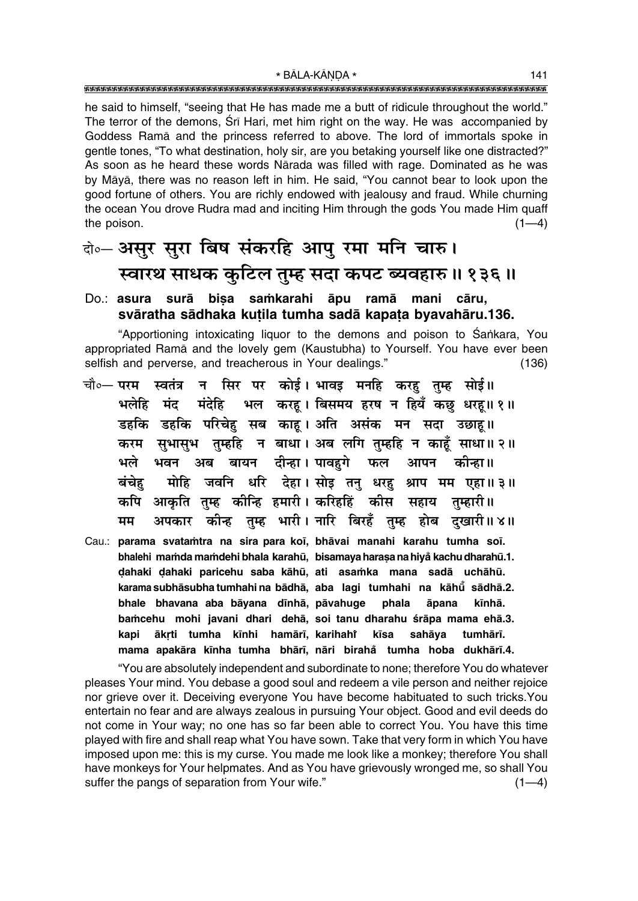he said to himself, "seeing that He has made me a butt of ridicule throughout the world." The terror of the demons, Śrī Hari, met him right on the way. He was accompanied by Goddess Ramā and the princess referred to above. The lord of immortals spoke in gentle tones, "To what destination, holy sir, are you betaking yourself like one distracted?" As soon as he heard these words Nārada was filled with rage. Dominated as he was by Māyā, there was no reason left in him. He said, "You cannot bear to look upon the good fortune of others. You are richly endowed with jealousy and fraud. While churning the ocean You drove Rudra mad and inciting Him through the gods You made Him quaff the poison. (1—4)

**दो०— असुर सुरा बिष संकरहि आपु रमा मनि चारु।**
**स्वारथ साधक कुटिल तुम्ह सदा कपट ब्यवहारु॥ १३६॥**

Do.: **asura surā biṣa saṁkarahi āpu ramā mani cāru,**
**svāratha sādhaka kuṭila tumha sadā kapaṭa byavahāru.136.**

"Apportioning intoxicating liquor to the demons and poison to Śaṅkara, You appropriated Ramā and the lovely gem (Kaustubha) to Yourself. You have ever been selfish and perverse, and treacherous in Your dealings." (136)

चौ०— परम स्वतंत्र न सिर पर कोई। भावइ मनहि करहु तुम्ह सोई॥
भलेहि मंद मंदेहि भल करहू। बिसमय हरष न हियँ कछु धरहू॥ १॥
डहकि डहकि परिचेहु सब काहू। अति असंक मन सदा उछाहू॥
करम सुभासुभ तुम्हहि न बाधा। अब लगि तुम्हहि न काहूँ साधा॥ २॥
भले भवन अब बायन दीन्हा। पावहुगे फल आपन कीन्हा॥
बंचेहु मोहि जवनि धरि देहा। सोइ तनु धरहु श्राप मम एहा॥ ३॥
कपि आकृति तुम्ह कीन्हि हमारी। करिहहिं कीस सहाय तुम्हारी॥
मम अपकार कीन्ह तुम्ह भारी। नारि बिरहँ तुम्ह होब दुखारी॥ ४॥

Cau.: **parama svataṁtra na sira para koī, bhāvai manahi karahu tumha soī.**
**bhalehi maṁda maṁdehi bhala karahū, bisamaya haraṣa na hiyaँ kachu dharahū.1.**
**ḍahaki ḍahaki paricehu saba kāhū, ati asaṁka mana sadā uchāhū.**
**karama subhāsubha tumhahi na bādhā, aba lagi tumhahi na kāhūँ sādhā.2.**
**bhale bhavana aba bāyana dīnhā, pāvahuge phala āpana kīnhā.**
**baṁcehu mohi javani dhari dehā, soi tanu dharahu śrāpa mama ehā.3.**
**kapi ākṛti tumha kīnhi hamārī, karihahiँ kīsa sahāya tumhārī.**
**mama apakāra kīnha tumha bhārī, nāri birahaँ tumha hoba dukhārī.4.**

"You are absolutely independent and subordinate to none; therefore You do whatever pleases Your mind. You debase a good soul and redeem a vile person and neither rejoice nor grieve over it. Deceiving everyone You have become habituated to such tricks. You entertain no fear and are always zealous in pursuing Your object. Good and evil deeds do not come in Your way; no one has so far been able to correct You. You have this time played with fire and shall reap what You have sown. Take that very form in which You have imposed upon me: this is my curse. You made me look like a monkey; therefore You shall have monkeys for Your helpmates. And as You have grievously wronged me, so shall You suffer the pangs of separation from Your wife." (1—4)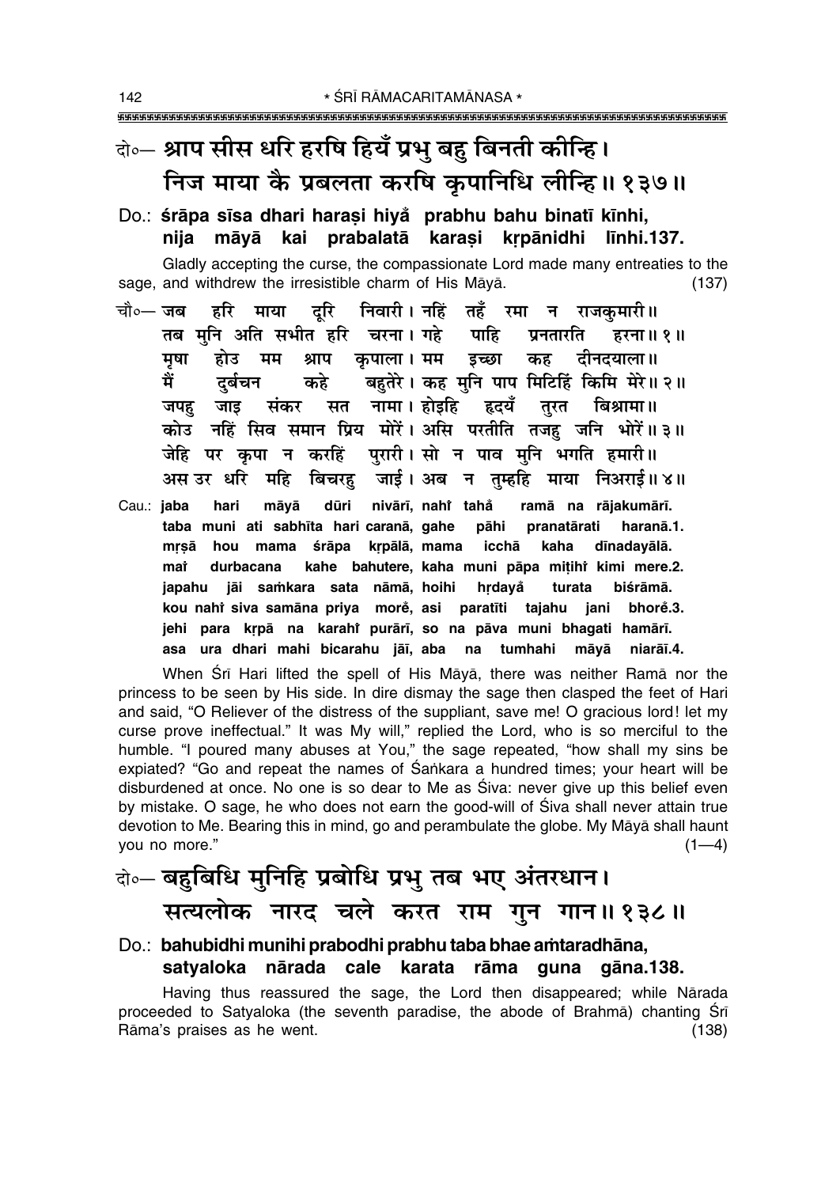दो०— श्राप सीस धरि हरषि हियँ प्रभु बहु बिनती कीन्हि।
निज माया कै प्रबलता करषि कृपानिधि लीन्हि॥ १३७॥

Do.: **śrāpa sīsa dhari haraṣi hiyå̐ prabhu bahu binatī kīnhi,**
**nija māyā kai prabalatā karaṣi kṛpānidhi līnhi.137.**

Gladly accepting the curse, the compassionate Lord made many entreaties to the sage, and withdrew the irresistible charm of His Māyā. (137)

चौ०— जब हरि माया दूरि निवारी। नहिं तहँ रमा न राजकुमारी॥
तब मुनि अति सभीत हरि चरना। गहे पाहि प्रनतारति हरना॥ १॥
मृषा होउ मम श्राप कृपाला। मम इच्छा कह दीनदयाला॥
मैं दुर्बचन कहे बहुतेरे। कह मुनि पाप मिटिहिं किमि मेरे॥ २॥
जपहु जाइ संकर सत नामा। होइहि हृदयँ तुरत बिश्रामा॥
कोउ नहिं सिव समान प्रिय मोरें। असि परतीति तजहु जनि भोरें॥ ३॥
जेहि पर कृपा न करहिं पुरारी। सो न पाव मुनि भगति हमारी॥
अस उर धरि महि बिचरहु जाई। अब न तुम्हहि माया निअराई॥ ४॥

Cau.: **jaba hari māyā dūri nivārī, nahi̐ tahå̐ ramā na rājakumārī.**
**taba muni ati sabhīta hari caranā, gahe pāhi pranatārati haranā.1.**
**mṛṣā hou mama śrāpa kṛpālā, mama icchā kaha dīnadayālā.**
**mai̐ durbacana kahe bahutere, kaha muni pāpa miṭihi̐ kimi mere.2.**
**japahu jāi saṁkara sata nāmā, hoihi hṛdayå̐ turata biśrāmā.**
**kou nahi̐ siva samāna priya more̐, asi paratīti tajahu jani bhore̐.3.**
**jehi para kṛpā na karahi̐ purārī, so na pāva muni bhagati hamārī.**
**asa ura dhari mahi bicarahu jāī, aba na tumhahi māyā niarāī.4.**

When Śrī Hari lifted the spell of His Māyā, there was neither Ramā nor the princess to be seen by His side. In dire dismay the sage then clasped the feet of Hari and said, "O Reliever of the distress of the suppliant, save me! O gracious lord! let my curse prove ineffectual." It was My will," replied the Lord, who is so merciful to the humble. "I poured many abuses at You," the sage repeated, "how shall my sins be expiated? "Go and repeat the names of Śaṅkara a hundred times; your heart will be disburdened at once. No one is so dear to Me as Śiva: never give up this belief even by mistake. O sage, he who does not earn the good-will of Śiva shall never attain true devotion to Me. Bearing this in mind, go and perambulate the globe. My Māyā shall haunt you no more." (1—4)

दो०— बहुबिधि मुनिहि प्रबोधि प्रभु तब भए अंतरधान।
सत्यलोक नारद चले करत राम गुन गान॥ १३८॥

Do.: **bahubidhi munihi prabodhi prabhu taba bhae aṁtaradhāna,**
**satyaloka nārada cale karata rāma guna gāna.138.**

Having thus reassured the sage, the Lord then disappeared; while Nārada proceeded to Satyaloka (the seventh paradise, the abode of Brahmā) chanting Śrī Rāma's praises as he went. (138)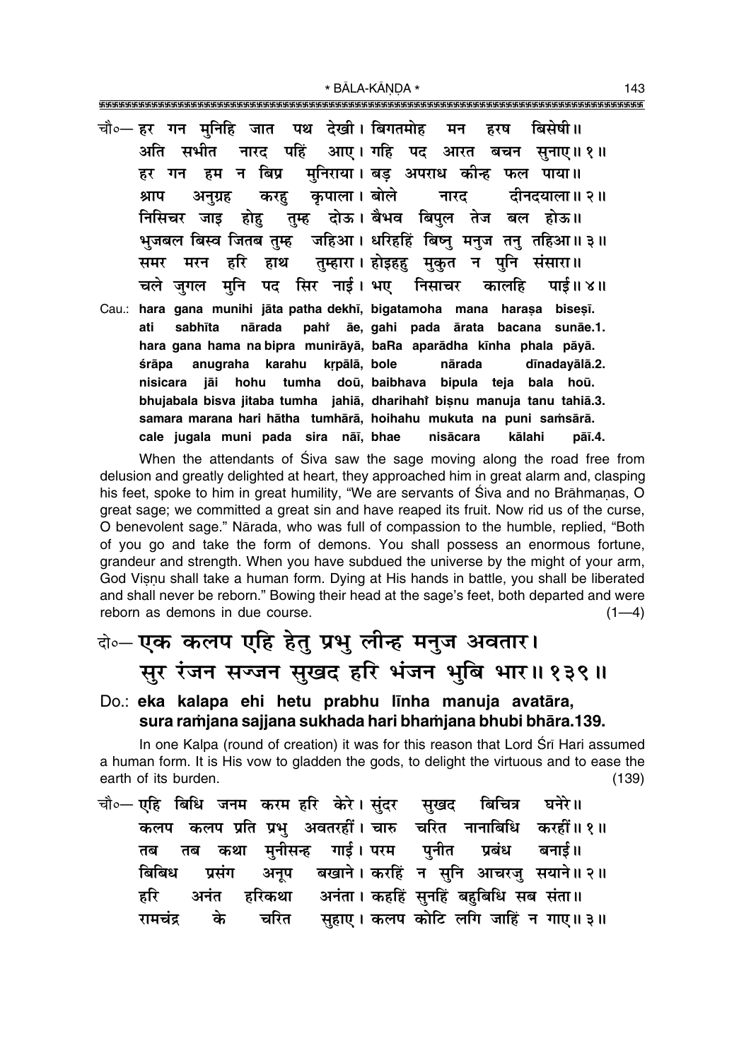चौ०— हर गन मुनिहि जात पथ देखी। बिगतमोह मन हरष बिसेषी॥
अति सभीत नारद पहिं आए। गहि पद आरत बचन सुनाए॥ १॥
हर गन हम न बिप्र मुनिराया। बड़ अपराध कीन्ह फल पाया॥
श्राप अनुग्रह करहु कृपाला। बोले नारद दीनदयाला॥ २॥
निसिचर जाइ होहु तुम्ह दोऊ। बैभव बिपुल तेज बल होऊ॥
भुजबल बिस्व जितब तुम्ह जहिआ। धरिहहिं बिष्नु मनुज तनु तहिआ॥ ३॥
समर मरन हरि हाथ तुम्हारा। होइहहु मुकुत न पुनि संसारा॥
चले जुगल मुनि पद सिर नाई। भए निसाचर कालहि पाई॥ ४॥

Cau.: **hara gana munihi jāta patha dekhī, bigatamoha mana haraṣa biseṣī.**
**ati sabhīta nārada pahi ̐ āe, gahi pada ārata bacana sunāe.1.**
**hara gana hama na bipra munirāyā, baRa aparādha kīnha phala pāyā.**
**śrāpa anugraha karahu kṛpālā, bole nārada dīnadayālā.2.**
**nisicara jāi hohu tumha doū, baibhava bipula teja bala hoū.**
**bhujabala bisva jitaba tumha jahiā, dharihahi ̐ biṣnu manuja tanu tahiā.3.**
**samara marana hari hātha tumhārā, hoihahu mukuta na puni saṁsārā.**
**cale jugala muni pada sira nāī, bhae nisācara kālahi pāī.4.**

When the attendants of Śiva saw the sage moving along the road free from delusion and greatly delighted at heart, they approached him in great alarm and, clasping his feet, spoke to him in great humility, "We are servants of Śiva and no Brāhmaṇas, O great sage; we committed a great sin and have reaped its fruit. Now rid us of the curse, O benevolent sage." Nārada, who was full of compassion to the humble, replied, "Both of you go and take the form of demons. You shall possess an enormous fortune, grandeur and strength. When you have subdued the universe by the might of your arm, God Viṣṇu shall take a human form. Dying at His hands in battle, you shall be liberated and shall never be reborn." Bowing their head at the sage's feet, both departed and were reborn as demons in due course. (1—4)

## दो०— एक कलप एहि हेतु प्रभु लीन्ह मनुज अवतार। सुर रंजन सज्जन सुखद हरि भंजन भुबि भार॥ १३९॥

### Do.: eka kalapa ehi hetu prabhu līnha manuja avatāra, sura raṁjana sajjana sukhada hari bhaṁjana bhubi bhāra.139.

In one Kalpa (round of creation) it was for this reason that Lord Śrī Hari assumed a human form. It is His vow to gladden the gods, to delight the virtuous and to ease the earth of its burden. (139)

चौ०— एहि बिधि जनम करम हरि केरे। सुंदर सुखद बिचित्र घनेरे॥
कलप कलप प्रति प्रभु अवतरहीं। चारु चरित नानाबिधि करहीं॥ १॥
तब तब कथा मुनीसन्ह गाई। परम पुनीत प्रबंध बनाई॥
बिबिध प्रसंग अनूप बखाने। करहिं न सुनि आचरजु सयाने॥ २॥
हरि अनंत हरिकथा अनंता। कहहिं सुनहिं बहुबिधि सब संता॥
रामचंद्र के चरित सुहाए। कलप कोटि लगि जाहिं न गाए॥ ३॥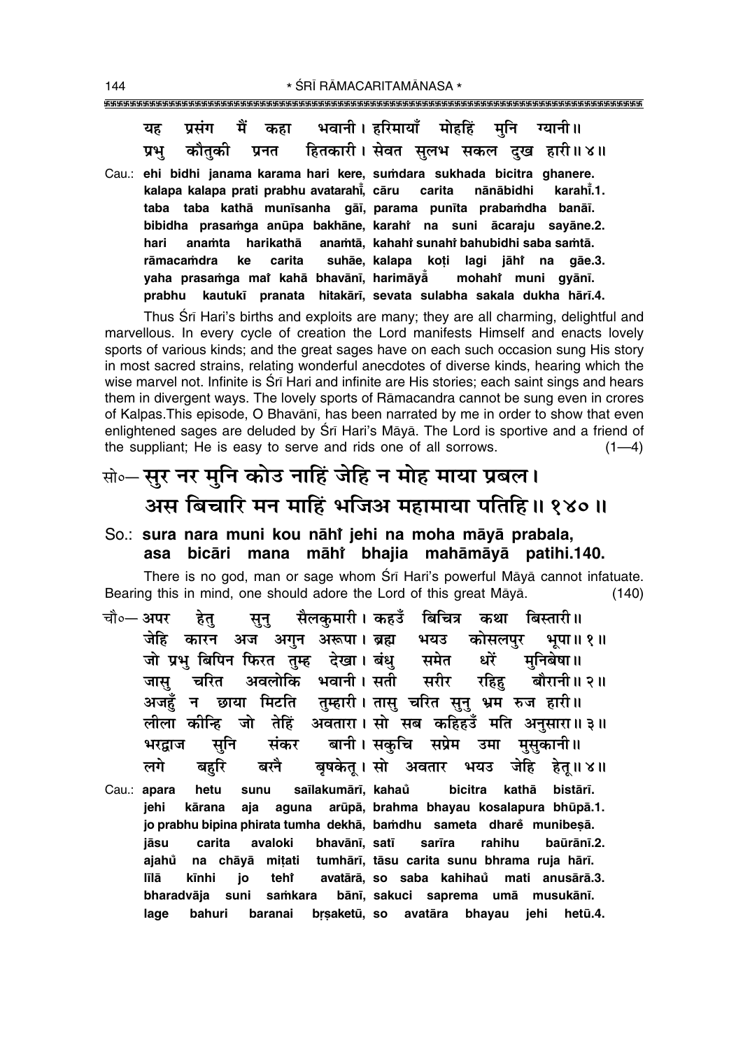यह प्रसंग मैं कहा भवानी। हरिमायाँ मोहहिं मुनि ग्यानी॥
प्रभु कौतुकी प्रनत हितकारी। सेवत सुलभ सकल दुख हारी॥ ४॥

Cau.: **ehi bidhi janama karama hari kere, sumdara sukhada bicitra ghanere.**
**kalapa kalapa prati prabhu avatarahī̃, cāru carita nānābidhi karahī̃.1.**
**taba taba kathā munīsanha gāī, parama punīta prabamdha banāī.**
**bibidha prasamga anūpa bakhāne, karahi̐ na suni ācaraju sayāne.2.**
**hari anamta harikathā anamtā, kahahi̐ sunahi̐ bahubidhi saba samtā.**
**rāmacamdra ke carita suhāe, kalapa koṭi lagi jāhi̐ na gāe.3.**
**yaha prasamga mai̐ kahā bhavānī, harimāyā̃ mohahi̐ muni gyānī.**
**prabhu kautukī pranata hitakārī, sevata sulabha sakala dukha hārī.4.**

Thus Śrī Hari's births and exploits are many; they are all charming, delightful and marvellous. In every cycle of creation the Lord manifests Himself and enacts lovely sports of various kinds; and the great sages have on each such occasion sung His story in most sacred strains, relating wonderful anecdotes of diverse kinds, hearing which the wise marvel not. Infinite is Śrī Hari and infinite are His stories; each saint sings and hears them in divergent ways. The lovely sports of Rāmacandra cannot be sung even in crores of Kalpas. This episode, O Bhavānī, has been narrated by me in order to show that even enlightened sages are deluded by Śrī Hari's Māyā. The Lord is sportive and a friend of the suppliant; He is easy to serve and rids one of all sorrows. (1—4)

## सो०— सुर नर मुनि कोउ नाहिं जेहि न मोह माया प्रबल। अस बिचारि मन माहिं भजिअ महामाया पतिहि॥ १४०॥

So.: **sura nara muni kou nāhi̐ jehi na moha māyā prabala,**
**asa bicāri mana māhi̐ bhajia mahāmāyā patihi.140.**

There is no god, man or sage whom Śrī Hari's powerful Māyā cannot infatuate. Bearing this in mind, one should adore the Lord of this great Māyā. (140)

चौ०— अपर हेतु सुनु सैलकुमारी। कहउँ बिचित्र कथा बिस्तारी॥
जेहि कारन अज अगुन अरूपा। ब्रह्म भयउ कोसलपुर भूपा॥ १॥
जो प्रभु बिपिन फिरत तुम्ह देखा। बंधु समेत धरें मुनिबेषा॥
जासु चरित अवलोकि भवानी। सती सरीर रहिहु बौरानी॥ २॥
अजहुँ न छाया मिटति तुम्हारी। तासु चरित सुनु भ्रम रुज हारी॥
लीला कीन्हि जो तेहिं अवतारा। सो सब कहिहउँ मति अनुसारा॥ ३॥
भरद्वाज सुनि संकर बानी। सकुचि सप्रेम उमा मुसुकानी॥
लगे बहुरि बरनै बृषकेतू। सो अवतार भयउ जेहि हेतू॥ ४॥

Cau.: **apara hetu sunu sailakumārī, kahau̐ bicitra kathā bistārī.**
**jehi kārana aja aguna arūpā, brahma bhayau kosalapura bhūpā.1.**
**jo prabhu bipina phirata tumha dekhā, bamdhu sameta dhare̐ munibeṣā.**
**jāsu carita avaloki bhavānī, satī sarīra rahihu baurānī.2.**
**ajahu̐ na chāyā miṭati tumhārī, tāsu carita sunu bhrama ruja hārī.**
**līlā kīnhi jo tehi̐ avatārā, so saba kahihau̐ mati anusārā.3.**
**bharadvāja suni samkara bānī, sakuci saprema umā musukānī.**
**lage bahuri baranai bṛṣaketū, so avatāra bhayau jehi hetū.4.**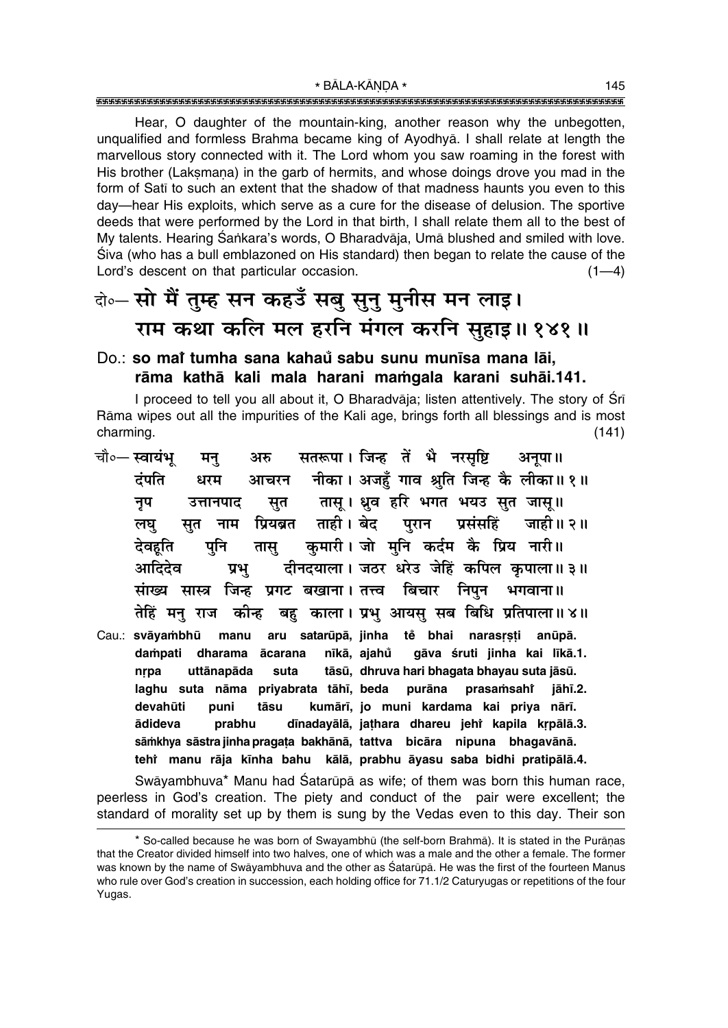Hear, O daughter of the mountain-king, another reason why the unbegotten, unqualified and formless Brahma became king of Ayodhyā. I shall relate at length the marvellous story connected with it. The Lord whom you saw roaming in the forest with His brother (Lakṣmaṇa) in the garb of hermits, and whose doings drove you mad in the form of Satī to such an extent that the shadow of that madness haunts you even to this day—hear His exploits, which serve as a cure for the disease of delusion. The sportive deeds that were performed by the Lord in that birth, I shall relate them all to the best of My talents. Hearing Śaṅkara's words, O Bharadvāja, Umā blushed and smiled with love. Śiva (who has a bull emblazoned on His standard) then began to relate the cause of the Lord's descent on that particular occasion. (1—4)

दो०— **सो मैं तुम्ह सन कहउँ सबु सुनु मुनीस मन लाइ।**
**राम कथा कलि मल हरनि मंगल करनि सुहाइ॥ १४१॥**

Do.: **so maĩ tumha sana kahaũ sabu sunu munīsa mana lāi,**
**rāma kathā kali mala harani maṁgala karani suhāi.141.**

I proceed to tell you all about it, O Bharadvāja; listen attentively. The story of Śrī Rāma wipes out all the impurities of the Kali age, brings forth all blessings and is most charming. (141)

चौ०— स्वायंभू मनु अरु सतरूपा। जिन्ह तें भै नरसृष्टि अनूपा॥
दंपति धरम आचरन नीका। अजहुँ गाव श्रुति जिन्ह कै लीका॥ १॥
नृप उत्तानपाद सुत तासू। ध्रुव हरि भगत भयउ सुत जासू॥
लघु सुत नाम प्रियब्रत ताही। बेद पुरान प्रसंसहिं जाही॥ २॥
देवहूति पुनि तासु कुमारी। जो मुनि कर्दम कै प्रिय नारी॥
आदिदेव प्रभु दीनदयाला। जठर धरेउ जेहिं कपिल कृपाला॥ ३॥
सांख्य सास्त्र जिन्ह प्रगट बखाना। तत्त्व बिचार निपुन भगवाना॥
तेहिं मनु राज कीन्ह बहु काला। प्रभु आयसु सब बिधि प्रतिपाला॥ ४॥

Cau.: **svāyaṁbhū manu aru satarūpā, jinha tẽ bhai narasṛṣṭi anūpā.**
**daṁpati dharama ācarana nīkā, ajahũ gāva śruti jinha kai līkā.1.**
**nṛpa uttānapāda suta tāsū, dhruva hari bhagata bhayau suta jāsū.**
**laghu suta nāma priyabrata tāhī, beda purāna prasaṁsahĩ jāhī.2.**
**devahūti puni tāsu kumārī, jo muni kardama kai priya nārī.**
**ādideva prabhu dīnadayālā, jaṭhara dhareu jehĩ kapila kṛpālā.3.**
**sāṁkhya sāstra jinha pragaṭa bakhānā, tattva bicāra nipuna bhagavānā.**
**tehĩ manu rāja kīnha bahu kālā, prabhu āyasu saba bidhi pratipālā.4.**

Swāyambhuva* Manu had Śatarūpā as wife; of them was born this human race, peerless in God's creation. The piety and conduct of the pair were excellent; the standard of morality set up by them is sung by the Vedas even to this day. Their son

* So-called because he was born of Swayambhū (the self-born Brahmā). It is stated in the Purāṇas that the Creator divided himself into two halves, one of which was a male and the other a female. The former was known by the name of Swāyambhuva and the other as Śatarūpā. He was the first of the fourteen Manus who rule over God's creation in succession, each holding office for 71.1/2 Caturyugas or repetitions of the four Yugas.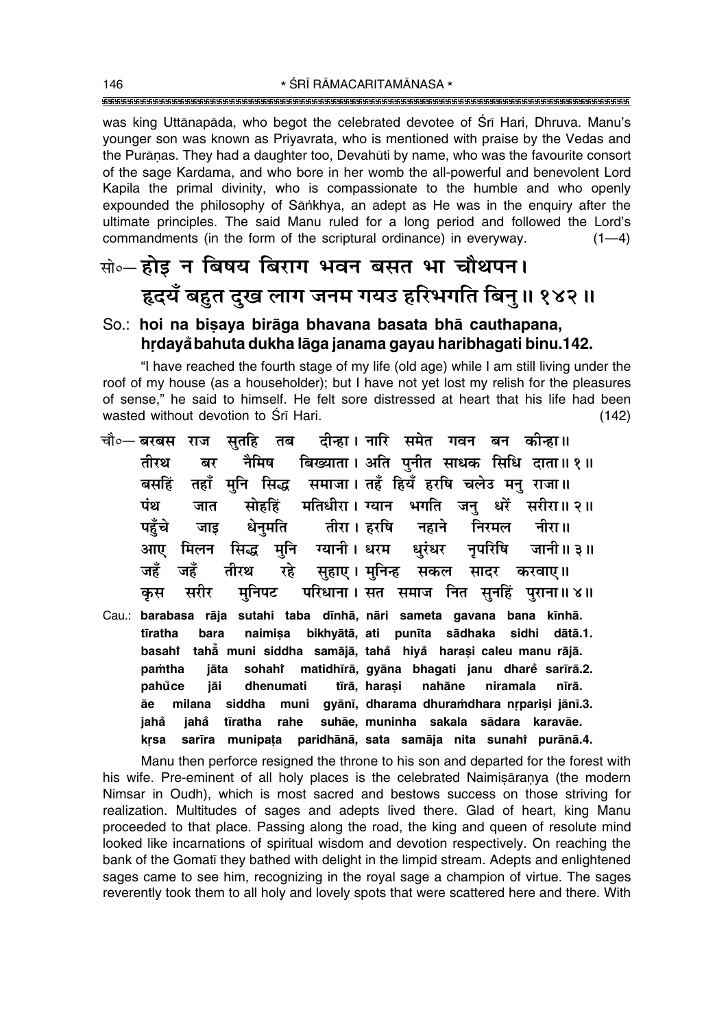was king Uttānapāda, who begot the celebrated devotee of Śrī Hari, Dhruva. Manu's younger son was known as Priyavrata, who is mentioned with praise by the Vedas and the Purāṇas. They had a daughter too, Devahūti by name, who was the favourite consort of the sage Kardama, and who bore in her womb the all-powerful and benevolent Lord Kapila the primal divinity, who is compassionate to the humble and who openly expounded the philosophy of Sāṅkhya, an adept as He was in the enquiry after the ultimate principles. The said Manu ruled for a long period and followed the Lord's commandments (in the form of the scriptural ordinance) in everyway. (1—4)

## सो०— होइ न बिषय बिराग भवन बसत भा चौथपन। हृदयँ बहुत दुख लाग जनम गयउ हरिभगति बिनु॥ १४२॥

**So.: hoi na biṣaya birāga bhavana basata bhā cauthapana, hṛdayå̐ bahuta dukha lāga janama gayau haribhagati binu.142.**

"I have reached the fourth stage of my life (old age) while I am still living under the roof of my house (as a householder); but I have not yet lost my relish for the pleasures of sense," he said to himself. He felt sore distressed at heart that his life had been wasted without devotion to Śrī Hari. (142)

चौ०— बरबस राज सुतहि तब दीन्हा। नारि समेत गवन बन कीन्हा॥
तीरथ बर नैमिष बिख्याता। अति पुनीत साधक सिधि दाता॥ १॥
बसहिं तहाँ मुनि सिद्ध समाजा। तहँ हियँ हरषि चलेउ मनु राजा॥
पंथ जात सोहहिं मतिधीरा। ग्यान भगति जनु धरें सरीरा॥ २॥
पहुँचे जाइ धेनुमति तीरा। हरषि नहाने निरमल नीरा॥
आए मिलन सिद्ध मुनि ग्यानी। धरम धुरंधर नृपरिषि जानी॥ ३॥
जहँ जहँ तीरथ रहे सुहाए। मुनिन्ह सकल सादर करवाए॥
कृस सरीर मुनिपट परिधाना। सत समाज नित सुनहिं पुराना॥ ४॥

**Cau.: barabasa rāja sutahi taba dīnhā, nāri sameta gavana bana kīnhā.
tīratha bara naimiṣa bikhyātā, ati punīta sādhaka sidhi dātā.1.
basahiṁ tahå̐ muni siddha samājā, tahå̐ hiyå̐ haraṣi caleu manu rājā.
paṁtha jāta sohahiṁ matidhīrā, gyāna bhagati janu dharẽ sarīrā.2.
pahů̐ce jāi dhenumati tīrā, haraṣi nahāne niramala nīrā.
āe milana siddha muni gyānī, dharama dhuraṁdhara nṛpariṣi jānī.3.
jahå̐ jahå̐ tīratha rahe suhāe, muninha sakala sādara karavāe.
kṛsa sarīra munipaṭa paridhānā, sata samāja nita sunahiṁ purānā.4.**

Manu then perforce resigned the throne to his son and departed for the forest with his wife. Pre-eminent of all holy places is the celebrated Naimiṣāraṇya (the modern Nimsar in Oudh), which is most sacred and bestows success on those striving for realization. Multitudes of sages and adepts lived there. Glad of heart, king Manu proceeded to that place. Passing along the road, the king and queen of resolute mind looked like incarnations of spiritual wisdom and devotion respectively. On reaching the bank of the Gomatī they bathed with delight in the limpid stream. Adepts and enlightened sages came to see him, recognizing in the royal sage a champion of virtue. The sages reverently took them to all holy and lovely spots that were scattered here and there. With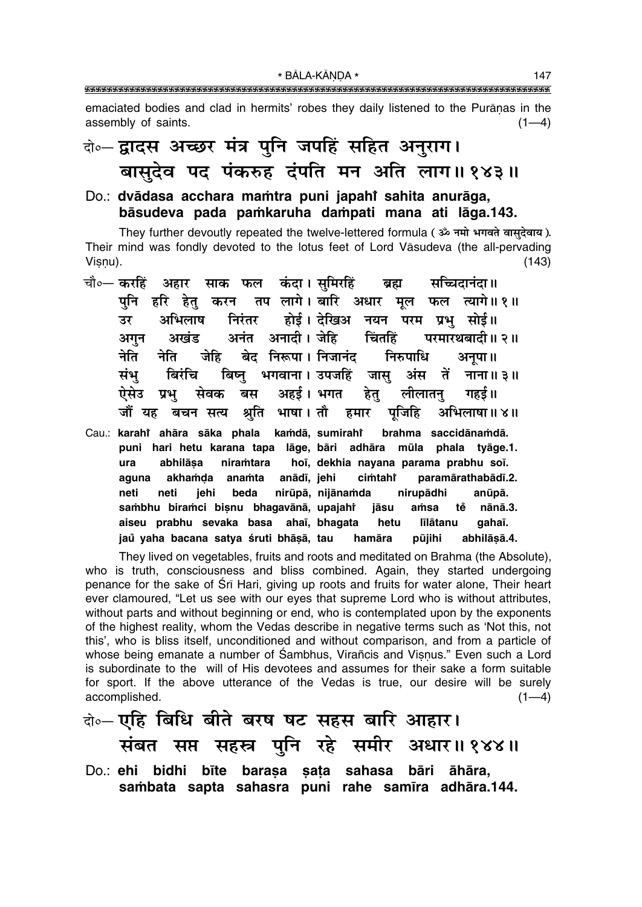emaciated bodies and clad in hermits' robes they daily listened to the Purāṇas in the assembly of saints. (1—4)

दो०— द्वादस अच्छर मंत्र पुनि जपहिं सहित अनुराग।
बासुदेव पद पंकरुह दंपति मन अति लाग॥ १४३॥

Do.: **dvādasa acchara maṁtra puni japahiṁ sahita anurāga,**
**bāsudeva pada paṁkaruha daṁpati mana ati lāga.143.**

They further devoutly repeated the twelve-lettered formula (ॐ नमो भगवते वासुदेवाय). Their mind was fondly devoted to the lotus feet of Lord Vāsudeva (the all-pervading Viṣṇu). (143)

चौ०— करहिं अहार साक फल कंदा। सुमिरहिं ब्रह्म सच्चिदानंदा॥
पुनि हरि हेतु करन तप लागे। बारि अधार मूल फल त्यागे॥ १॥
उर अभिलाष निरंतर होई। देखिअ नयन परम प्रभु सोई॥
अगुन अखंड अनंत अनादी। जेहि चिंतहिं परमारथबादी॥ २॥
नेति नेति जेहि बेद निरूपा। निजानंद निरुपाधि अनूपा॥
संभु बिरंचि बिष्नु भगवाना। उपजहिं जासु अंस तें नाना॥ ३॥
ऐसेउ प्रभु सेवक बस अहई। भगत हेतु लीलातनु गहई॥
जौं यह बचन सत्य श्रुति भाषा। तौ हमार पूजिहि अभिलाषा॥ ४॥

Cau.: **karahiṁ ahāra sāka phala kaṁdā, sumirahiṁ brahma saccidānaṁdā.**
**puni hari hetu karana tapa lāge, bāri adhāra mūla phala tyāge.1.**
**ura abhilāṣa niraṁtara hoī, dekhia nayana parama prabhu soī.**
**aguna akhaṁḍa anaṁta anādī, jehi ciṁtahiṁ paramārathabādī.2.**
**neti neti jehi beda nirūpā, nijānaṁda nirupādhi anūpā.**
**saṁbhu biraṁci biṣnu bhagavānā, upajahiṁ jāsu aṁsa teṁ nānā.3.**
**aiseu prabhu sevaka basa ahaī, bhagata hetu līlātanu gahaī.**
**jauṁ yaha bacana satya śruti bhāṣā, tau hamāra pūjihi abhilāṣā.4.**

They lived on vegetables, fruits and roots and meditated on Brahma (the Absolute), who is truth, consciousness and bliss combined. Again, they started undergoing penance for the sake of Śrī Hari, giving up roots and fruits for water alone, Their heart ever clamoured, "Let us see with our eyes that supreme Lord who is without attributes, without parts and without beginning or end, who is contemplated upon by the exponents of the highest reality, whom the Vedas describe in negative terms such as 'Not this, not this', who is bliss itself, unconditioned and without comparison, and from a particle of whose being emanate a number of Śambhus, Virañcis and Viṣṇus." Even such a Lord is subordinate to the will of His devotees and assumes for their sake a form suitable for sport. If the above utterance of the Vedas is true, our desire will be surely accomplished. (1—4)

दो०— एहि बिधि बीते बरष षट सहस बारि आहार।
संबत सप्त सहस्र पुनि रहे समीर अधार॥ १४४॥

Do.: **ehi bidhi bīte barasa ṣaṭa sahasa bāri āhāra,**
**saṁbata sapta sahasra puni rahe samīra adhāra.144.**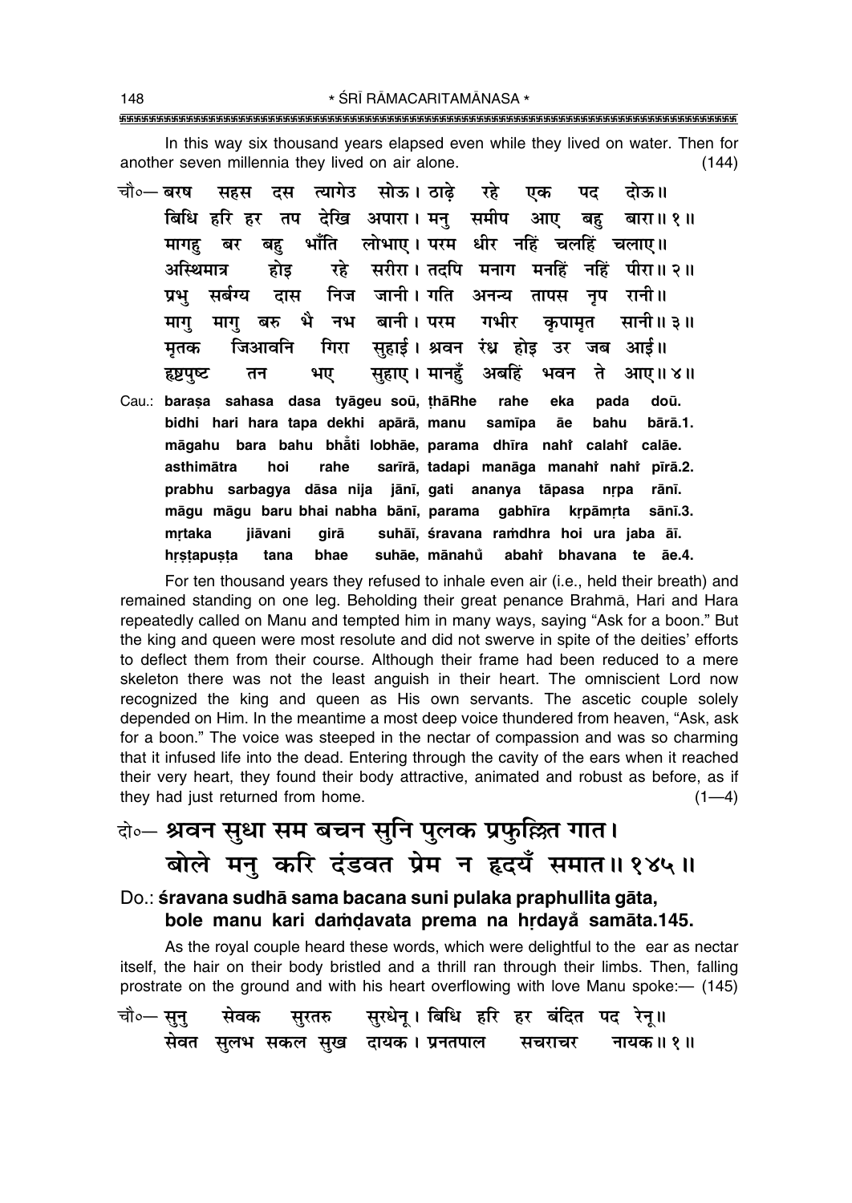In this way six thousand years elapsed even while they lived on water. Then for another seven millennia they lived on air alone. (144)

चौ०— बरष सहस दस त्यागेउ सोऊ। ठाढ़े रहे एक पद दोऊ॥
बिधि हरि हर तप देखि अपारा। मनु समीप आए बहु बारा॥ १॥
मागहु बर बहु भाँति लोभाए। परम धीर नहिं चलहिं चलाए॥
अस्थिमात्र होइ रहे सरीरा। तदपि मनाग मनहिं नहिं पीरा॥ २॥
प्रभु सर्बग्य दास निज जानी। गति अनन्य तापस नृप रानी॥
मागु मागु बरु भै नभ बानी। परम गभीर कृपामृत सानी॥ ३॥
मृतक जिआवनि गिरा सुहाई। श्रवन रंध्र होइ उर जब आई॥
हृष्टपुष्ट तन भए सुहाए। मानहुँ अबहिं भवन ते आए॥ ४॥

Cau.: **baraṣa sahasa dasa tyāgeu soū, ṭhāRhe rahe eka pada doū.**
**bidhi hari hara tapa dekhi apārā, manu samīpa āe bahu bārā.1.**
**māgahu bara bahu bhā̐ti lobhāe, parama dhīra nahı̐ calahı̐ calāe.**
**asthimātra hoi rahe sarīrā, tadapi manāga manahı̐ nahı̐ pīrā.2.**
**prabhu sarbagya dāsa nija jānī, gati ananya tāpasa nṛpa rānī.**
**māgu māgu baru bhai nabha bānī, parama gabhīra kṛpāmṛta sānī.3.**
**mṛtaka jiāvani girā suhāī, śravana raṁdhra hoi ura jaba āī.**
**hṛṣṭapuṣṭa tana bhae suhāe, mānahu̐ abahı̐ bhavana te āe.4.**

For ten thousand years they refused to inhale even air (i.e., held their breath) and remained standing on one leg. Beholding their great penance Brahmā, Hari and Hara repeatedly called on Manu and tempted him in many ways, saying "Ask for a boon." But the king and queen were most resolute and did not swerve in spite of the deities' efforts to deflect them from their course. Although their frame had been reduced to a mere skeleton there was not the least anguish in their heart. The omniscient Lord now recognized the king and queen as His own servants. The ascetic couple solely depended on Him. In the meantime a most deep voice thundered from heaven, "Ask, ask for a boon." The voice was steeped in the nectar of compassion and was so charming that it infused life into the dead. Entering through the cavity of the ears when it reached their very heart, they found their body attractive, animated and robust as before, as if they had just returned from home. (1—4)

दो०— **श्रवन सुधा सम बचन सुनि पुलक प्रफुल्लित गात।**
**बोले मनु करि दंडवत प्रेम न हृदयँ समात॥ १४५॥**

Do.: **śravana sudhā sama bacana suni pulaka praphullita gāta,**
**bole manu kari daṁḍavata prema na hṛdaya̐ samāta.145.**

As the royal couple heard these words, which were delightful to the ear as nectar itself, the hair on their body bristled and a thrill ran through their limbs. Then, falling prostrate on the ground and with his heart overflowing with love Manu spoke:— (145)

चौ०— सुनु सेवक सुरतरु सुरधेनू। बिधि हरि हर बंदित पद रेनू॥
सेवत सुलभ सकल सुख दायक। प्रनतपाल सचराचर नायक॥ १॥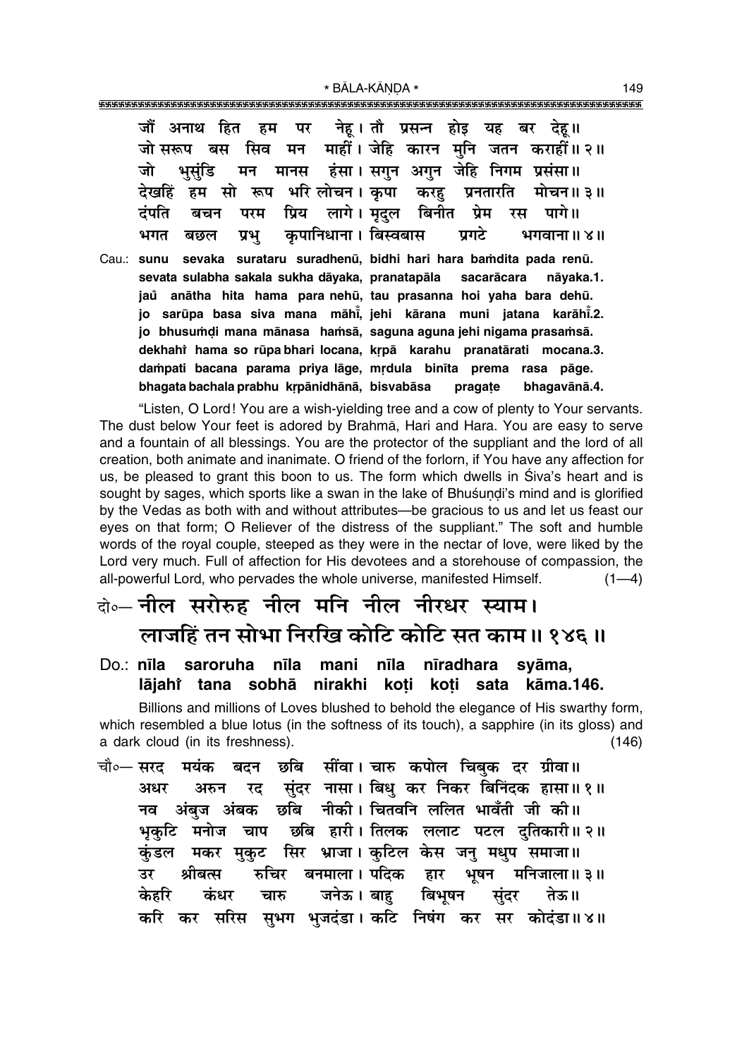जौं अनाथ हित हम पर नेहू। तौ प्रसन्न होइ यह बर देहू॥
जो सरूप बस सिव मन माहीं। जेहि कारन मुनि जतन कराहीं॥ २॥
जो भुसुंडि मन मानस हंसा। सगुन अगुन जेहि निगम प्रसंसा॥
देखहिं हम सो रूप भरि लोचन। कृपा करहु प्रनतारति मोचन॥ ३॥
दंपति बचन परम प्रिय लागे। मृदुल बिनीत प्रेम रस पागे॥
भगत बछल प्रभु कृपानिधाना। बिस्वबास प्रगटे भगवाना॥ ४॥

Cau.: **sunu sevaka surataru suradhenū, bidhi hari hara baṁdita pada renū.**
**sevata sulabha sakala sukha dāyaka, pranatapāla sacarācara nāyaka.1.**
**jaů anātha hita hama para nehū, tau prasanna hoi yaha bara dehū.**
**jo sarūpa basa siva mana māhī̐, jehi kārana muni jatana karāhī̐.2.**
**jo bhusuṁḍi mana mānasa haṁsā, saguna aguna jehi nigama prasaṁsā.**
**dekhahi̐ hama so rūpa bhari locana, kṛpā karahu pranatārati mocana.3.**
**daṁpati bacana parama priya lāge, mṛdula binīta prema rasa pāge.**
**bhagata bachala prabhu kṛpānidhānā, bisvabāsa pragaṭe bhagavānā.4.**

"Listen, O Lord! You are a wish-yielding tree and a cow of plenty to Your servants. The dust below Your feet is adored by Brahmā, Hari and Hara. You are easy to serve and a fountain of all blessings. You are the protector of the suppliant and the lord of all creation, both animate and inanimate. O friend of the forlorn, if You have any affection for us, be pleased to grant this boon to us. The form which dwells in Śiva's heart and is sought by sages, which sports like a swan in the lake of Bhuśuṇḍi's mind and is glorified by the Vedas as both with and without attributes—be gracious to us and let us feast our eyes on that form; O Reliever of the distress of the suppliant." The soft and humble words of the royal couple, steeped as they were in the nectar of love, were liked by the Lord very much. Full of affection for His devotees and a storehouse of compassion, the all-powerful Lord, who pervades the whole universe, manifested Himself. (1—4)

## दो०— नील सरोरुह नील मनि नील नीरधर स्याम। लाजहिं तन सोभा निरखि कोटि कोटि सत काम॥ १४६॥

Do.: **nīla saroruha nīla mani nīla nīradhara syāma,**
**lājahi̐ tana sobhā nirakhi koṭi koṭi sata kāma.146.**

Billions and millions of Loves blushed to behold the elegance of His swarthy form, which resembled a blue lotus (in the softness of its touch), a sapphire (in its gloss) and a dark cloud (in its freshness). (146)

चौ०— सरद मयंक बदन छबि सींवा। चारु कपोल चिबुक दर ग्रीवा॥
अधर अरुन रद सुंदर नासा। बिधु कर निकर बिनिंदक हासा॥ १॥
नव अंबुज अंबक छबि नीकी। चितवनि ललित भावँती जी की॥
भृकुटि मनोज चाप छबि हारी। तिलक ललाट पटल दुतिकारी॥ २॥
कुंडल मकर मुकुट सिर भ्राजा। कुटिल केस जनु मधुप समाजा॥
उर श्रीबत्स रुचिर बनमाला। पदिक हार भूषन मनिजाला॥ ३॥
केहरि कंधर चारु जनेऊ। बाहु बिभूषन सुंदर तेऊ॥
करि कर सरिस सुभग भुजदंडा। कटि निषंग कर सर कोदंडा॥ ४॥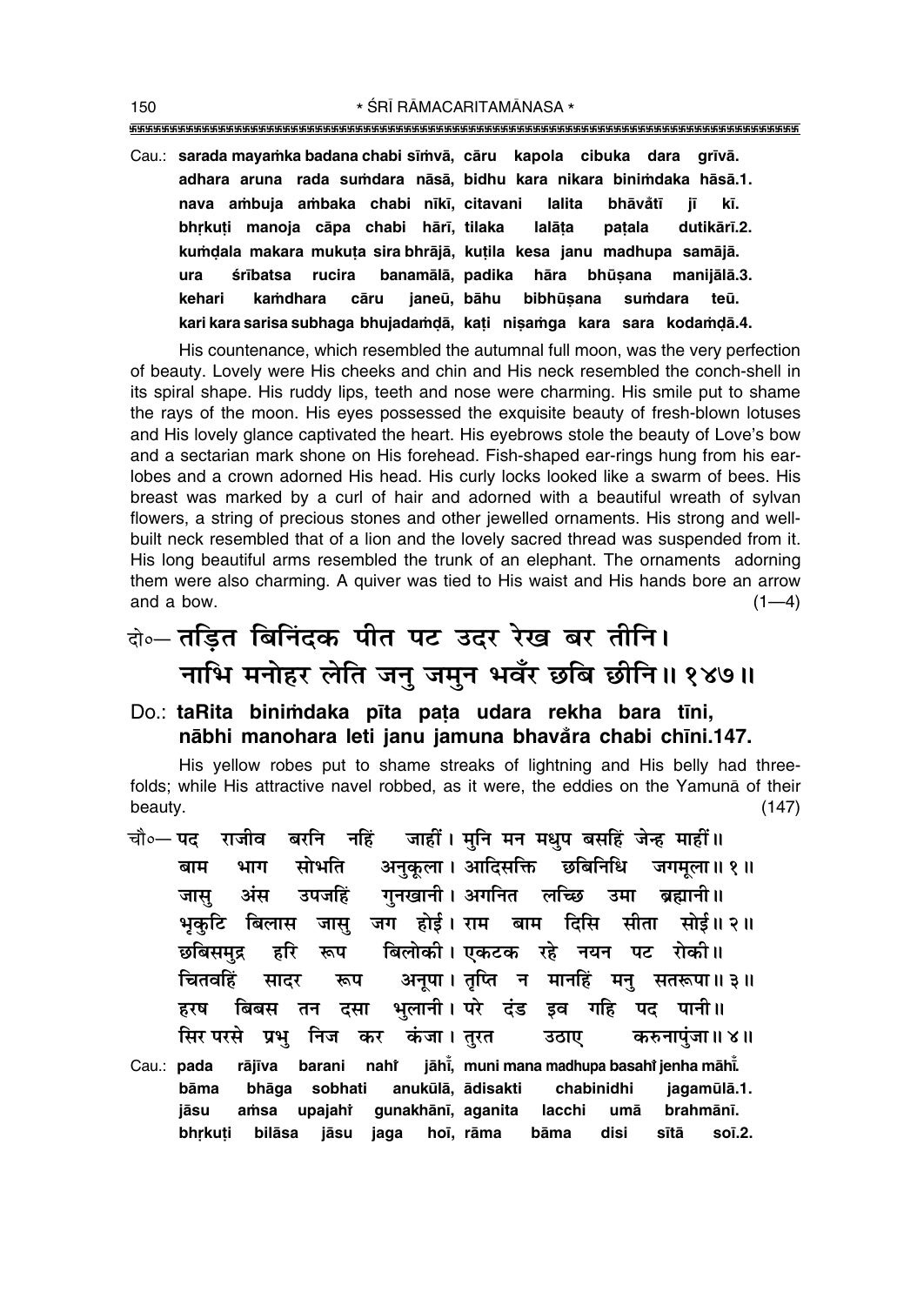Cau.: **sarada mayaṁka badana chabi sīṁvā, cāru kapola cibuka dara grīvā.**
**adhara aruna rada suṁdara nāsā, bidhu kara nikara biniṁdaka hāsā.1.**
**nava aṁbuja aṁbaka chabi nīkī, citavani lalita bhāvåtī jī kī.**
**bhṛkuṭi manoja cāpa chabi hārī, tilaka lalāṭa paṭala dutikārī.2.**
**kuṁḍala makara mukuṭa sira bhrājā, kuṭila kesa janu madhupa samājā.**
**ura śrībatsa rucira banamālā, padika hāra bhūṣana manijālā.3.**
**kehari kaṁdhara cāru janeū, bāhu bibhūṣana suṁdara teū.**
**kari kara sarisa subhaga bhujadaṁḍā, kaṭi niṣaṁga kara sara kodaṁḍā.4.**

His countenance, which resembled the autumnal full moon, was the very perfection of beauty. Lovely were His cheeks and chin and His neck resembled the conch-shell in its spiral shape. His ruddy lips, teeth and nose were charming. His smile put to shame the rays of the moon. His eyes possessed the exquisite beauty of fresh-blown lotuses and His lovely glance captivated the heart. His eyebrows stole the beauty of Love's bow and a sectarian mark shone on His forehead. Fish-shaped ear-rings hung from his ear-lobes and a crown adorned His head. His curly locks looked like a swarm of bees. His breast was marked by a curl of hair and adorned with a beautiful wreath of sylvan flowers, a string of precious stones and other jewelled ornaments. His strong and well-built neck resembled that of a lion and the lovely sacred thread was suspended from it. His long beautiful arms resembled the trunk of an elephant. The ornaments adorning them were also charming. A quiver was tied to His waist and His hands bore an arrow and a bow. (1—4)

दो०— **तड़ित बिनिंदक पीत पट उदर रेख बर तीनि।**
**नाभि मनोहर लेति जनु जमुन भवँर छबि छीनि॥ १४७॥**

Do.: **taRita biniṁdaka pīta paṭa udara rekha bara tīni,**
**nābhi manohara leti janu jamuna bhavåra chabi chīni.147.**

His yellow robes put to shame streaks of lightning and His belly had three-folds; while His attractive navel robbed, as it were, the eddies on the Yamunā of their beauty. (147)

चौ०— पद राजीव बरनि नहिं जाहीं। मुनि मन मधुप बसहिं जेन्ह माहीं॥
बाम भाग सोभति अनुकूला। आदिसक्ति छबिनिधि जगमूला॥ १॥
जासु अंस उपजहिं गुनखानी। अगनित लच्छि उमा ब्रह्मानी॥
भृकुटि बिलास जासु जग होई। राम बाम दिसि सीता सोई॥ २॥
छबिसमुद्र हरि रूप बिलोकी। एकटक रहे नयन पट रोकी॥
चितवहिं सादर रूप अनूपा। तृप्ति न मानहिं मनु सतरूपा॥ ३॥
हरष बिबस तन दसा भुलानी। परे दंड इव गहि पद पानी॥
सिर परसे प्रभु निज कर कंजा। तुरत उठाए करुनापुंजा॥ ४॥

Cau.: **pada rājīva barani nahı̐ jāhı̐, muni mana madhupa basahı̐ jenha māhı̐.**
**bāma bhāga sobhati anukūlā, ādisakti chabinidhi jagamūlā.1.**
**jāsu aṁsa upajahı̐ gunakhānī, aganita lacchi umā brahmānī.**
**bhṛkuṭi bilāsa jāsu jaga hoī, rāma bāma disi sītā soī.2.**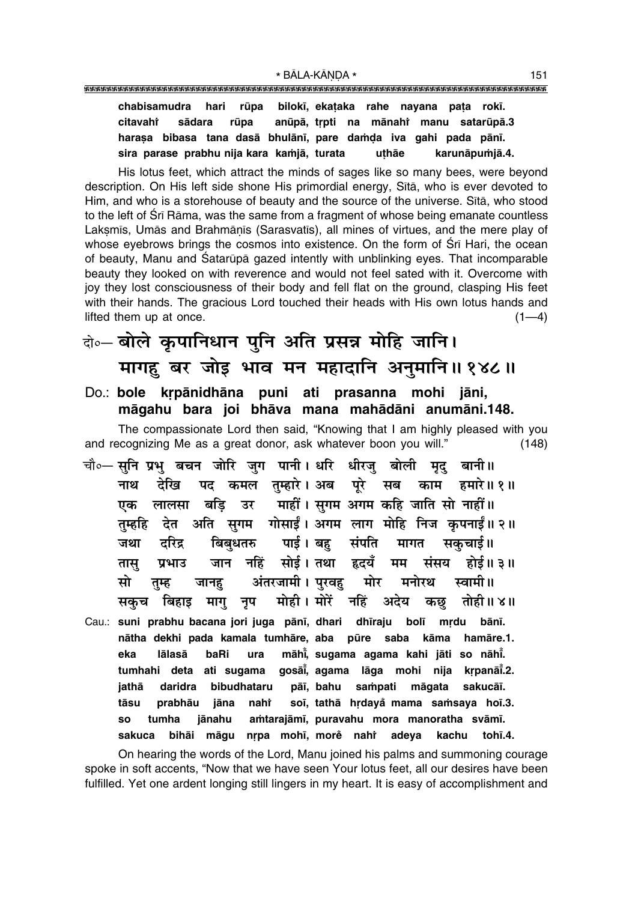**chabisamudra hari rūpa bilokī, ekaṭaka rahe nayana paṭa rokī.**
**citavahiँ sādara rūpa anūpā, tṛpti na mānahiँ manu satarūpā.3**
**haraṣa bibasa tana dasā bhulānī, pare daṁḍa iva gahi pada pānī.**
**sira parase prabhu nija kara kaṁjā, turata uṭhāe karunāpuṁjā.4.**

His lotus feet, which attract the minds of sages like so many bees, were beyond description. On His left side shone His primordial energy, Sītā, who is ever devoted to Him, and who is a storehouse of beauty and the source of the universe. Sītā, who stood to the left of Śrī Rāma, was the same from a fragment of whose being emanate countless Lakṣmīs, Umās and Brahmāṇīs (Sarasvatīs), all mines of virtues, and the mere play of whose eyebrows brings the cosmos into existence. On the form of Śrī Hari, the ocean of beauty, Manu and Śatarūpā gazed intently with unblinking eyes. That incomparable beauty they looked on with reverence and would not feel sated with it. Overcome with joy they lost consciousness of their body and fell flat on the ground, clasping His feet with their hands. The gracious Lord touched their heads with His own lotus hands and lifted them up at once. (1—4)

## दो०— बोले कृपानिधान पुनि अति प्रसन्न मोहि जानि। मागहु बर जोइ भाव मन महादानि अनुमानि॥ १४८॥

**Do.: bole kṛpānidhāna puni ati prasanna mohi jāni, māgahu bara joi bhāva mana mahādāni anumāni.148.**

The compassionate Lord then said, "Knowing that I am highly pleased with you and recognizing Me as a great donor, ask whatever boon you will." (148)

चौ०— सुनि प्रभु बचन जोरि जुग पानी। धरि धीरजु बोली मृदु बानी॥
नाथ देखि पद कमल तुम्हारे। अब पूरे सब काम हमारे॥ १॥
एक लालसा बड़ि उर माहीं। सुगम अगम कहि जाति सो नाहीं॥
तुम्हहि देत अति सुगम गोसाईं। अगम लाग मोहि निज कृपनाईं॥ २॥
जथा दरिद्र बिबुधतरु पाई। बहु संपति मागत सकुचाई॥
तासु प्रभाउ जान नहिं सोई। तथा हृदयँ मम संसय होई॥ ३॥
सो तुम्ह जानहु अंतरजामी। पुरवहु मोर मनोरथ स्वामी॥
सकुच बिहाइ मागु नृप मोही। मोरें नहिं अदेय कछु तोही॥ ४॥

**Cau.: suni prabhu bacana jori juga pānī, dhari dhīraju bolī mṛdu bānī.**
**nātha dekhi pada kamala tumhāre, aba pūre saba kāma hamāre.1.**
**eka lālasā baRi ura māhīँ, sugama agama kahi jāti so nāhīँ.**
**tumhahi deta ati sugama gosāīँ, agama lāga mohi nija kṛpanāīँ.2.**
**jathā daridra bibudhataru pāī, bahu saṁpati māgata sakucāī.**
**tāsu prabhāu jāna nahiँ soī, tathā hṛdayaँ mama saṁsaya hoī.3.**
**so tumha jānahu aṁtarajāmī, puravahu mora manoratha svāmī.**
**sakuca bihāi māgu nṛpa mohī, moreँ nahiँ adeya kachu tohī.4.**

On hearing the words of the Lord, Manu joined his palms and summoning courage spoke in soft accents, "Now that we have seen Your lotus feet, all our desires have been fulfilled. Yet one ardent longing still lingers in my heart. It is easy of accomplishment and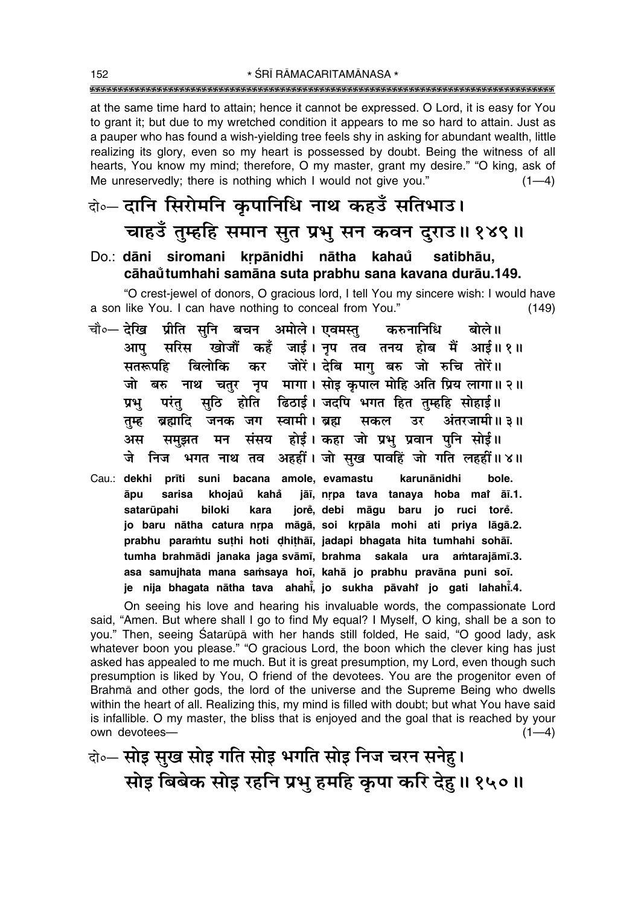at the same time hard to attain; hence it cannot be expressed. O Lord, it is easy for You to grant it; but due to my wretched condition it appears to me so hard to attain. Just as a pauper who has found a wish-yielding tree feels shy in asking for abundant wealth, little realizing its glory, even so my heart is possessed by doubt. Being the witness of all hearts, You know my mind; therefore, O my master, grant my desire." "O king, ask of Me unreservedly; there is nothing which I would not give you." (1—4)

दो०— दानि सिरोमनि कृपानिधि नाथ कहउँ सतिभाउ।
चाहउँ तुम्हहि समान सुत प्रभु सन कवन दुराउ॥ १४९॥

Do.: **dāni siromani kṛpānidhi nātha kahaů satibhāu,**
**cāhaů tumhahi samāna suta prabhu sana kavana durāu.149.**

"O crest-jewel of donors, O gracious lord, I tell You my sincere wish: I would have a son like You. I can have nothing to conceal from You." (149)

चौ०— देखि प्रीति सुनि बचन अमोले। एवमस्तु करुनानिधि बोले॥
आपु सरिस खोजौं कहँ जाई। नृप तव तनय होब मैं आई॥ १॥
सतरूपहि बिलोकि कर जोरें। देबि मागु बरु जो रुचि तोरें॥
जो बरु नाथ चतुर नृप मागा। सोइ कृपाल मोहि अति प्रिय लागा॥ २॥
प्रभु परंतु सुठि होति ढिठाई। जदपि भगत हित तुम्हहि सोहाई॥
तुम्ह ब्रह्मादि जनक जग स्वामी। ब्रह्म सकल उर अंतरजामी॥ ३॥
अस समुझत मन संसय होई। कहा जो प्रभु प्रवान पुनि सोई॥
जे निज भगत नाथ तव अहहीं। जो सुख पावहिं जो गति लहहीं॥ ४॥

Cau.: **dekhi prīti suni bacana amole, evamastu karunānidhi bole.**
**āpu sarisa khojaů kahå jāī, nṛpa tava tanaya hoba maï āī.1.**
**satarūpahi biloki kara jorė̃, debi māgu baru jo ruci torė̃.**
**jo baru nātha catura nṛpa māgā, soi kṛpāla mohi ati priya lāgā.2.**
**prabhu paraṁtu suṭhi hoti ḍhiṭhāī, jadapi bhagata hita tumhahi sohāī.**
**tumha brahmādi janaka jaga svāmī, brahma sakala ura aṁtarajāmī.3.**
**asa samujhata mana saṁsaya hoī, kahā jo prabhu pravāna puni soī.**
**je nija bhagata nātha tava ahahī̃, jo sukha pāvahī̃ jo gati lahahī̃.4.**

On seeing his love and hearing his invaluable words, the compassionate Lord said, "Amen. But where shall I go to find My equal? I Myself, O king, shall be a son to you." Then, seeing Śatarūpā with her hands still folded, He said, "O good lady, ask whatever boon you please." "O gracious Lord, the boon which the clever king has just asked has appealed to me so much. But it is great presumption, my Lord, even though such presumption is liked by You, O friend of the devotees. You are the progenitor even of Brahmā and other gods, the lord of the universe and the Supreme Being who dwells within the heart of all. Realizing this, my mind is filled with doubt; but what You have said is infallible. O my master, the bliss that is enjoyed and the goal that is reached by your own devotees— (1—4)

दो०— सोइ सुख सोइ गति सोइ भगति सोइ निज चरन सनेहु।
सोइ बिबेक सोइ रहनि प्रभु हमहि कृपा करि देहु॥ १५०॥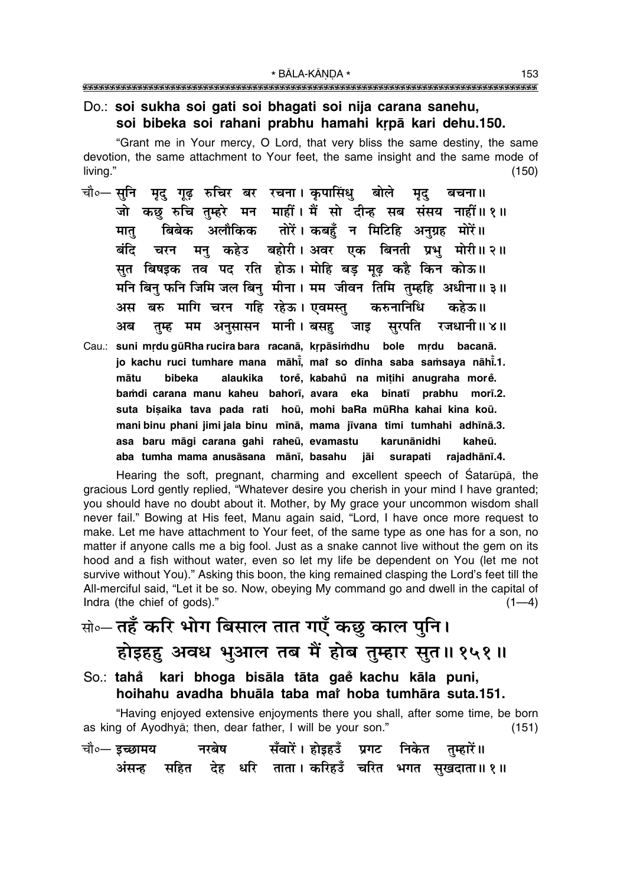Do.: **soi sukha soi gati soi bhagati soi nija carana sanehu,**
**soi bibeka soi rahani prabhu hamahi kṛpā kari dehu.150.**

"Grant me in Your mercy, O Lord, that very bliss the same destiny, the same devotion, the same attachment to Your feet, the same insight and the same mode of living." (150)

चौ०— सुनि मृदु गूढ़ रुचिर बर रचना। कृपासिंधु बोले मृदु बचना॥
जो कछु रुचि तुम्हरे मन माहीं। मैं सो दीन्ह सब संसय नाहीं॥ १॥
मातु बिबेक अलौकिक तोरें। कबहुँ न मिटिहि अनुग्रह मोरें॥
बंदि चरन मनु कहेउ बहोरी। अवर एक बिनती प्रभु मोरी॥ २॥
सुत बिषइक तव पद रति होऊ। मोहि बड़ मूढ़ कहै किन कोऊ॥
मनि बिनु फनि जिमि जल बिनु मीना। मम जीवन तिमि तुम्हहि अधीना॥ ३॥
अस बरु मागि चरन गहि रहेऊ। एवमस्तु करुनानिधि कहेऊ॥
अब तुम्ह मम अनुसासन मानी। बसहु जाइ सुरपति रजधानी॥ ४॥

Cau.: **suni mṛdu gūRha rucira bara racanā, kṛpāsiṁdhu bole mṛdu bacanā.**
**jo kachu ruci tumhare mana māhī̐, maiं so dīnha saba saṁsaya nāhī̐.1.**
**mātu bibeka alaukika tore̐, kabahu̐ na miṭihi anugraha more̐.**
**baṁdi carana manu kaheu bahorī, avara eka binatī prabhu morī.2.**
**suta biṣaika tava pada rati hoū, mohi baRa mūRha kahai kina koū.**
**mani binu phani jimi jala binu mīnā, mama jīvana timi tumhahi adhīnā.3.**
**asa baru māgi carana gahi raheū, evamastu karunānidhi kaheū.**
**aba tumha mama anusāsana mānī, basahu jāi surapati rajadhānī.4.**

Hearing the soft, pregnant, charming and excellent speech of Śatarūpā, the gracious Lord gently replied, "Whatever desire you cherish in your mind I have granted; you should have no doubt about it. Mother, by My grace your uncommon wisdom shall never fail." Bowing at His feet, Manu again said, "Lord, I have once more request to make. Let me have attachment to Your feet, of the same type as one has for a son, no matter if anyone calls me a big fool. Just as a snake cannot live without the gem on its hood and a fish without water, even so let my life be dependent on You (let me not survive without You)." Asking this boon, the king remained clasping the Lord's feet till the All-merciful said, "Let it be so. Now, obeying My command go and dwell in the capital of Indra (the chief of gods)." (1—4)

सो०— तहँ करि भोग बिसाल तात गएँ कछु काल पुनि।
होइहहु अवध भुआल तब मैं होब तुम्हार सुत॥ १५१॥

So.: **tahå̐ kari bhoga bisāla tāta gae̐ kachu kāla puni,**
**hoihahu avadha bhuāla taba maiं hoba tumhāra suta.151.**

"Having enjoyed extensive enjoyments there you shall, after some time, be born as king of Ayodhyā; then, dear father, I will be your son." (151)

चौ०— इच्छामय नरबेष सँवारें। होइहउँ प्रगट निकेत तुम्हारें॥
अंसन्ह सहित देह धरि ताता। करिहउँ चरित भगत सुखदाता॥ १॥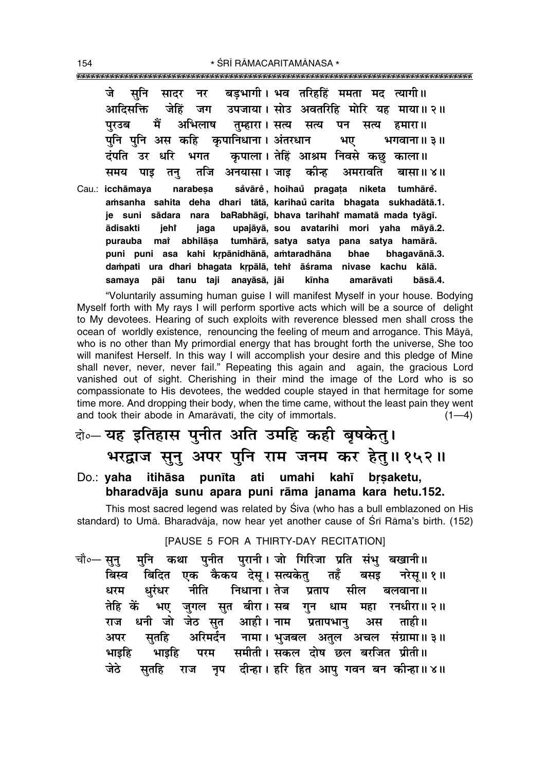जे सुनि सादर नर बड़भागी। भव तरिहहिं ममता मद त्यागी॥
आदिसक्ति जेहिं जग उपजाया। सोउ अवतरिहि मोरि यह माया॥ २॥
पुरउब मैं अभिलाष तुम्हारा। सत्य सत्य पन सत्य हमारा॥
पुनि पुनि अस कहि कृपानिधाना। अंतरधान भए भगवाना॥ ३॥
दंपति उर धरि भगत कृपाला। तेहिं आश्रम निवसे कछु काला॥
समय पाइ तनु तजि अनयासा। जाइ कीन्ह अमरावति बासा॥ ४॥

Cau.: **icchāmaya narabeṣa sa̐vārě, hoihau̐ pragaṭa niketa tumhārě.**
**aṁsanha sahita deha dhari tātā, karihau̐ carita bhagata sukhadātā.1.**
**je suni sādara nara baRabhāgī, bhava tarihahiṁ mamatā mada tyāgī.**
**ādisakti jehiṁ jaga upajāyā, sou avatarihi mori yaha māyā.2.**
**purauba maiṁ abhilāṣa tumhārā, satya satya pana satya hamārā.**
**puni puni asa kahi kṛpānidhānā, aṁtaradhāna bhae bhagavānā.3.**
**daṁpati ura dhari bhagata kṛpālā, tehiṁ āśrama nivase kachu kālā.**
**samaya pāi tanu taji anayāsā, jāi kīnha amarāvati bāsā.4.**

"Voluntarily assuming human guise I will manifest Myself in your house. Bodying Myself forth with My rays I will perform sportive acts which will be a source of delight to My devotees. Hearing of such exploits with reverence blessed men shall cross the ocean of worldly existence, renouncing the feeling of meum and arrogance. This Māyā, who is no other than My primordial energy that has brought forth the universe, She too will manifest Herself. In this way I will accomplish your desire and this pledge of Mine shall never, never, never fail." Repeating this again and again, the gracious Lord vanished out of sight. Cherishing in their mind the image of the Lord who is so compassionate to His devotees, the wedded couple stayed in that hermitage for some time more. And dropping their body, when the time came, without the least pain they went and took their abode in Amarāvatī, the city of immortals. (1—4)

दो०— यह इतिहास पुनीत अति उमहि कही बृषकेतु।
भरद्वाज सुनु अपर पुनि राम जनम कर हेतु॥ १५२॥

Do.: **yaha itihāsa punīta ati umahi kahī bṛṣaketu,**
**bharadvāja sunu apara puni rāma janama kara hetu.152.**

This most sacred legend was related by Śiva (who has a bull emblazoned on His standard) to Umā. Bharadvāja, now hear yet another cause of Śrī Rāma's birth. (152)

[PAUSE 5 FOR A THIRTY-DAY RECITATION]

चौ०— सुनु मुनि कथा पुनीत पुरानी। जो गिरिजा प्रति संभु बखानी॥
बिस्व बिदित एक कैकय देसू। सत्यकेतु तहँ बसइ नरेसू॥ १॥
धरम धुरंधर नीति निधाना। तेज प्रताप सील बलवाना॥
तेहि कें भए जुगल सुत बीरा। सब गुन धाम महा रनधीरा॥ २॥
राज धनी जो जेठ सुत आही। नाम प्रतापभानु अस ताही॥
अपर सुतहि अरिमर्दन नामा। भुजबल अतुल अचल संग्रामा॥ ३॥
भाइहि भाइहि परम समीती। सकल दोष छल बरजित प्रीती॥
जेठे सुतहि राज नृप दीन्हा। हरि हित आपु गवन बन कीन्हा॥ ४॥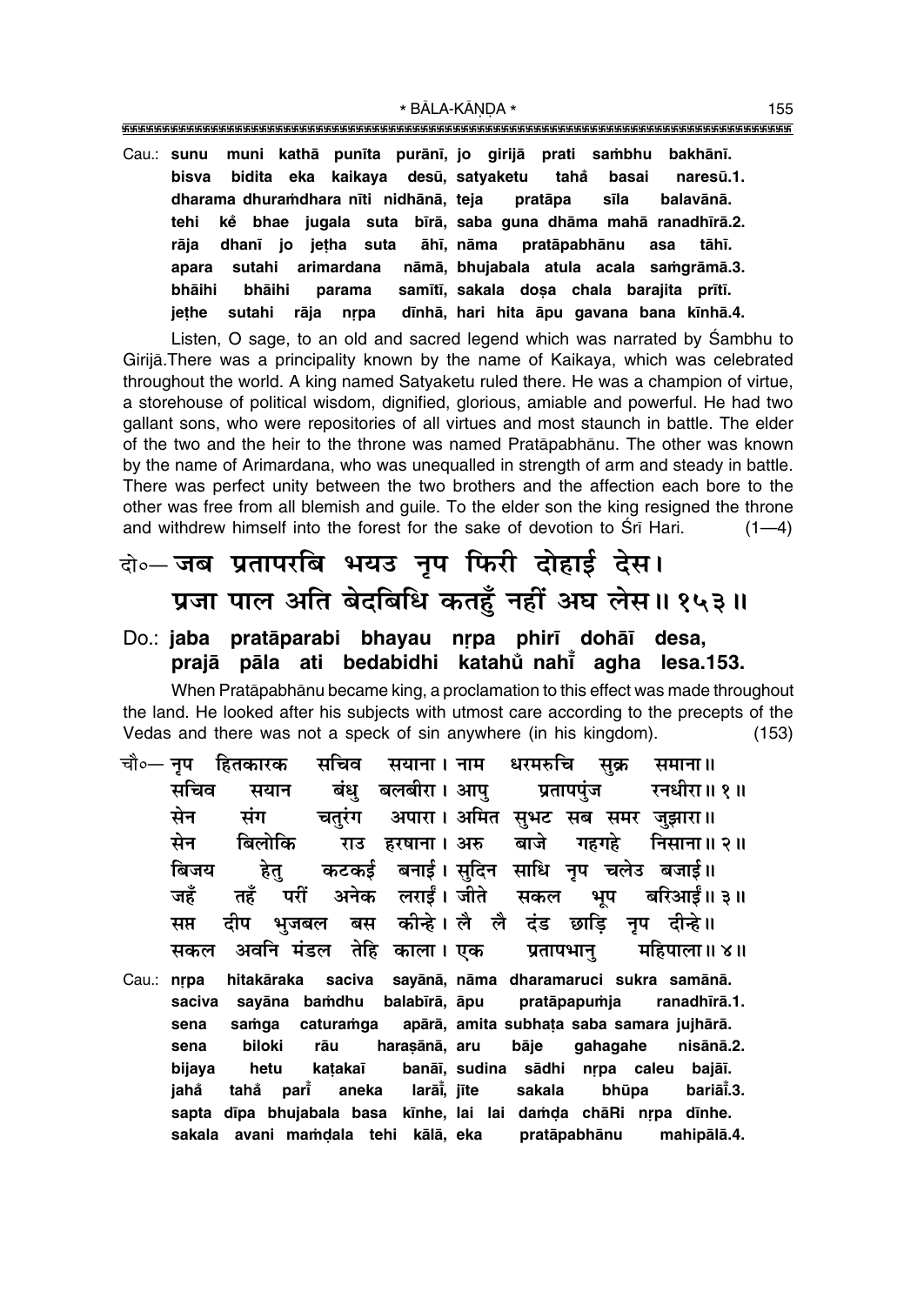Cau.: **sunu muni kathā punīta purānī, jo girijā prati saṁbhu bakhānī.**
**bisva bidita eka kaikaya desū, satyaketu taha̐ basai naresū.1.**
**dharama dhuraṁdhara nīti nidhānā, teja pratāpa sīla balavānā.**
**tehi ke̐ bhae jugala suta bīrā, saba guna dhāma mahā ranadhīrā.2.**
**rāja dhanī jo jeṭha suta āhī, nāma pratāpabhānu asa tāhī.**
**apara sutahi arimardana nāmā, bhujabala atula acala saṁgrāmā.3.**
**bhāihi bhāihi parama samītī, sakala doṣa chala barajita prītī.**
**jeṭhe sutahi rāja nṛpa dīnhā, hari hita āpu gavana bana kīnhā.4.**

Listen, O sage, to an old and sacred legend which was narrated by Śambhu to Girijā.There was a principality known by the name of Kaikaya, which was celebrated throughout the world. A king named Satyaketu ruled there. He was a champion of virtue, a storehouse of political wisdom, dignified, glorious, amiable and powerful. He had two gallant sons, who were repositories of all virtues and most staunch in battle. The elder of the two and the heir to the throne was named Pratāpabhānu. The other was known by the name of Arimardana, who was unequalled in strength of arm and steady in battle. There was perfect unity between the two brothers and the affection each bore to the other was free from all blemish and guile. To the elder son the king resigned the throne and withdrew himself into the forest for the sake of devotion to Śrī Hari. (1—4)

दो०— जब प्रतापरबि भयउ नृप फिरी दोहाई देस।
प्रजा पाल अति बेदबिधि कतहुँ नहीं अघ लेस॥ १५३॥

Do.: **jaba pratāparabi bhayau nṛpa phirī dohāī desa,**
**prajā pāla ati bedabidhi katahu̐ nahi̐ agha lesa.153.**

When Pratāpabhānu became king, a proclamation to this effect was made throughout the land. He looked after his subjects with utmost care according to the precepts of the Vedas and there was not a speck of sin anywhere (in his kingdom). (153)

चौ०— नृप हितकारक सचिव सयाना। नाम धरमरुचि सुक्र समाना॥
सचिव सयान बंधु बलबीरा। आपु प्रतापपुंज रनधीरा॥ १॥
सेन संग चतुरंग अपारा। अमित सुभट सब समर जुझारा॥
सेन बिलोकि राउ हरषाना। अरु बाजे गहगहे निसाना॥ २॥
बिजय हेतु कटकई बनाई। सुदिन साधि नृप चलेउ बजाई॥
जहँ तहँ परीं अनेक लराईं। जीते सकल भूप बरिआईं॥ ३॥
सप्त दीप भुजबल बस कीन्हे। लै लै दंड छाड़ि नृप दीन्हे॥
सकल अवनि मंडल तेहि काला। एक प्रतापभानु महिपाला॥ ४॥

Cau.: **nṛpa hitakāraka saciva sayānā, nāma dharamaruci sukra samānā.**
**saciva sayāna baṁdhu balabīrā, āpu pratāpapuṁja ranadhīrā.1.**
**sena saṁga caturaṁga apārā, amita subhaṭa saba samara jujhārā.**
**sena biloki rāu haraṣānā, aru bāje gahagahe nisānā.2.**
**bijaya hetu kaṭakaī banāī, sudina sādhi nṛpa caleu bajāī.**
**jaha̐ taha̐ parī̐ aneka larāī̐, jīte sakala bhūpa bariāī̐.3.**
**sapta dīpa bhujabala basa kīnhe, lai lai daṁḍa chāRi nṛpa dīnhe.**
**sakala avani maṁḍala tehi kālā, eka pratāpabhānu mahipālā.4.**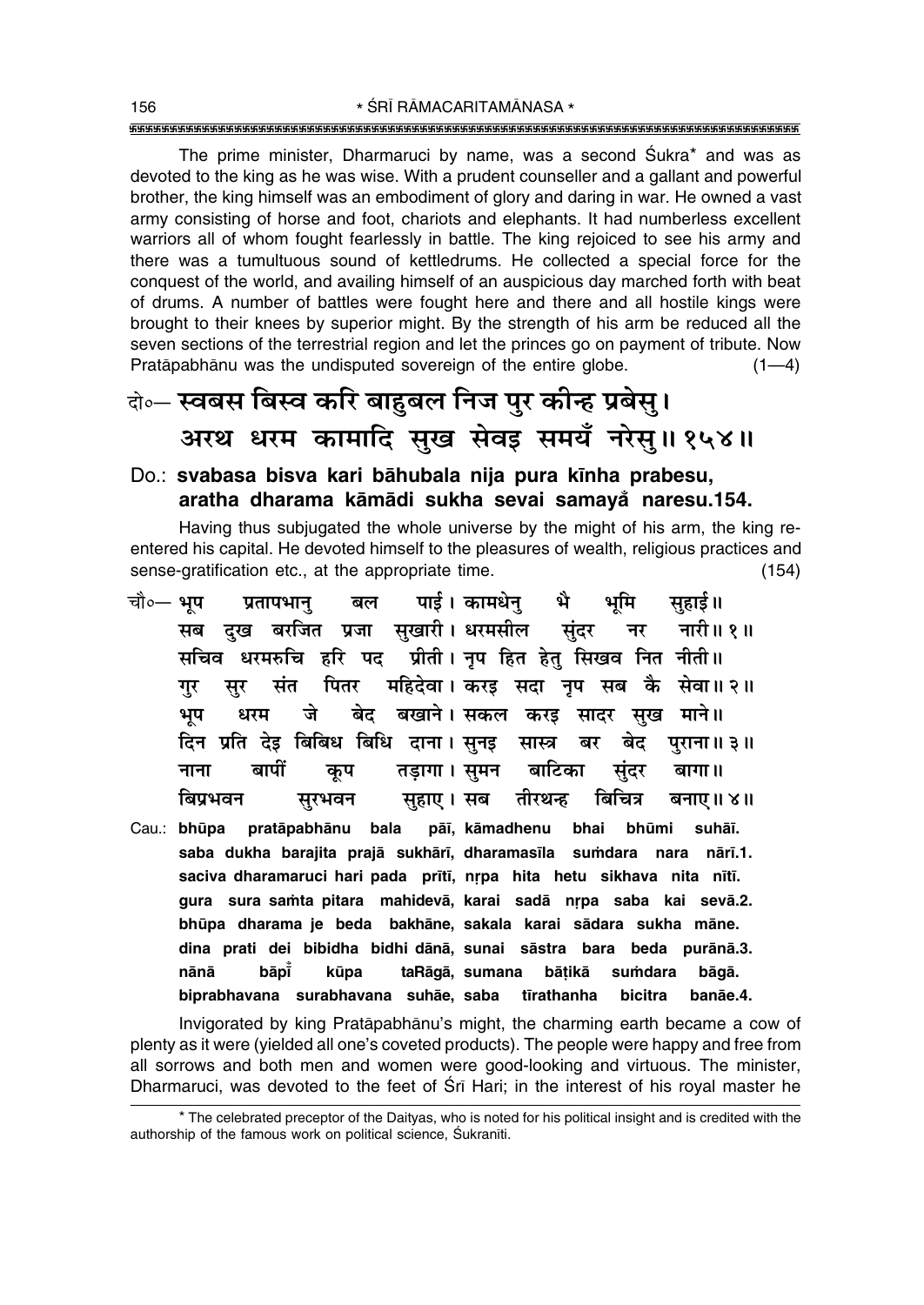The prime minister, Dharmaruci by name, was a second Śukra* and was as devoted to the king as he was wise. With a prudent counseller and a gallant and powerful brother, the king himself was an embodiment of glory and daring in war. He owned a vast army consisting of horse and foot, chariots and elephants. It had numberless excellent warriors all of whom fought fearlessly in battle. The king rejoiced to see his army and there was a tumultuous sound of kettledrums. He collected a special force for the conquest of the world, and availing himself of an auspicious day marched forth with beat of drums. A number of battles were fought here and there and all hostile kings were brought to their knees by superior might. By the strength of his arm be reduced all the seven sections of the terrestrial region and let the princes go on payment of tribute. Now Pratāpabhānu was the undisputed sovereign of the entire globe. (1—4)

**दो०— स्वबस बिस्व करि बाहुबल निज पुर कीन्ह प्रबेसु।**
**अरथ धरम कामादि सुख सेवइ समयँ नरेसु॥ १५४॥**

**Do.: svabasa bisva kari bāhubala nija pura kīnha prabesu,**
**aratha dharama kāmādi sukha sevai samayằ naresu.154.**

Having thus subjugated the whole universe by the might of his arm, the king re-entered his capital. He devoted himself to the pleasures of wealth, religious practices and sense-gratification etc., at the appropriate time. (154)

चौ०— भूप प्रतापभानु बल पाई। कामधेनु भै भूमि सुहाई॥
सब दुख बरजित प्रजा सुखारी। धरमसील सुंदर नर नारी॥ १॥
सचिव धरमरुचि हरि पद प्रीती। नृप हित हेतु सिखव नित नीती॥
गुर सुर संत पितर महिदेवा। करइ सदा नृप सब कै सेवा॥ २॥
भूप धरम जे बेद बखाने। सकल करइ सादर सुख माने॥
दिन प्रति देइ बिबिध बिधि दाना। सुनइ सास्त्र बर बेद पुराना॥ ३॥
नाना बापीं कूप तड़ागा। सुमन बाटिका सुंदर बागा॥
बिप्रभवन सुरभवन सुहाए। सब तीरथन्ह बिचित्र बनाए॥ ४॥

Cau.: **bhūpa pratāpabhānu bala pāī, kāmadhenu bhai bhūmi suhāī.**
**saba dukha barajita prajā sukhārī, dharamasīla sumdara nara nārī.1.**
**saciva dharamaruci hari pada prītī, nṛpa hita hetu sikhava nita nītī.**
**gura sura samta pitara mahidevā, karai sadā nṛpa saba kai sevā.2.**
**bhūpa dharama je beda bakhāne, sakala karai sādara sukha māne.**
**dina prati dei bibidha bidhi dānā, sunai sāstra bara beda purānā.3.**
**nānā bāpī̃ kūpa taRāgā, sumana bāṭikā sumdara bāgā.**
**biprabhavana surabhavana suhāe, saba tīrathanha bicitra banāe.4.**

Invigorated by king Pratāpabhānu's might, the charming earth became a cow of plenty as it were (yielded all one's coveted products). The people were happy and free from all sorrows and both men and women were good-looking and virtuous. The minister, Dharmaruci, was devoted to the feet of Śrī Hari; in the interest of his royal master he

* The celebrated preceptor of the Daityas, who is noted for his political insight and is credited with the authorship of the famous work on political science, Śukranīti.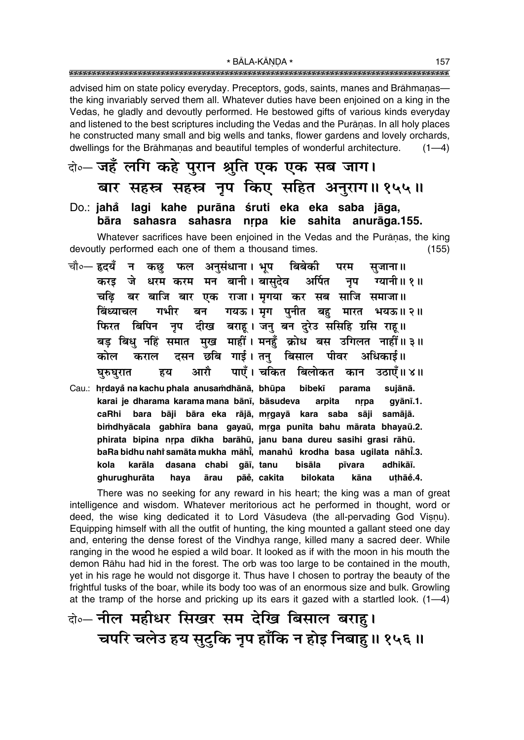advised him on state policy everyday. Preceptors, gods, saints, manes and Brāhmaṇas—the king invariably served them all. Whatever duties have been enjoined on a king in the Vedas, he gladly and devoutly performed. He bestowed gifts of various kinds everyday and listened to the best scriptures including the Vedas and the Purāṇas. In all holy places he constructed many small and big wells and tanks, flower gardens and lovely orchards, dwellings for the Brāhmaṇas and beautiful temples of wonderful architecture. (1—4)

दो०— जहँ लगि कहे पुरान श्रुति एक एक सब जाग।
बार सहस्र सहस्र नृप किए सहित अनुराग॥ १५५॥

**Do.: jahå lagi kahe purāna śruti eka eka saba jāga,**
**bāra sahasra sahasra nṛpa kie sahita anurāga.155.**

Whatever sacrifices have been enjoined in the Vedas and the Purāṇas, the king devoutly performed each one of them a thousand times. (155)

चौ०— हृदयँ न कछु फल अनुसंधाना। भूप बिबेकी परम सुजाना॥
करइ जे धरम करम मन बानी। बासुदेव अर्पित नृप ग्यानी॥ १॥
चढ़ि बर बाजि बार एक राजा। मृगया कर सब साजि समाजा॥
बिंध्याचल गभीर बन गयऊ। मृग पुनीत बहु मारत भयऊ॥ २॥
फिरत बिपिन नृप दीख बराहू। जनु बन दुरेउ ससिहि ग्रसि राहू॥
बड़ बिधु नहिं समात मुख माहीं। मनहुँ क्रोध बस उगिलत नाहीं॥ ३॥
कोल कराल दसन छबि गाई। तनु बिसाल पीवर अधिकाई॥
घुरुघुरात हय आरौ पाएँ। चकित बिलोकत कान उठाएँ॥ ४॥

**Cau.: hṛdayå na kachu phala anusaṁdhānā, bhūpa bibekī parama sujānā.**
**karai je dharama karama mana bānī, bāsudeva arpita nṛpa gyānī.1.**
**caRhi bara bāji bāra eka rājā, mṛgayā kara saba sāji samājā.**
**biṁdhyācala gabhīra bana gayaū, mṛga punīta bahu mārata bhayaū.2.**
**phirata bipina nṛpa dīkha barāhū, janu bana dureu sasihi grasi rāhū.**
**baRa bidhu nahi̐ samāta mukha māhī̐, manahů krodha basa ugilata nāhī̐.3.**
**kola karāla dasana chabi gāī, tanu bisāla pīvara adhikāī.**
**ghurughurāta haya ārau pāe̐, cakita bilokata kāna uṭhāe̐.4.**

There was no seeking for any reward in his heart; the king was a man of great intelligence and wisdom. Whatever meritorious act he performed in thought, word or deed, the wise king dedicated it to Lord Vāsudeva (the all-pervading God Viṣṇu). Equipping himself with all the outfit of hunting, the king mounted a gallant steed one day and, entering the dense forest of the Vindhya range, killed many a sacred deer. While ranging in the wood he espied a wild boar. It looked as if with the moon in his mouth the demon Rāhu had hid in the forest. The orb was too large to be contained in the mouth, yet in his rage he would not disgorge it. Thus have I chosen to portray the beauty of the frightful tusks of the boar, while its body too was of an enormous size and bulk. Growling at the tramp of the horse and pricking up its ears it gazed with a startled look. (1—4)

दो०— नील महीधर सिखर सम देखि बिसाल बराहु।
चपरि चलेउ हय सुटुकि नृप हाँकि न होइ निबाहु॥ १५६॥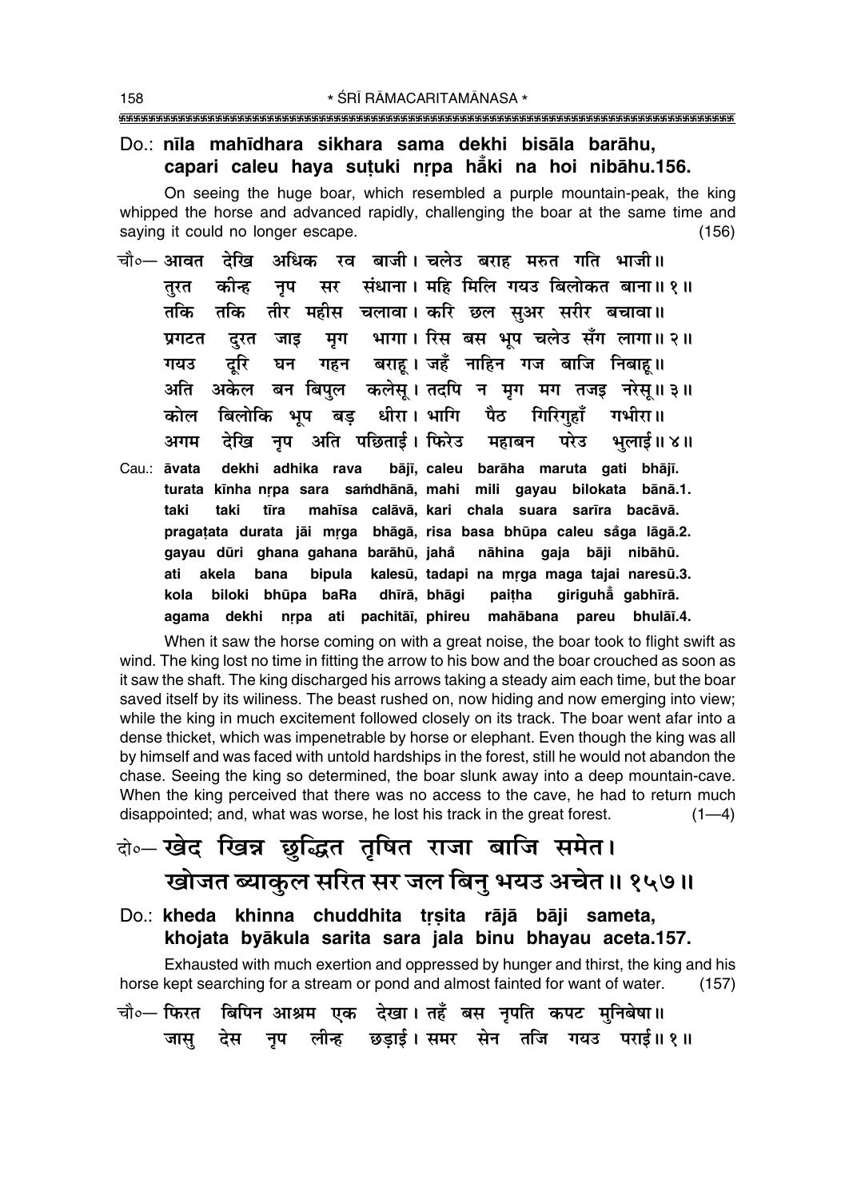Do.: **nīla mahīdhara sikhara sama dekhi bisāla barāhu, capari caleu haya suṭuki nṛpa hā̐ki na hoi nibāhu.156.**

On seeing the huge boar, which resembled a purple mountain-peak, the king whipped the horse and advanced rapidly, challenging the boar at the same time and saying it could no longer escape. (156)

चौ०— आवत देखि अधिक रव बाजी। चलेउ बराह मरुत गति भाजी॥
तुरत कीन्ह नृप सर संधाना। महि मिलि गयउ बिलोकत बाना॥ १॥
तकि तकि तीर महीस चलावा। करि छल सुअर सरीर बचावा॥
प्रगटत दुरत जाइ मृग भागा। रिस बस भूप चलेउ सँग लागा॥ २॥
गयउ दूरि घन गहन बराहू। जहँ नाहिन गज बाजि निबाहू॥
अति अकेल बन बिपुल कलेसू। तदपि न मृग मग तजइ नरेसू॥ ३॥
कोल बिलोकि भूप बड़ धीरा। भागि पैठ गिरिगुहाँ गभीरा॥
अगम देखि नृप अति पछिताई। फिरेउ महाबन परेउ भुलाई॥ ४॥

Cau.: **āvata dekhi adhika rava bājī, caleu barāha maruta gati bhājī.**
**turata kīnha nṛpa sara saṁdhānā, mahi mili gayau bilokata bānā.1.**
**taki taki tīra mahīsa calāvā, kari chala suara sarīra bacāvā.**
**pragaṭata durata jāi mṛga bhāgā, risa basa bhūpa caleu sa̐ga lāgā.2.**
**gayau dūri ghana gahana barāhū, jaha̐ nāhina gaja bāji nibāhū.**
**ati akela bana bipula kalesū, tadapi na mṛga maga tajai naresū.3.**
**kola biloki bhūpa baRa dhīrā, bhāgi paiṭha giriguhā̐ gabhīrā.**
**agama dekhi nṛpa ati pachitāī, phireu mahābana pareu bhulāī.4.**

When it saw the horse coming on with a great noise, the boar took to flight swift as wind. The king lost no time in fitting the arrow to his bow and the boar crouched as soon as it saw the shaft. The king discharged his arrows taking a steady aim each time, but the boar saved itself by its wiliness. The beast rushed on, now hiding and now emerging into view; while the king in much excitement followed closely on its track. The boar went afar into a dense thicket, which was impenetrable by horse or elephant. Even though the king was all by himself and was faced with untold hardships in the forest, still he would not abandon the chase. Seeing the king so determined, the boar slunk away into a deep mountain-cave. When the king perceived that there was no access to the cave, he had to return much disappointed; and, what was worse, he lost his track in the great forest. (1—4)

दो०— खेद खिन्न छुद्धित तृषित राजा बाजि समेत।
खोजत ब्याकुल सरित सर जल बिनु भयउ अचेत॥ १५७॥

Do.: **kheda khinna chuddhita tṛṣita rājā bāji sameta, khojata byākula sarita sara jala binu bhayau aceta.157.**

Exhausted with much exertion and oppressed by hunger and thirst, the king and his horse kept searching for a stream or pond and almost fainted for want of water. (157)

चौ०— फिरत बिपिन आश्रम एक देखा। तहँ बस नृपति कपट मुनिबेषा॥
जासु देस नृप लीन्ह छड़ाई। समर सेन तजि गयउ पराई॥ १॥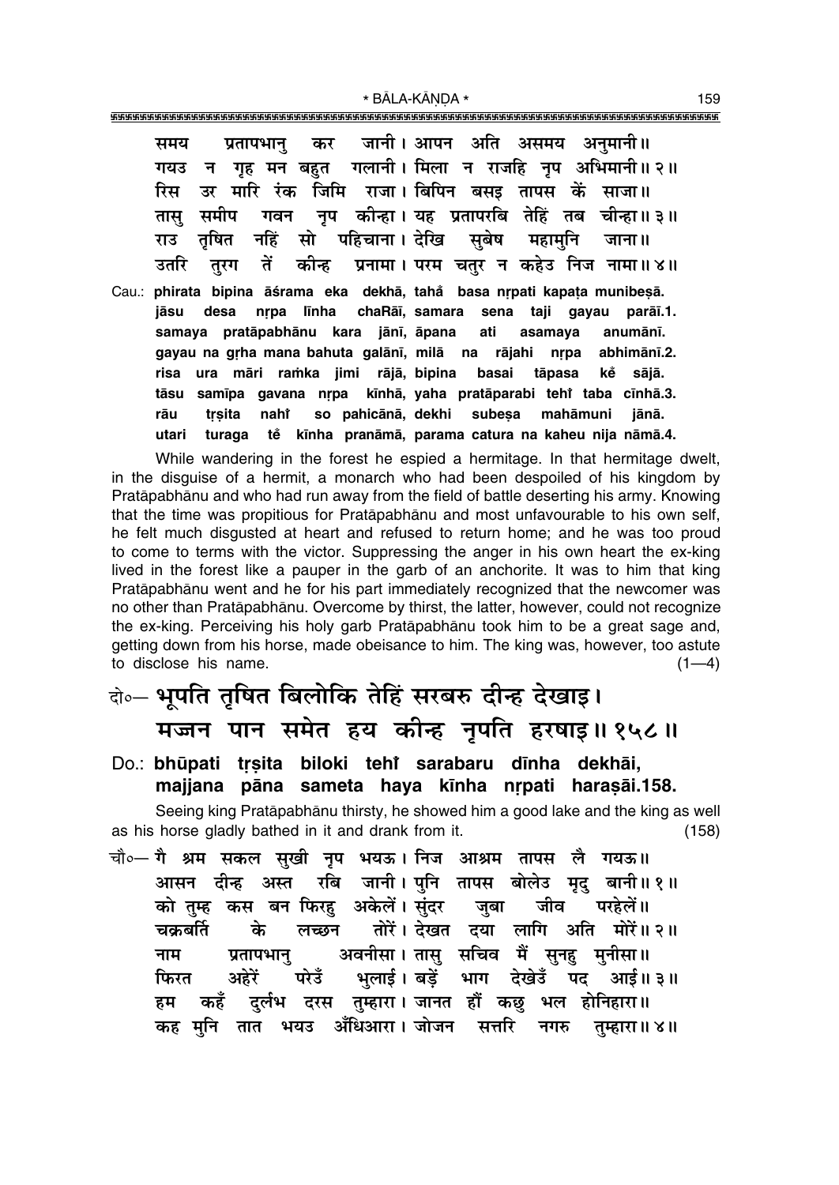समय प्रतापभानु कर जानी। आपन अति असमय अनुमानी॥
गयउ न गृह मन बहुत गलानी। मिला न राजहि नृप अभिमानी॥ २॥
रिस उर मारि रंक जिमि राजा। बिपिन बसइ तापस कें साजा॥
तासु समीप गवन नृप कीन्हा। यह प्रतापरबि तेहिं तब चीन्हा॥ ३॥
राउ तृषित नहिं सो पहिचाना। देखि सुबेष महामुनि जाना॥
उतरि तुरग तें कीन्ह प्रनामा। परम चतुर न कहेउ निज नामा॥ ४॥

Cau.: **phirata bipina āśrama eka dekhā, taham̐ basa nṛpati kapaṭa munibeṣā.**
**jāsu desa nṛpa līnha chaRāī, samara sena taji gayau parāī.1.**
**samaya pratāpabhānu kara jānī, āpana ati asamaya anumānī.**
**gayau na gṛha mana bahuta galānī, milā na rājahi nṛpa abhimānī.2.**
**risa ura māri ram̐ka jimi rājā, bipina basai tāpasa kẽ sājā.**
**tāsu samīpa gavana nṛpa kīnhā, yaha pratāparabi tehĩ taba cīnhā.3.**
**rāu tṛṣita nahĩ so pahicānā, dekhi subeṣa mahāmuni jānā.**
**utari turaga tẽ kīnha pranāmā, parama catura na kaheu nija nāmā.4.**

While wandering in the forest he espied a hermitage. In that hermitage dwelt, in the disguise of a hermit, a monarch who had been despoiled of his kingdom by Pratāpabhānu and who had run away from the field of battle deserting his army. Knowing that the time was propitious for Pratāpabhānu and most unfavourable to his own self, he felt much disgusted at heart and refused to return home; and he was too proud to come to terms with the victor. Suppressing the anger in his own heart the ex-king lived in the forest like a pauper in the garb of an anchorite. It was to him that king Pratāpabhānu went and he for his part immediately recognized that the newcomer was no other than Pratāpabhānu. Overcome by thirst, the latter, however, could not recognize the ex-king. Perceiving his holy garb Pratāpabhānu took him to be a great sage and, getting down from his horse, made obeisance to him. The king was, however, too astute to disclose his name. (1—4)

## दो०— भूपति तृषित बिलोकि तेहिं सरबरु दीन्ह देखाइ। मज्जन पान समेत हय कीन्ह नृपति हरषाइ॥ १५८॥

Do.: **bhūpati tṛṣita biloki tehĩ sarabaru dīnha dekhāi, majjana pāna sameta haya kīnha nṛpati haraṣāi.158.**

Seeing king Pratāpabhānu thirsty, he showed him a good lake and the king as well as his horse gladly bathed in it and drank from it. (158)

चौ०— गै श्रम सकल सुखी नृप भयऊ। निज आश्रम तापस लै गयऊ॥
आसन दीन्ह अस्त रबि जानी। पुनि तापस बोलेउ मृदु बानी॥ १॥
को तुम्ह कस बन फिरहु अकेलें। सुंदर जुबा जीव परहेलें॥
चक्रबर्ति के लच्छन तोरें। देखत दया लागि अति मोरें॥ २॥
नाम प्रतापभानु अवनीसा। तासु सचिव मैं सुनहु मुनीसा॥
फिरत अहेरें परेउँ भुलाई। बड़ें भाग देखेउँ पद आई॥ ३॥
हम कहँ दुर्लभ दरस तुम्हारा। जानत हौं कछु भल होनिहारा॥
कह मुनि तात भयउ अँधिआरा। जोजन सत्तरि नगरु तुम्हारा॥ ४॥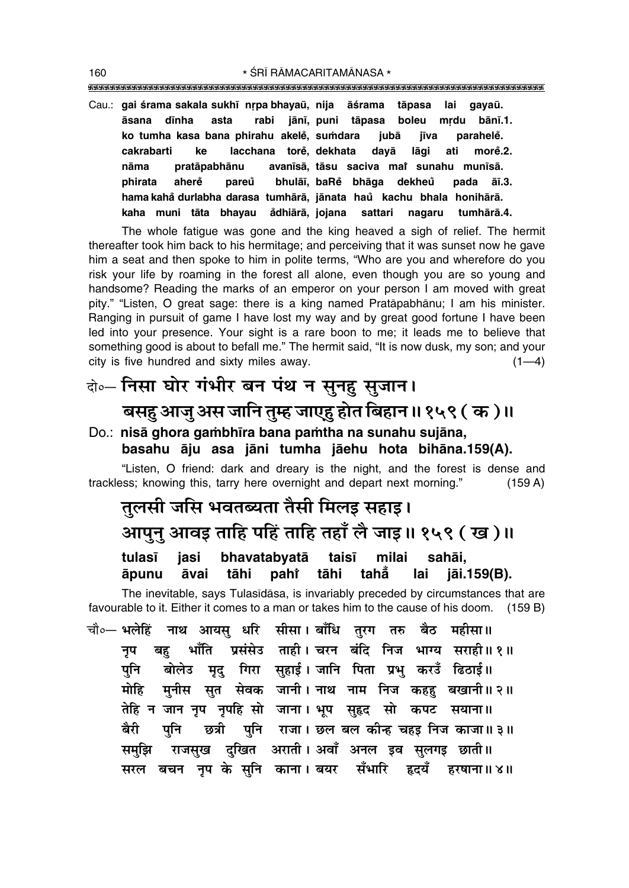Cau.: **gai śrama sakala sukhī nṛpa bhayaū, nija āśrama tāpasa lai gayaū.**
**āsana dīnha asta rabi jānī, puni tāpasa boleu mṛdu bānī.1.**
**ko tumha kasa bana phirahu akeleṁ, suṁdara jubā jīva paraheleṁ.**
**cakrabarti ke lacchana toreṁ, dekhata dayā lāgi ati moreṁ.2.**
**nāma pratāpabhānu avanīsā, tāsu saciva maiṁ sunahu munīsā.**
**phirata ahereṁ pareuṁ bhulāī, baṛeṁ bhāga dekheuṁ pada āī.3.**
**hama kahaṁ durlabha darasa tumhārā, jānata hauṁ kachu bhala honihārā.**
**kaha muni tāta bhayau aṁdhiārā, jojana sattari nagaru tumhārā.4.**

The whole fatigue was gone and the king heaved a sigh of relief. The hermit thereafter took him back to his hermitage; and perceiving that it was sunset now he gave him a seat and then spoke to him in polite terms, "Who are you and wherefore do you risk your life by roaming in the forest all alone, even though you are so young and handsome? Reading the marks of an emperor on your person I am moved with great pity." "Listen, O great sage: there is a king named Pratāpabhānu; I am his minister. Ranging in pursuit of game I have lost my way and by great good fortune I have been led into your presence. Your sight is a rare boon to me; it leads me to believe that something good is about to befall me." The hermit said, "It is now dusk, my son; and your city is five hundred and sixty miles away. (1—4)

दो०— निसा घोर गंभीर बन पंथ न सुनहु सुजान।
बसहु आजु अस जानि तुम्ह जाएहु होत बिहान॥ १५९ ( क )॥

Do.: **nisā ghora gaṁbhīra bana paṁtha na sunahu sujāna,**
**basahu āju asa jāni tumha jāehu hota bihāna.159(A).**

"Listen, O friend: dark and dreary is the night, and the forest is dense and trackless; knowing this, tarry here overnight and depart next morning." (159 A)

तुलसी जसि भवतब्यता तैसी मिलइ सहाइ।
आपुनु आवइ ताहि पहिं ताहि तहाँ लै जाइ॥ १५९ ( ख )॥

**tulasī jasi bhavatabyatā taisī milai sahāi,**
**āpunu āvai tāhi pahiṁ tāhi tahāṁ lai jāi.159(B).**

The inevitable, says Tulasīdāsa, is invariably preceded by circumstances that are favourable to it. Either it comes to a man or takes him to the cause of his doom. (159 B)

चौ०— भलेहिं नाथ आयसु धरि सीसा। बाँधि तुरग तरु बैठ महीसा॥
नृप बहु भाँति प्रसंसेउ ताही। चरन बंदि निज भाग्य सराही॥ १॥
पुनि बोलेउ मृदु गिरा सुहाई। जानि पिता प्रभु करउँ ढिठाई॥
मोहि मुनीस सुत सेवक जानी। नाथ नाम निज कहहु बखानी॥ २॥
तेहि न जान नृप नृपहि सो जाना। भूप सुहृद सो कपट सयाना॥
बैरी पुनि छत्री पुनि राजा। छल बल कीन्ह चहइ निज काजा॥ ३॥
समुझि राजसुख दुखित अराती। अवाँ अनल इव सुलगइ छाती॥
सरल बचन नृप के सुनि काना। बयर सँभारि हृदयँ हरषाना॥ ४॥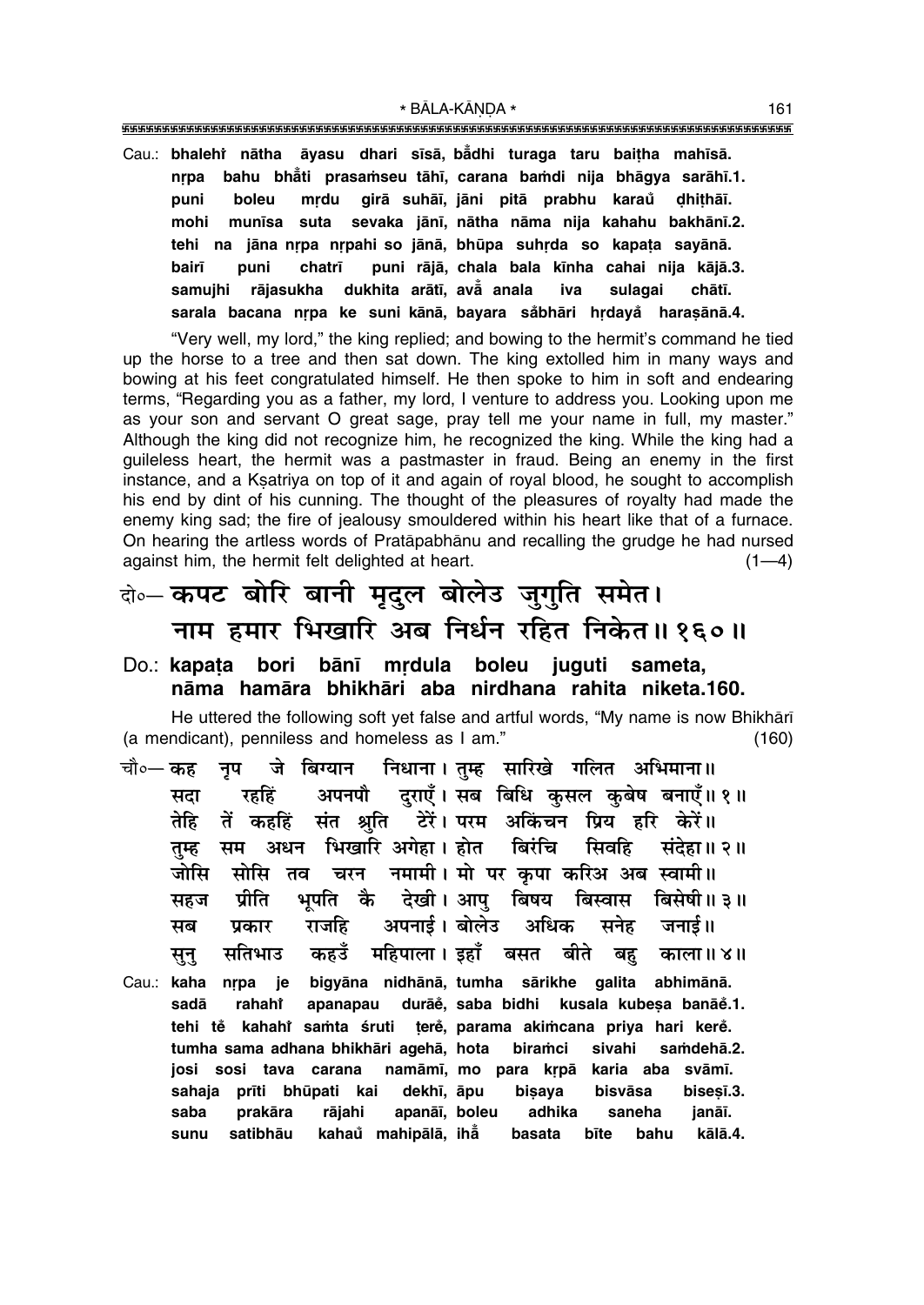Cau.: **bhalehiँ nātha āyasu dhari sīsā, bāँdhi turaga taru baiṭha mahīsā.**
**nṛpa bahu bhāँti prasaṁseu tāhī, carana baṁdi nija bhāgya sarāhī.1.**
**puni boleu mṛdu girā suhāī, jāni pitā prabhu karaū̐ ḍhiṭhāī.**
**mohi munīsa suta sevaka jānī, nātha nāma nija kahahu bakhānī.2.**
**tehi na jāna nṛpa nṛpahi so jānā, bhūpa suhṛda so kapaṭa sayānā.**
**bairī puni chatrī puni rājā, chala bala kīnha cahai nija kājā.3.**
**samujhi rājasukha dukhita arātī, avāँ anala iva sulagai chātī.**
**sarala bacana nṛpa ke suni kānā, bayara sāँbhāri hṛdayāँ haraṣānā.4.**

"Very well, my lord," the king replied; and bowing to the hermit's command he tied up the horse to a tree and then sat down. The king extolled him in many ways and bowing at his feet congratulated himself. He then spoke to him in soft and endearing terms, "Regarding you as a father, my lord, I venture to address you. Looking upon me as your son and servant O great sage, pray tell me your name in full, my master." Although the king did not recognize him, he recognized the king. While the king had a guileless heart, the hermit was a pastmaster in fraud. Being an enemy in the first instance, and a Kṣatriya on top of it and again of royal blood, he sought to accomplish his end by dint of his cunning. The thought of the pleasures of royalty had made the enemy king sad; the fire of jealousy smouldered within his heart like that of a furnace. On hearing the artless words of Pratāpabhānu and recalling the grudge he had nursed against him, the hermit felt delighted at heart. (1—4)

## दो०— कपट बोरि बानी मृदुल बोलेउ जुगुति समेत। नाम हमार भिखारि अब निर्धन रहित निकेत॥ १६०॥

Do.: **kapaṭa bori bānī mṛdula boleu juguti sameta,**
**nāma hamāra bhikhāri aba nirdhana rahita niketa.160.**

He uttered the following soft yet false and artful words, "My name is now Bhikhārī (a mendicant), penniless and homeless as I am." (160)

चौ०— कह नृप जे बिग्यान निधाना। तुम्ह सारिखे गलित अभिमाना॥
सदा रहहिं अपनपौ दुराएँ। सब बिधि कुसल कुबेष बनाएँ॥ १॥
तेहि तें कहहिं संत श्रुति टेरें। परम अकिंचन प्रिय हरि केरें॥
तुम्ह सम अधन भिखारि अगेहा। होत बिरंचि सिवहि संदेहा॥ २॥
जोसि सोसि तव चरन नमामी। मो पर कृपा करिअ अब स्वामी॥
सहज प्रीति भूपति कै देखी। आपु बिषय बिस्वास बिसेषी॥ ३॥
सब प्रकार राजहि अपनाई। बोलेउ अधिक सनेह जनाई॥
सुनु सतिभाउ कहउँ महिपाला। इहाँ बसत बीते बहु काला॥ ४॥

Cau.: **kaha nṛpa je bigyāna nidhānā, tumha sārikhe galita abhimānā.**
**sadā rahahiँ apanapau durāeँ, saba bidhi kusala kubeṣa banāeँ.1.**
**tehi teँ kahahiँ saṁta śruti ṭereँ, parama akiṁcana priya hari kereँ.**
**tumha sama adhana bhikhāri agehā, hota biraṁci sivahi saṁdehā.2.**
**josi sosi tava carana namāmī, mo para kṛpā karia aba svāmī.**
**sahaja prīti bhūpati kai dekhī, āpu biṣaya bisvāsa biseṣī.3.**
**saba prakāra rājahi apanāī, boleu adhika saneha janāī.**
**sunu satibhāu kahaū̐ mahipālā, ihāँ basata bīte bahu kālā.4.**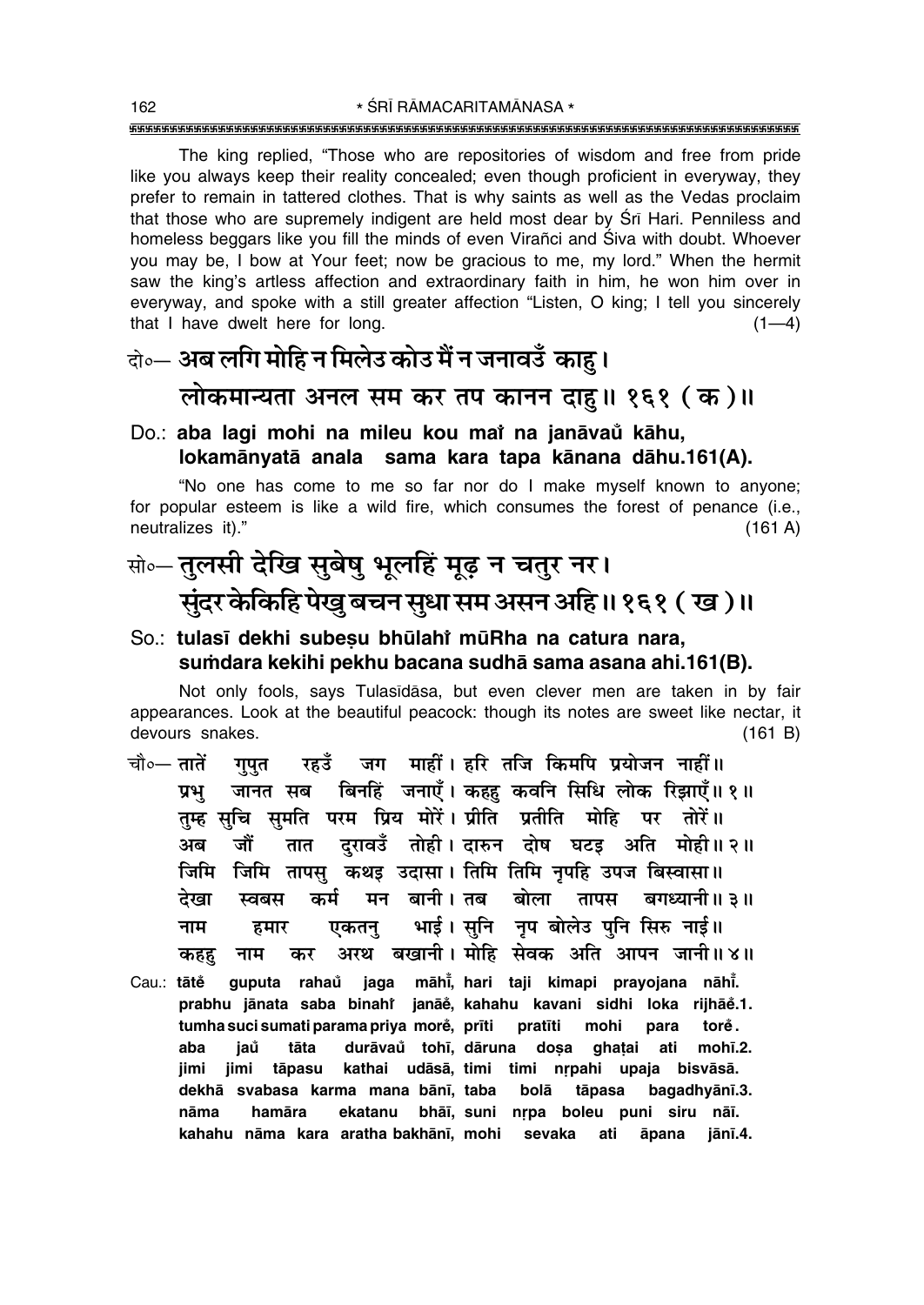The king replied, "Those who are repositories of wisdom and free from pride like you always keep their reality concealed; even though proficient in everyway, they prefer to remain in tattered clothes. That is why saints as well as the Vedas proclaim that those who are supremely indigent are held most dear by Śrī Hari. Penniless and homeless beggars like you fill the minds of even Virañci and Śiva with doubt. Whoever you may be, I bow at Your feet; now be gracious to me, my lord." When the hermit saw the king's artless affection and extraordinary faith in him, he won him over in everyway, and spoke with a still greater affection "Listen, O king; I tell you sincerely that I have dwelt here for long. (1—4)

दो०— अब लगि मोहि न मिलेउ कोउ मैं न जनावउँ काहु।
लोकमान्यता अनल सम कर तप कानन दाहु॥ १६१ ( क )॥

Do.: **aba lagi mohi na mileu kou maiँ na janāvauँ kāhu, lokamānyatā anala sama kara tapa kānana dāhu.161(A).**

"No one has come to me so far nor do I make myself known to anyone; for popular esteem is like a wild fire, which consumes the forest of penance (i.e., neutralizes it)." (161 A)

सो०— तुलसी देखि सुबेषु भूलहिं मूढ़ न चतुर नर।
सुंदर केकिहि पेखु बचन सुधा सम असन अहि॥ १६१ ( ख )॥

So.: **tulasī dekhi subeṣu bhūlahiँ mūRha na catura nara, suṁdara kekihi pekhu bacana sudhā sama asana ahi.161(B).**

Not only fools, says Tulasīdāsa, but even clever men are taken in by fair appearances. Look at the beautiful peacock: though its notes are sweet like nectar, it devours snakes. (161 B)

चौ०— तातें गुपुत रहउँ जग माहीं। हरि तजि किमपि प्रयोजन नाहीं॥
प्रभु जानत सब बिनहिं जनाएँ। कहहु कवनि सिधि लोक रिझाएँ॥ १॥
तुम्ह सुचि सुमति परम प्रिय मोरें। प्रीति प्रतीति मोहि पर तोरें॥
अब जौं तात दुरावउँ तोही। दारुन दोष घटइ अति मोही॥ २॥
जिमि जिमि तापसु कथइ उदासा। तिमि तिमि नृपहि उपज बिस्वासा॥
देखा स्वबस कर्म मन बानी। तब बोला तापस बगध्यानी॥ ३॥
नाम हमार एकतनु भाई। सुनि नृप बोलेउ पुनि सिरु नाई॥
कहहु नाम कर अरथ बखानी। मोहि सेवक अति आपन जानी॥ ४॥

Cau.: **tāteँ guputa rahauँ jaga māhīँ, hari taji kimapi prayojana nāhīँ. prabhu jānata saba binahiँ janāeँ, kahahu kavani sidhi loka rijhāeँ.1. tumha suci sumati parama priya moreँ, prīti pratīti mohi para toreँ. aba jauँ tāta durāvauँ tohī, dāruna doṣa ghaṭai ati mohī.2. jimi jimi tāpasu kathai udāsā, timi timi nṛpahi upaja bisvāsā. dekhā svabasa karma mana bānī, taba bolā tāpasa bagadhyānī.3. nāma hamāra ekatanu bhāī, suni nṛpa boleu puni siru nāī. kahahu nāma kara aratha bakhānī, mohi sevaka ati āpana jānī.4.**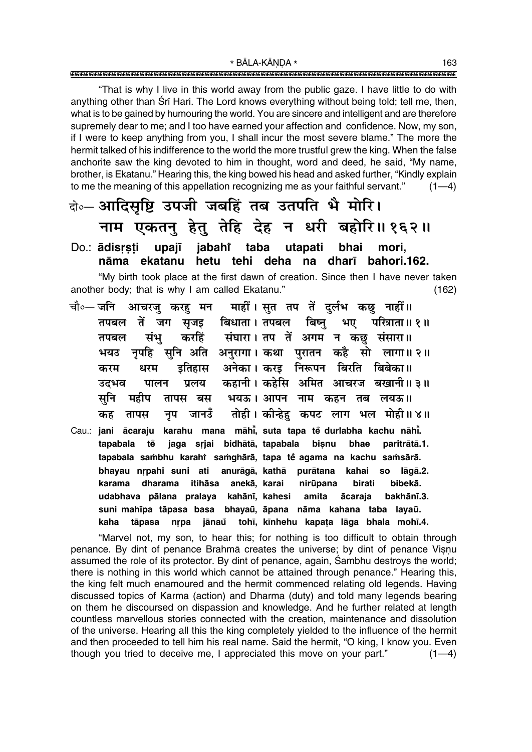"That is why I live in this world away from the public gaze. I have little to do with anything other than Śrī Hari. The Lord knows everything without being told; tell me, then, what is to be gained by humouring the world. You are sincere and intelligent and are therefore supremely dear to me; and I too have earned your affection and confidence. Now, my son, if I were to keep anything from you, I shall incur the most severe blame." The more the hermit talked of his indifference to the world the more trustful grew the king. When the false anchorite saw the king devoted to him in thought, word and deed, he said, "My name, brother, is Ekatanu." Hearing this, the king bowed his head and asked further, "Kindly explain to me the meaning of this appellation recognizing me as your faithful servant." (1—4)

दो०— आदिसृष्टि उपजी जबहिं तब उतपति भै मोरि।
नाम एकतनु हेतु तेहि देह न धरी बहोरि॥ १६२॥

Do.: ādisṛṣṭi upajī jabahiṁ taba utapati bhai mori,
nāma ekatanu hetu tehi deha na dharī bahori.162.

"My birth took place at the first dawn of creation. Since then I have never taken another body; that is why I am called Ekatanu." (162)

चौ०— जनि आचरजु करहु मन माहीं। सुत तप तें दुर्लभ कछु नाहीं॥
तपबल तें जग सृजइ बिधाता। तपबल बिष्नु भए परित्राता॥ १॥
तपबल संभु करहिं संघारा। तप तें अगम न कछु संसारा॥
भयउ नृपहि सुनि अति अनुरागा। कथा पुरातन कहै सो लागा॥ २॥
करम धरम इतिहास अनेका। करइ निरूपन बिरति बिबेका॥
उदभव पालन प्रलय कहानी। कहेसि अमित आचरज बखानी॥ ३॥
सुनि महीप तापस बस भयऊ। आपन नाम कहन तब लयऊ॥
कह तापस नृप जानउँ तोही। कीन्हेहु कपट लाग भल मोही॥ ४॥

Cau.: jani ācaraju karahu mana māhīṁ, suta tapa teṁ durlabha kachu nāhīṁ.
tapabala teṁ jaga sṛjai bidhātā, tapabala biṣnu bhae paritrātā.1.
tapabala saṁbhu karahiṁ saṁghārā, tapa teṁ agama na kachu saṁsārā.
bhayau nṛpahi suni ati anurāgā, kathā purātana kahai so lāgā.2.
karama dharama itihāsa anekā, karai nirūpana birati bibekā.
udabhava pālana pralaya kahānī, kahesi amita ācaraja bakhānī.3.
suni mahīpa tāpasa basa bhayaū, āpana nāma kahana taba layaū.
kaha tāpasa nṛpa jānauṁ tohī, kīnhehu kapaṭa lāga bhala mohī.4.

"Marvel not, my son, to hear this; for nothing is too difficult to obtain through penance. By dint of penance Brahmā creates the universe; by dint of penance Viṣṇu assumed the role of its protector. By dint of penance, again, Śambhu destroys the world; there is nothing in this world which cannot be attained through penance." Hearing this, the king felt much enamoured and the hermit commenced relating old legends. Having discussed topics of Karma (action) and Dharma (duty) and told many legends bearing on them he discoursed on dispassion and knowledge. And he further related at length countless marvellous stories connected with the creation, maintenance and dissolution of the universe. Hearing all this the king completely yielded to the influence of the hermit and then proceeded to tell him his real name. Said the hermit, "O king, I know you. Even though you tried to deceive me, I appreciated this move on your part." (1—4)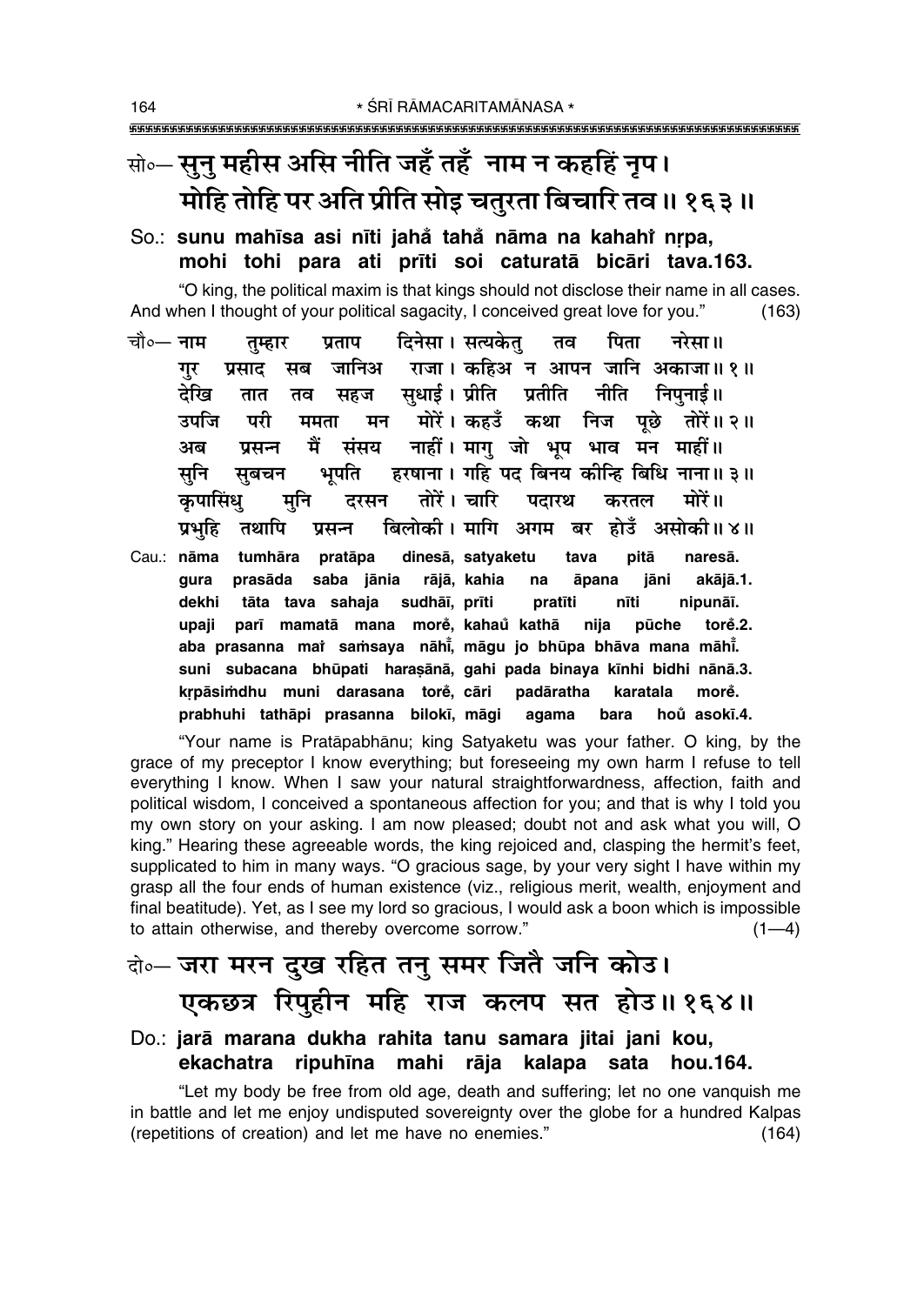सो०— सुनु महीस असि नीति जहँ तहँ नाम न कहहिं नृप।
मोहि तोहि पर अति प्रीति सोइ चतुरता बिचारि तव॥ १६३॥

So.: **sunu mahīsa asi nīti jahå tahå nāma na kahahi nṛpa, mohi tohi para ati prīti soi caturatā bicāri tava.163.**

"O king, the political maxim is that kings should not disclose their name in all cases. And when I thought of your political sagacity, I conceived great love for you." (163)

चौ०— नाम तुम्हार प्रताप दिनेसा। सत्यकेतु तव पिता नरेसा॥
गुर प्रसाद सब जानिअ राजा। कहिअ न आपन जानि अकाजा॥ १॥
देखि तात तव सहज सुधाई। प्रीति प्रतीति नीति निपुनाई॥
उपजि परी ममता मन मोरें। कहउँ कथा निज पूछे तोरें॥ २॥
अब प्रसन्न मैं संसय नाहीं। मागु जो भूप भाव मन माहीं॥
सुनि सुबचन भूपति हरषाना। गहि पद बिनय कीन्हि बिधि नाना॥ ३॥
कृपासिंधु मुनि दरसन तोरें। चारि पदारथ करतल मोरें॥
प्रभुहि तथापि प्रसन्न बिलोकी। मागि अगम बर होउँ असोकी॥ ४॥

Cau.: **nāma tumhāra pratāpa dinesā, satyaketu tava pitā naresā.**
**gura prasāda saba jānia rājā, kahia na āpana jāni akājā.1.**
**dekhi tāta tava sahaja sudhāī, prīti pratīti nīti nipunāī.**
**upaji parī mamatā mana morẽ, kahaů kathā nija pūche torẽ.2.**
**aba prasanna mai saṁsaya nāhī̃, māgu jo bhūpa bhāva mana māhī̃.**
**suni subacana bhūpati haraṣānā, gahi pada binaya kīnhi bidhi nānā.3.**
**kṛpāsiṁdhu muni darasana torẽ, cāri padāratha karatala morẽ.**
**prabhuhi tathāpi prasanna bilokī, māgi agama bara hoů asokī.4.**

"Your name is Pratāpabhānu; king Satyaketu was your father. O king, by the grace of my preceptor I know everything; but foreseeing my own harm I refuse to tell everything I know. When I saw your natural straightforwardness, affection, faith and political wisdom, I conceived a spontaneous affection for you; and that is why I told you my own story on your asking. I am now pleased; doubt not and ask what you will, O king." Hearing these agreeable words, the king rejoiced and, clasping the hermit's feet, supplicated to him in many ways. "O gracious sage, by your very sight I have within my grasp all the four ends of human existence (viz., religious merit, wealth, enjoyment and final beatitude). Yet, as I see my lord so gracious, I would ask a boon which is impossible to attain otherwise, and thereby overcome sorrow." (1—4)

दो०— जरा मरन दुख रहित तनु समर जितै जनि कोउ।
एकछत्र रिपुहीन महि राज कलप सत होउ॥ १६४॥

Do.: **jarā marana dukha rahita tanu samara jitai jani kou, ekachatra ripuhīna mahi rāja kalapa sata hou.164.**

"Let my body be free from old age, death and suffering; let no one vanquish me in battle and let me enjoy undisputed sovereignty over the globe for a hundred Kalpas (repetitions of creation) and let me have no enemies." (164)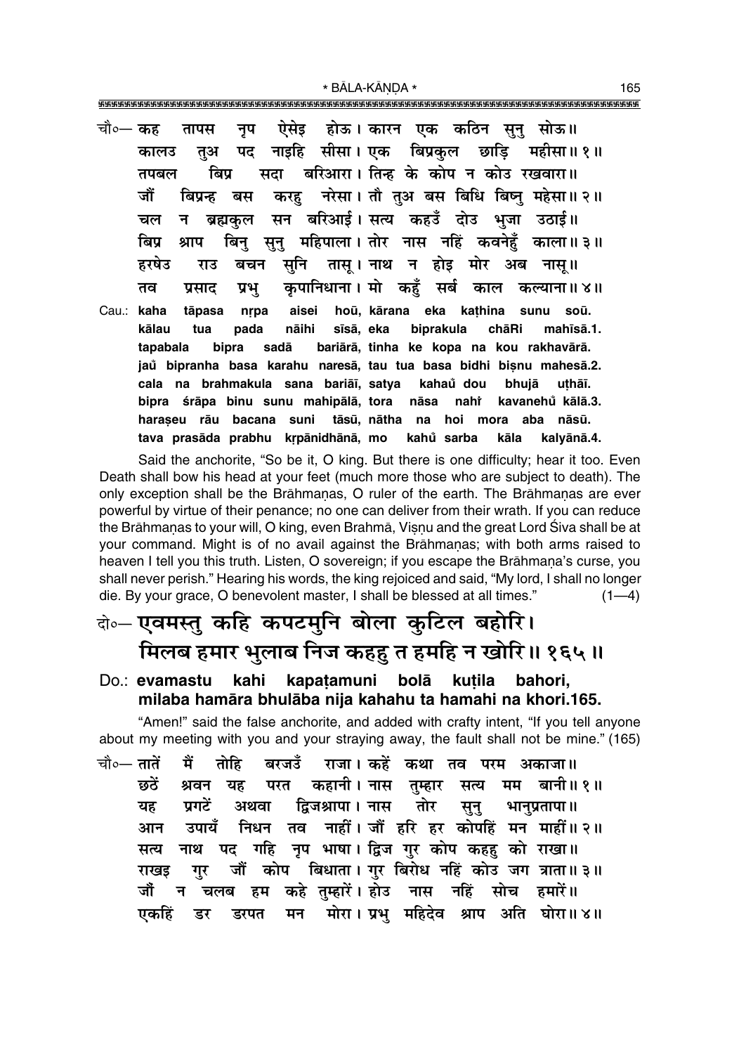चौ०— कह तापस नृप ऐसेइ होऊ। कारन एक कठिन सुनु सोऊ॥
कालउ तुअ पद नाइहि सीसा। एक बिप्रकुल छाड़ि महीसा॥ १॥
तपबल बिप्र सदा बरिआरा। तिन्ह के कोप न कोउ रखवारा॥
जौं बिप्रन्ह बस करहु नरेसा। तौ तुअ बस बिधि बिष्नु महेसा॥ २॥
चल न ब्रह्मकुल सन बरिआई। सत्य कहउँ दोउ भुजा उठाई॥
बिप्र श्राप बिनु सुनु महिपाला। तोर नास नहिं कवनेहुँ काला॥ ३॥
हरषेउ राउ बचन सुनि तासू। नाथ न होइ मोर अब नासू॥
तव प्रसाद प्रभु कृपानिधाना। मो कहुँ सर्ब काल कल्याना॥ ४॥

Cau.: **kaha tāpasa nṛpa aisei hoū, kārana eka kaṭhina sunu soū.**
**kālau tua pada nāihi sīsā, eka biprakula chāRi mahīsā.1.**
**tapabala bipra sadā bariārā, tinha ke kopa na kou rakhavārā.**
**jau̐ bipranha basa karahu naresā, tau tua basa bidhi biṣnu mahesā.2.**
**cala na brahmakula sana bariāī, satya kahau̐ dou bhujā uṭhāī.**
**bipra śrāpa binu sunu mahipālā, tora nāsa nahi̐ kavanehu̐ kālā.3.**
**haraṣeu rāu bacana suni tāsū, nātha na hoi mora aba nāsū.**
**tava prasāda prabhu kṛpānidhānā, mo kahu̐ sarba kāla kalyānā.4.**

Said the anchorite, "So be it, O king. But there is one difficulty; hear it too. Even Death shall bow his head at your feet (much more those who are subject to death). The only exception shall be the Brāhmaṇas, O ruler of the earth. The Brāhmaṇas are ever powerful by virtue of their penance; no one can deliver from their wrath. If you can reduce the Brāhmaṇas to your will, O king, even Brahmā, Viṣṇu and the great Lord Śiva shall be at your command. Might is of no avail against the Brāhmaṇas; with both arms raised to heaven I tell you this truth. Listen, O sovereign; if you escape the Brāhmaṇa's curse, you shall never perish." Hearing his words, the king rejoiced and said, "My lord, I shall no longer die. By your grace, O benevolent master, I shall be blessed at all times." (1—4)

## दो०— एवमस्तु कहि कपटमुनि बोला कुटिल बहोरि। मिलब हमार भुलाब निज कहहु त हमहि न खोरि॥ १६५॥

Do.: **evamastu kahi kapaṭamuni bolā kuṭila bahori,**
**milaba hamāra bhulāba nija kahahu ta hamahi na khori.165.**

"Amen!" said the false anchorite, and added with crafty intent, "If you tell anyone about my meeting with you and your straying away, the fault shall not be mine." (165)

चौ०— तातें मैं तोहि बरजउँ राजा। कहें कथा तव परम अकाजा॥
छठें श्रवन यह परत कहानी। नास तुम्हार सत्य मम बानी॥ १॥
यह प्रगटें अथवा द्विजश्रापा। नास तोर सुनु भानुप्रतापा॥
आन उपायँ निधन तव नाहीं। जौं हरि हर कोपहिं मन माहीं॥ २॥
सत्य नाथ पद गहि नृप भाषा। द्विज गुर कोप कहहु को राखा॥
राखइ गुर जौं कोप बिधाता। गुर बिरोध नहिं कोउ जग त्राता॥ ३॥
जौं न चलब हम कहे तुम्हारें। होउ नास नहिं सोच हमारें॥
एकहिं डर डरपत मन मोरा। प्रभु महिदेव श्राप अति घोरा॥ ४॥